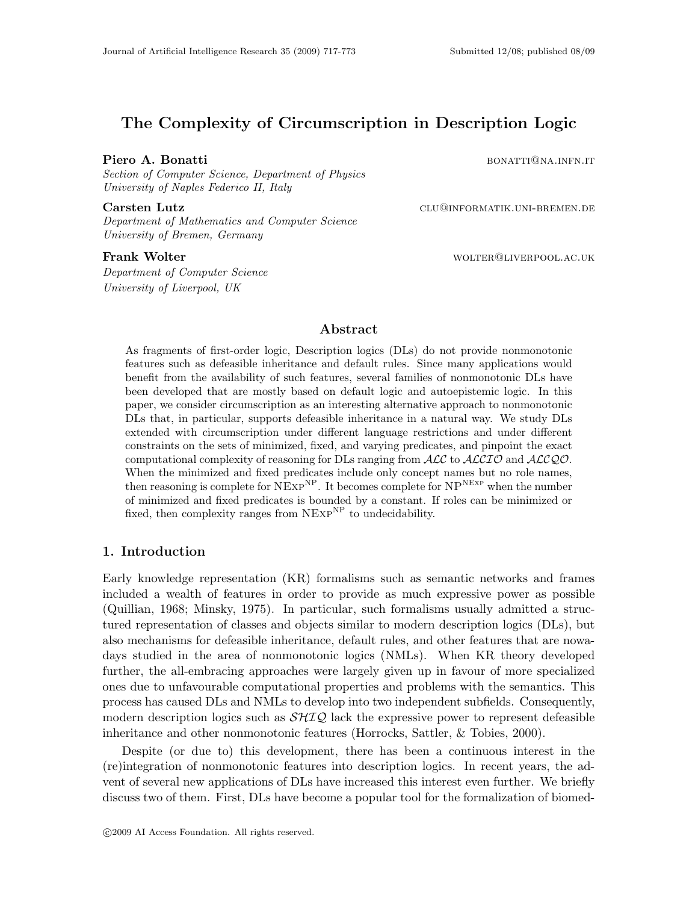# The Complexity of Circumscription in Description Logic

**Piero A. Bonatti** bonatti@na.infn.it
*Section of Computer Science, Department of Physics*
*University of Naples Federico II, Italy*

**Carsten Lutz** clu@informatik.uni-bremen.de
*Department of Mathematics and Computer Science*
*University of Bremen, Germany*

**Frank Wolter** wolter@liverpool.ac.uk
*Department of Computer Science*
*University of Liverpool, UK*

## Abstract

As fragments of first-order logic, Description logics (DLs) do not provide nonmonotonic features such as defeasible inheritance and default rules. Since many applications would benefit from the availability of such features, several families of nonmonotonic DLs have been developed that are mostly based on default logic and autoepistemic logic. In this paper, we consider circumscription as an interesting alternative approach to nonmonotonic DLs that, in particular, supports defeasible inheritance in a natural way. We study DLs extended with circumscription under different language restrictions and under different constraints on the sets of minimized, fixed, and varying predicates, and pinpoint the exact computational complexity of reasoning for DLs ranging from $\mathcal{ALC}$ to $\mathcal{ALCIO}$ and $\mathcal{ALCQO}$. When the minimized and fixed predicates include only concept names but no role names, then reasoning is complete for $\text{NExp}^{\text{NP}}$. It becomes complete for $\text{NP}^{\text{NExp}}$ when the number of minimized and fixed predicates is bounded by a constant. If roles can be minimized or fixed, then complexity ranges from $\text{NExp}^{\text{NP}}$ to undecidability.

## 1. Introduction

Early knowledge representation (KR) formalisms such as semantic networks and frames included a wealth of features in order to provide as much expressive power as possible (Quillian, 1968; Minsky, 1975). In particular, such formalisms usually admitted a structured representation of classes and objects similar to modern description logics (DLs), but also mechanisms for defeasible inheritance, default rules, and other features that are nowadays studied in the area of nonmonotonic logics (NMLs). When KR theory developed further, the all-embracing approaches were largely given up in favour of more specialized ones due to unfavourable computational properties and problems with the semantics. This process has caused DLs and NMLs to develop into two independent subfields. Consequently, modern description logics such as $\mathcal{SHIQ}$ lack the expressive power to represent defeasible inheritance and other nonmonotonic features (Horrocks, Sattler, & Tobies, 2000).

Despite (or due to) this development, there has been a continuous interest in the (re)integration of nonmonotonic features into description logics. In recent years, the advent of several new applications of DLs have increased this interest even further. We briefly discuss two of them. First, DLs have become a popular tool for the formalization of biomed-

©2009 AI Access Foundation. All rights reserved.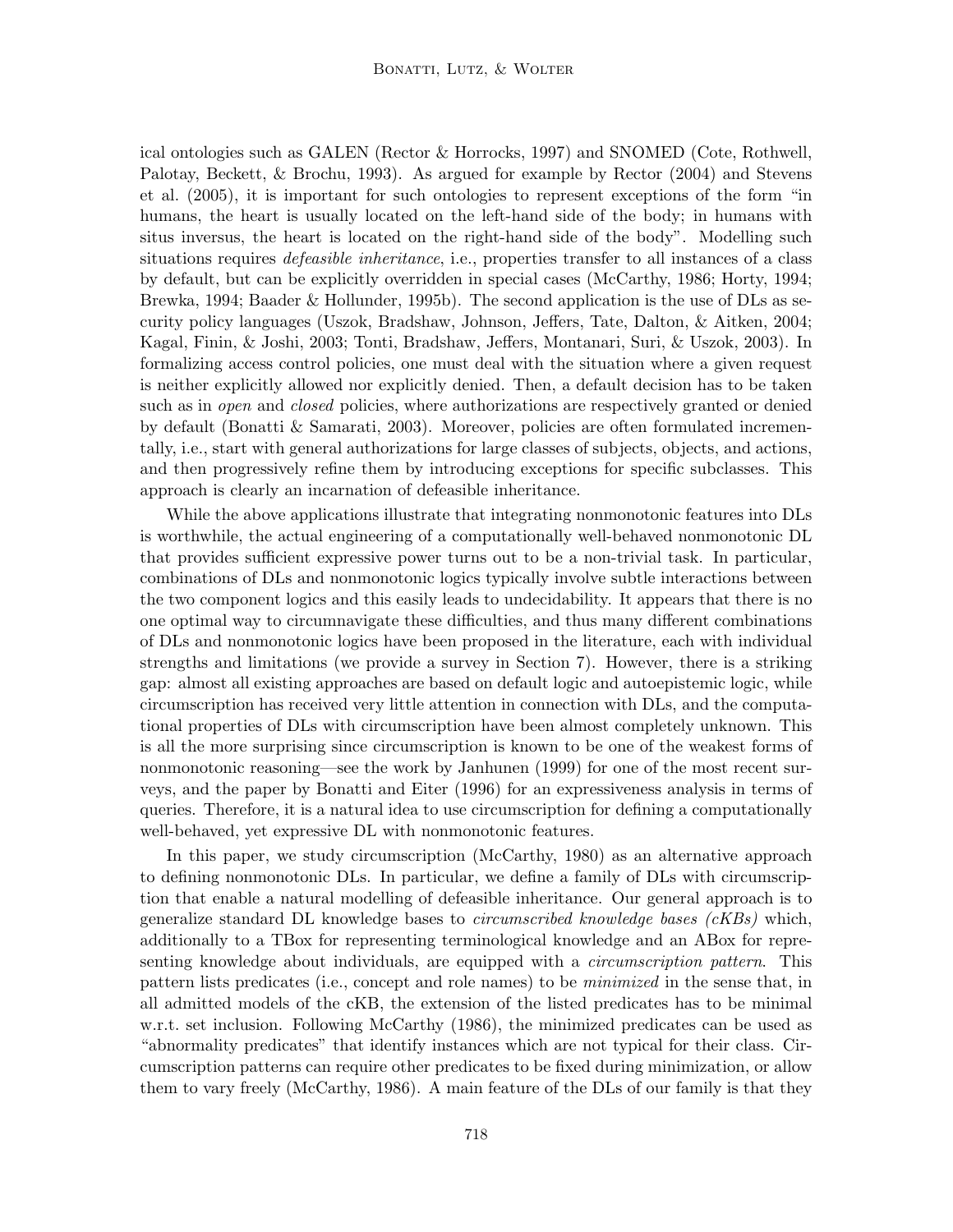ical ontologies such as GALEN (Rector & Horrocks, 1997) and SNOMED (Cote, Rothwell, Palotay, Beckett, & Brochu, 1993). As argued for example by Rector (2004) and Stevens et al. (2005), it is important for such ontologies to represent exceptions of the form "in humans, the heart is usually located on the left-hand side of the body; in humans with situs inversus, the heart is located on the right-hand side of the body". Modelling such situations requires *defeasible inheritance*, i.e., properties transfer to all instances of a class by default, but can be explicitly overridden in special cases (McCarthy, 1986; Horty, 1994; Brewka, 1994; Baader & Hollunder, 1995b). The second application is the use of DLs as security policy languages (Uszok, Bradshaw, Johnson, Jeffers, Tate, Dalton, & Aitken, 2004; Kagal, Finin, & Joshi, 2003; Tonti, Bradshaw, Jeffers, Montanari, Suri, & Uszok, 2003). In formalizing access control policies, one must deal with the situation where a given request is neither explicitly allowed nor explicitly denied. Then, a default decision has to be taken such as in *open* and *closed* policies, where authorizations are respectively granted or denied by default (Bonatti & Samarati, 2003). Moreover, policies are often formulated incrementally, i.e., start with general authorizations for large classes of subjects, objects, and actions, and then progressively refine them by introducing exceptions for specific subclasses. This approach is clearly an incarnation of defeasible inheritance.

While the above applications illustrate that integrating nonmonotonic features into DLs is worthwhile, the actual engineering of a computationally well-behaved nonmonotonic DL that provides sufficient expressive power turns out to be a non-trivial task. In particular, combinations of DLs and nonmonotonic logics typically involve subtle interactions between the two component logics and this easily leads to undecidability. It appears that there is no one optimal way to circumnavigate these difficulties, and thus many different combinations of DLs and nonmonotonic logics have been proposed in the literature, each with individual strengths and limitations (we provide a survey in Section 7). However, there is a striking gap: almost all existing approaches are based on default logic and autoepistemic logic, while circumscription has received very little attention in connection with DLs, and the computational properties of DLs with circumscription have been almost completely unknown. This is all the more surprising since circumscription is known to be one of the weakest forms of nonmonotonic reasoning—see the work by Janhunen (1999) for one of the most recent surveys, and the paper by Bonatti and Eiter (1996) for an expressiveness analysis in terms of queries. Therefore, it is a natural idea to use circumscription for defining a computationally well-behaved, yet expressive DL with nonmonotonic features.

In this paper, we study circumscription (McCarthy, 1980) as an alternative approach to defining nonmonotonic DLs. In particular, we define a family of DLs with circumscription that enable a natural modelling of defeasible inheritance. Our general approach is to generalize standard DL knowledge bases to *circumscribed knowledge bases (cKBs)* which, additionally to a TBox for representing terminological knowledge and an ABox for representing knowledge about individuals, are equipped with a *circumscription pattern*. This pattern lists predicates (i.e., concept and role names) to be *minimized* in the sense that, in all admitted models of the cKB, the extension of the listed predicates has to be minimal w.r.t. set inclusion. Following McCarthy (1986), the minimized predicates can be used as "abnormality predicates" that identify instances which are not typical for their class. Circumscription patterns can require other predicates to be fixed during minimization, or allow them to vary freely (McCarthy, 1986). A main feature of the DLs of our family is that they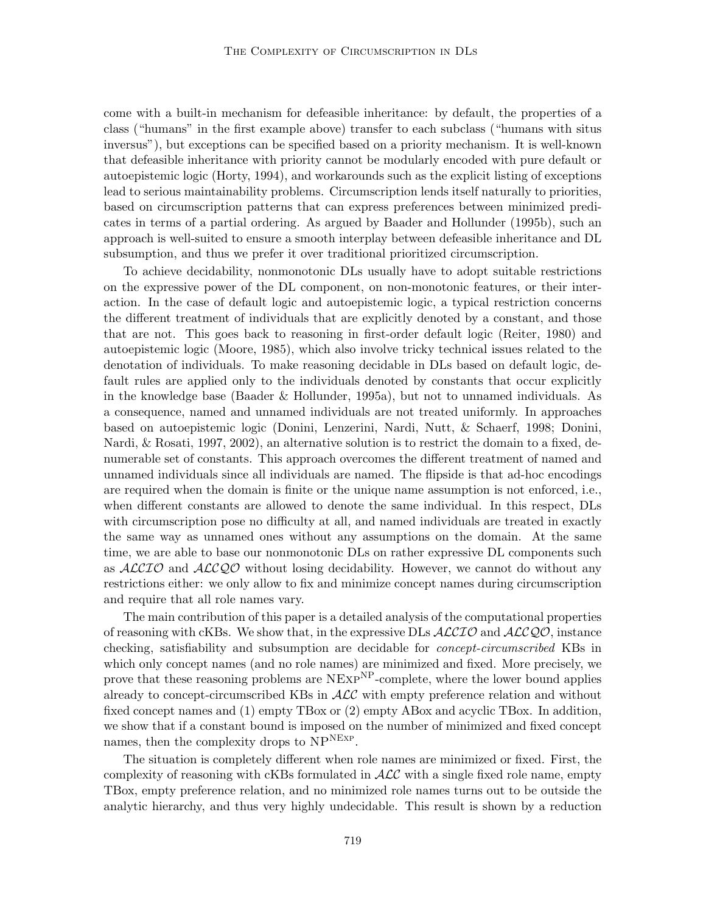come with a built-in mechanism for defeasible inheritance: by default, the properties of a class ("humans" in the first example above) transfer to each subclass ("humans with situs inversus"), but exceptions can be specified based on a priority mechanism. It is well-known that defeasible inheritance with priority cannot be modularly encoded with pure default or autoepistemic logic (Horty, 1994), and workarounds such as the explicit listing of exceptions lead to serious maintainability problems. Circumscription lends itself naturally to priorities, based on circumscription patterns that can express preferences between minimized predicates in terms of a partial ordering. As argued by Baader and Hollunder (1995b), such an approach is well-suited to ensure a smooth interplay between defeasible inheritance and DL subsumption, and thus we prefer it over traditional prioritized circumscription.

To achieve decidability, nonmonotonic DLs usually have to adopt suitable restrictions on the expressive power of the DL component, on non-monotonic features, or their interaction. In the case of default logic and autoepistemic logic, a typical restriction concerns the different treatment of individuals that are explicitly denoted by a constant, and those that are not. This goes back to reasoning in first-order default logic (Reiter, 1980) and autoepistemic logic (Moore, 1985), which also involve tricky technical issues related to the denotation of individuals. To make reasoning decidable in DLs based on default logic, default rules are applied only to the individuals denoted by constants that occur explicitly in the knowledge base (Baader & Hollunder, 1995a), but not to unnamed individuals. As a consequence, named and unnamed individuals are not treated uniformly. In approaches based on autoepistemic logic (Donini, Lenzerini, Nardi, Nutt, & Schaerf, 1998; Donini, Nardi, & Rosati, 1997, 2002), an alternative solution is to restrict the domain to a fixed, denumerable set of constants. This approach overcomes the different treatment of named and unnamed individuals since all individuals are named. The flipside is that ad-hoc encodings are required when the domain is finite or the unique name assumption is not enforced, i.e., when different constants are allowed to denote the same individual. In this respect, DLs with circumscription pose no difficulty at all, and named individuals are treated in exactly the same way as unnamed ones without any assumptions on the domain. At the same time, we are able to base our nonmonotonic DLs on rather expressive DL components such as $\mathcal{ALCIO}$ and $\mathcal{ALCQO}$ without losing decidability. However, we cannot do without any restrictions either: we only allow to fix and minimize concept names during circumscription and require that all role names vary.

The main contribution of this paper is a detailed analysis of the computational properties of reasoning with cKBs. We show that, in the expressive DLs $\mathcal{ALCIO}$ and $\mathcal{ALCQO}$, instance checking, satisfiability and subsumption are decidable for *concept-circumscribed* KBs in which only concept names (and no role names) are minimized and fixed. More precisely, we prove that these reasoning problems are $\text{NExp}^{\text{NP}}$-complete, where the lower bound applies already to concept-circumscribed KBs in $\mathcal{ALC}$ with empty preference relation and without fixed concept names and (1) empty TBox or (2) empty ABox and acyclic TBox. In addition, we show that if a constant bound is imposed on the number of minimized and fixed concept names, then the complexity drops to $\text{NP}^{\text{NExp}}$.

The situation is completely different when role names are minimized or fixed. First, the complexity of reasoning with cKBs formulated in $\mathcal{ALC}$ with a single fixed role name, empty TBox, empty preference relation, and no minimized role names turns out to be outside the analytic hierarchy, and thus very highly undecidable. This result is shown by a reduction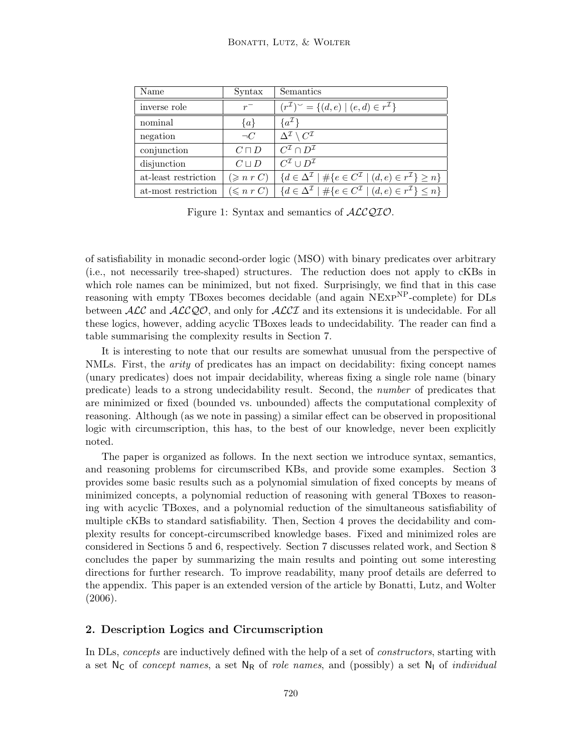| Name | Syntax | Semantics |
| --- | --- | --- |
| inverse role | $r^-$ | $(r^\mathcal{I})^\smile = \{(d,e) \mid (e,d) \in r^\mathcal{I}\}$ |
| nominal | $\{a\}$ | $\{a^\mathcal{I}\}$ |
| negation | $\neg C$ | $\Delta^\mathcal{I} \setminus C^\mathcal{I}$ |
| conjunction | $C \sqcap D$ | $C^\mathcal{I} \cap D^\mathcal{I}$ |
| disjunction | $C \sqcup D$ | $C^\mathcal{I} \cup D^\mathcal{I}$ |
| at-least restriction | $(\geqslant n\ r\ C)$ | $\{d \in \Delta^\mathcal{I} \mid \#\{e \in C^\mathcal{I} \mid (d,e) \in r^\mathcal{I}\} \geq n\}$ |
| at-most restriction | $(\leqslant n\ r\ C)$ | $\{d \in \Delta^\mathcal{I} \mid \#\{e \in C^\mathcal{I} \mid (d,e) \in r^\mathcal{I}\} \leq n\}$ |

Figure 1: Syntax and semantics of $\mathcal{ALCQIO}$.

of satisfiability in monadic second-order logic (MSO) with binary predicates over arbitrary (i.e., not necessarily tree-shaped) structures. The reduction does not apply to cKBs in which role names can be minimized, but not fixed. Surprisingly, we find that in this case reasoning with empty TBoxes becomes decidable (and again $\text{NExp}^{\text{NP}}$-complete) for DLs between $\mathcal{ALC}$ and $\mathcal{ALCQO}$, and only for $\mathcal{ALCI}$ and its extensions it is undecidable. For all these logics, however, adding acyclic TBoxes leads to undecidability. The reader can find a table summarising the complexity results in Section 7.

It is interesting to note that our results are somewhat unusual from the perspective of NMLs. First, the *arity* of predicates has an impact on decidability: fixing concept names (unary predicates) does not impair decidability, whereas fixing a single role name (binary predicate) leads to a strong undecidability result. Second, the *number* of predicates that are minimized or fixed (bounded vs. unbounded) affects the computational complexity of reasoning. Although (as we note in passing) a similar effect can be observed in propositional logic with circumscription, this has, to the best of our knowledge, never been explicitly noted.

The paper is organized as follows. In the next section we introduce syntax, semantics, and reasoning problems for circumscribed KBs, and provide some examples. Section 3 provides some basic results such as a polynomial simulation of fixed concepts by means of minimized concepts, a polynomial reduction of reasoning with general TBoxes to reasoning with acyclic TBoxes, and a polynomial reduction of the simultaneous satisfiability of multiple cKBs to standard satisfiability. Then, Section 4 proves the decidability and complexity results for concept-circumscribed knowledge bases. Fixed and minimized roles are considered in Sections 5 and 6, respectively. Section 7 discusses related work, and Section 8 concludes the paper by summarizing the main results and pointing out some interesting directions for further research. To improve readability, many proof details are deferred to the appendix. This paper is an extended version of the article by Bonatti, Lutz, and Wolter (2006).

## 2. Description Logics and Circumscription

In DLs, *concepts* are inductively defined with the help of a set of *constructors*, starting with a set $\mathsf{N_C}$ of *concept names*, a set $\mathsf{N_R}$ of *role names*, and (possibly) a set $\mathsf{N_I}$ of *individual*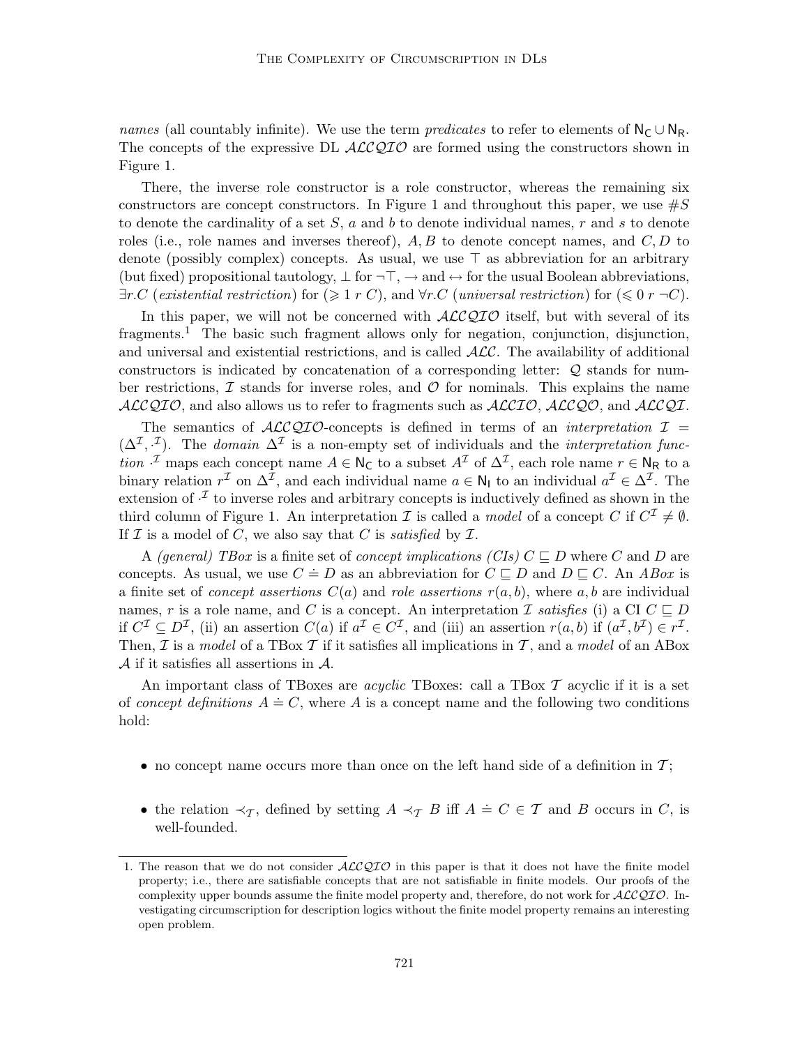*names* (all countably infinite). We use the term *predicates* to refer to elements of $\mathsf{N_C} \cup \mathsf{N_R}$. The concepts of the expressive DL $\mathcal{ALCQIO}$ are formed using the constructors shown in Figure 1.

There, the inverse role constructor is a role constructor, whereas the remaining six constructors are concept constructors. In Figure 1 and throughout this paper, we use $\#S$ to denote the cardinality of a set $S$, $a$ and $b$ to denote individual names, $r$ and $s$ to denote roles (i.e., role names and inverses thereof), $A, B$ to denote concept names, and $C, D$ to denote (possibly complex) concepts. As usual, we use $\top$ as abbreviation for an arbitrary (but fixed) propositional tautology, $\bot$ for $\neg\top$, $\rightarrow$ and $\leftrightarrow$ for the usual Boolean abbreviations, $\exists r.C$ (*existential restriction*) for $(\geqslant 1\ r\ C)$, and $\forall r.C$ (*universal restriction*) for $(\leqslant 0\ r\ \neg C)$.

In this paper, we will not be concerned with $\mathcal{ALCQIO}$ itself, but with several of its fragments.[1] The basic such fragment allows only for negation, conjunction, disjunction, and universal and existential restrictions, and is called $\mathcal{ALC}$. The availability of additional constructors is indicated by concatenation of a corresponding letter: $\mathcal{Q}$ stands for number restrictions, $\mathcal{I}$ stands for inverse roles, and $\mathcal{O}$ for nominals. This explains the name $\mathcal{ALCQIO}$, and also allows us to refer to fragments such as $\mathcal{ALCIO}$, $\mathcal{ALCQO}$, and $\mathcal{ALCQI}$.

The semantics of $\mathcal{ALCQIO}$-concepts is defined in terms of an *interpretation* $\mathcal{I} = (\Delta^\mathcal{I}, \cdot^\mathcal{I})$. The *domain* $\Delta^\mathcal{I}$ is a non-empty set of individuals and the *interpretation function* $\cdot^\mathcal{I}$ maps each concept name $A \in \mathsf{N_C}$ to a subset $A^\mathcal{I}$ of $\Delta^\mathcal{I}$, each role name $r \in \mathsf{N_R}$ to a binary relation $r^\mathcal{I}$ on $\Delta^\mathcal{I}$, and each individual name $a \in \mathsf{N_I}$ to an individual $a^\mathcal{I} \in \Delta^\mathcal{I}$. The extension of $\cdot^\mathcal{I}$ to inverse roles and arbitrary concepts is inductively defined as shown in the third column of Figure 1. An interpretation $\mathcal{I}$ is called a *model* of a concept $C$ if $C^\mathcal{I} \neq \emptyset$. If $\mathcal{I}$ is a model of $C$, we also say that $C$ is *satisfied* by $\mathcal{I}$.

A *(general) TBox* is a finite set of *concept implications (CIs)* $C \sqsubseteq D$ where $C$ and $D$ are concepts. As usual, we use $C \doteq D$ as an abbreviation for $C \sqsubseteq D$ and $D \sqsubseteq C$. An *ABox* is a finite set of *concept assertions* $C(a)$ and *role assertions* $r(a, b)$, where $a, b$ are individual names, $r$ is a role name, and $C$ is a concept. An interpretation $\mathcal{I}$ *satisfies* (i) a CI $C \sqsubseteq D$ if $C^\mathcal{I} \subseteq D^\mathcal{I}$, (ii) an assertion $C(a)$ if $a^\mathcal{I} \in C^\mathcal{I}$, and (iii) an assertion $r(a, b)$ if $(a^\mathcal{I}, b^\mathcal{I}) \in r^\mathcal{I}$. Then, $\mathcal{I}$ is a *model* of a TBox $\mathcal{T}$ if it satisfies all implications in $\mathcal{T}$, and a *model* of an ABox $\mathcal{A}$ if it satisfies all assertions in $\mathcal{A}$.

An important class of TBoxes are *acyclic* TBoxes: call a TBox $\mathcal{T}$ acyclic if it is a set of *concept definitions* $A \doteq C$, where $A$ is a concept name and the following two conditions hold:

- no concept name occurs more than once on the left hand side of a definition in $\mathcal{T}$;
- the relation $\prec_\mathcal{T}$, defined by setting $A \prec_\mathcal{T} B$ iff $A \doteq C \in \mathcal{T}$ and $B$ occurs in $C$, is well-founded.

1. The reason that we do not consider $\mathcal{ALCQIO}$ in this paper is that it does not have the finite model property; i.e., there are satisfiable concepts that are not satisfiable in finite models. Our proofs of the complexity upper bounds assume the finite model property and, therefore, do not work for $\mathcal{ALCQIO}$. Investigating circumscription for description logics without the finite model property remains an interesting open problem.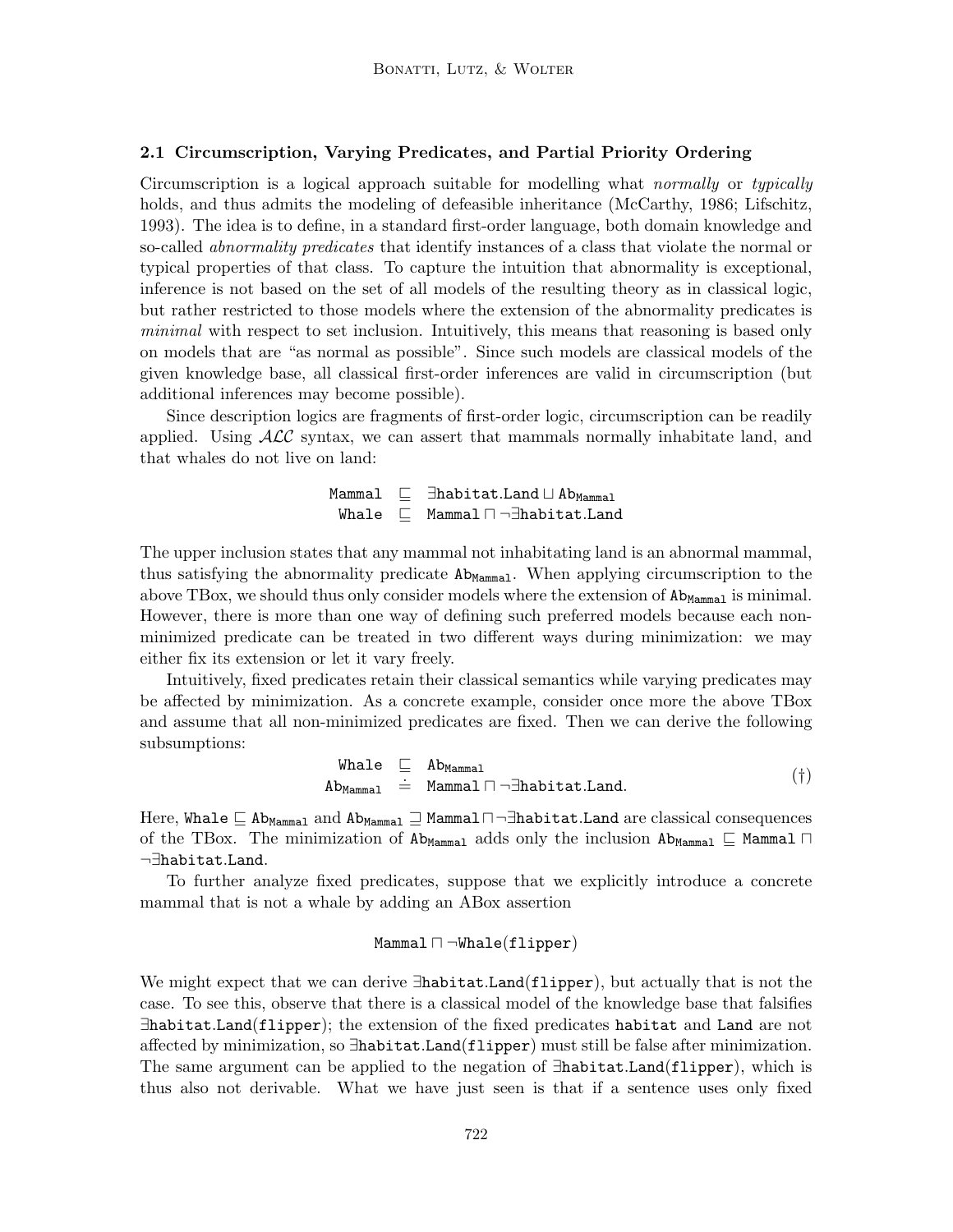### 2.1 Circumscription, Varying Predicates, and Partial Priority Ordering

Circumscription is a logical approach suitable for modelling what *normally* or *typically* holds, and thus admits the modeling of defeasible inheritance (McCarthy, 1986; Lifschitz, 1993). The idea is to define, in a standard first-order language, both domain knowledge and so-called *abnormality predicates* that identify instances of a class that violate the normal or typical properties of that class. To capture the intuition that abnormality is exceptional, inference is not based on the set of all models of the resulting theory as in classical logic, but rather restricted to those models where the extension of the abnormality predicates is *minimal* with respect to set inclusion. Intuitively, this means that reasoning is based only on models that are "as normal as possible". Since such models are classical models of the given knowledge base, all classical first-order inferences are valid in circumscription (but additional inferences may become possible).

Since description logics are fragments of first-order logic, circumscription can be readily applied. Using $\mathcal{ALC}$ syntax, we can assert that mammals normally inhabitate land, and that whales do not live on land:

$$
\begin{aligned}
\mathtt{Mammal} &\sqsubseteq \exists \mathtt{habitat}.\mathtt{Land} \sqcup \mathtt{Ab}_{\mathtt{Mammal}} \\
\mathtt{Whale} &\sqsubseteq \mathtt{Mammal} \sqcap \neg \exists \mathtt{habitat}.\mathtt{Land}
\end{aligned}
$$

The upper inclusion states that any mammal not inhabitating land is an abnormal mammal, thus satisfying the abnormality predicate $\mathtt{Ab}_{\mathtt{Mammal}}$. When applying circumscription to the above TBox, we should thus only consider models where the extension of $\mathtt{Ab}_{\mathtt{Mammal}}$ is minimal. However, there is more than one way of defining such preferred models because each non-minimized predicate can be treated in two different ways during minimization: we may either fix its extension or let it vary freely.

Intuitively, fixed predicates retain their classical semantics while varying predicates may be affected by minimization. As a concrete example, consider once more the above TBox and assume that all non-minimized predicates are fixed. Then we can derive the following subsumptions:

$$
\begin{aligned}
\mathtt{Whale} &\sqsubseteq \mathtt{Ab}_{\mathtt{Mammal}} \\
\mathtt{Ab}_{\mathtt{Mammal}} &\doteq \mathtt{Mammal} \sqcap \neg \exists \mathtt{habitat}.\mathtt{Land}.
\end{aligned}
\qquad (\dagger)
$$

Here, $\mathtt{Whale} \sqsubseteq \mathtt{Ab}_{\mathtt{Mammal}}$ and $\mathtt{Ab}_{\mathtt{Mammal}} \sqsupseteq \mathtt{Mammal} \sqcap \neg \exists \mathtt{habitat}.\mathtt{Land}$ are classical consequences of the TBox. The minimization of $\mathtt{Ab}_{\mathtt{Mammal}}$ adds only the inclusion $\mathtt{Ab}_{\mathtt{Mammal}} \sqsubseteq \mathtt{Mammal} \sqcap \neg \exists \mathtt{habitat}.\mathtt{Land}$.

To further analyze fixed predicates, suppose that we explicitly introduce a concrete mammal that is not a whale by adding an ABox assertion

$$
\mathtt{Mammal} \sqcap \neg \mathtt{Whale}(\mathtt{flipper})
$$

We might expect that we can derive $\exists \mathtt{habitat}.\mathtt{Land}(\mathtt{flipper})$, but actually that is not the case. To see this, observe that there is a classical model of the knowledge base that falsifies $\exists \mathtt{habitat}.\mathtt{Land}(\mathtt{flipper})$; the extension of the fixed predicates habitat and Land are not affected by minimization, so $\exists \mathtt{habitat}.\mathtt{Land}(\mathtt{flipper})$ must still be false after minimization. The same argument can be applied to the negation of $\exists \mathtt{habitat}.\mathtt{Land}(\mathtt{flipper})$, which is thus also not derivable. What we have just seen is that if a sentence uses only fixed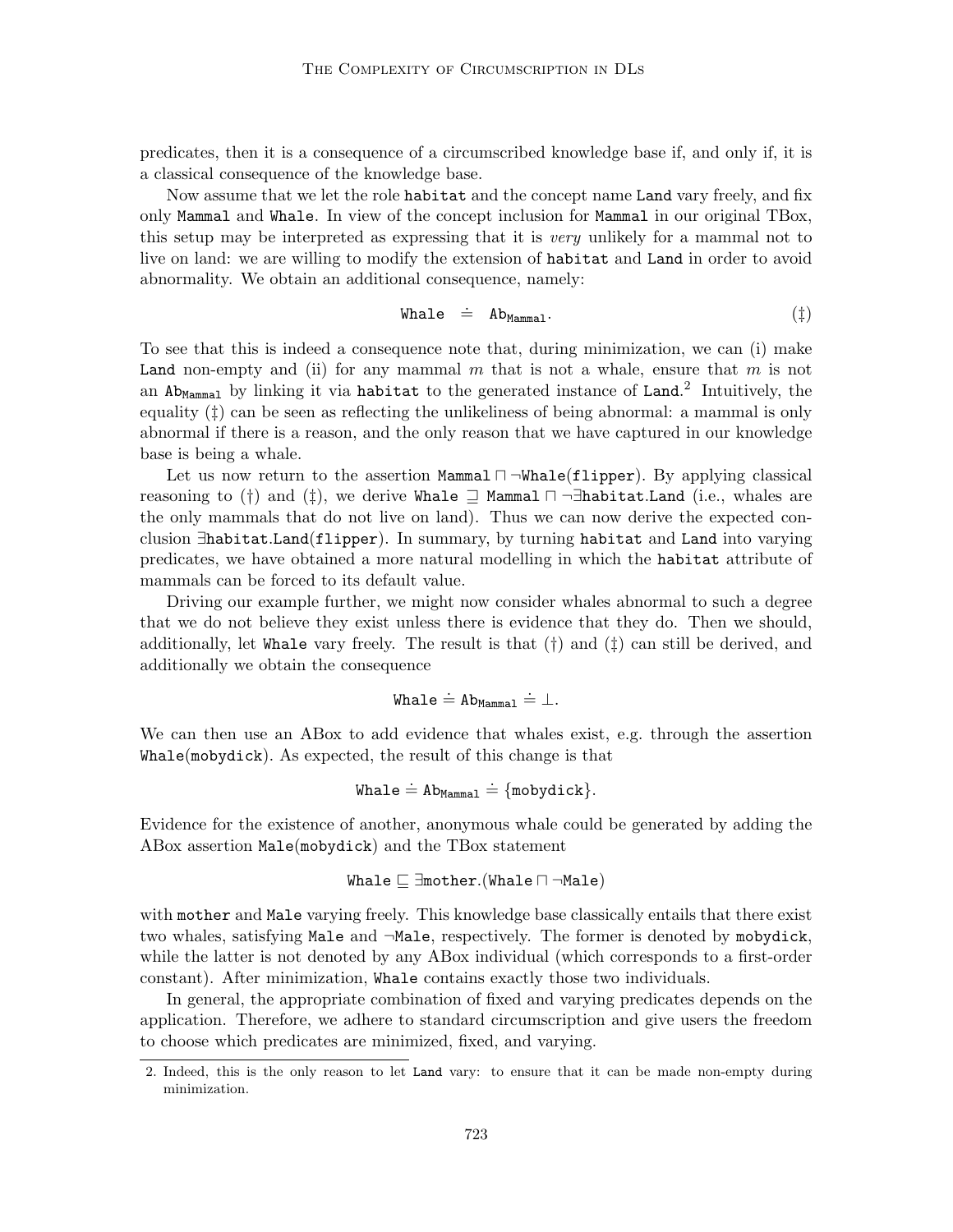predicates, then it is a consequence of a circumscribed knowledge base if, and only if, it is a classical consequence of the knowledge base.

Now assume that we let the role habitat and the concept name Land vary freely, and fix only Mammal and Whale. In view of the concept inclusion for Mammal in our original TBox, this setup may be interpreted as expressing that it is *very* unlikely for a mammal not to live on land: we are willing to modify the extension of habitat and Land in order to avoid abnormality. We obtain an additional consequence, namely:

$$\mathtt{Whale} \doteq \mathtt{Ab}_{\mathtt{Mammal}}. \tag{‡}$$

To see that this is indeed a consequence note that, during minimization, we can (i) make Land non-empty and (ii) for any mammal $m$ that is not a whale, ensure that $m$ is not an $\mathtt{Ab}_{\mathtt{Mammal}}$ by linking it via habitat to the generated instance of Land.[2] Intuitively, the equality (‡) can be seen as reflecting the unlikeliness of being abnormal: a mammal is only abnormal if there is a reason, and the only reason that we have captured in our knowledge base is being a whale.

Let us now return to the assertion $\mathtt{Mammal} \sqcap \neg\mathtt{Whale}(\mathtt{flipper})$. By applying classical reasoning to (†) and (‡), we derive $\mathtt{Whale} \sqsupseteq \mathtt{Mammal} \sqcap \neg\exists\mathtt{habitat}.\mathtt{Land}$ (i.e., whales are the only mammals that do not live on land). Thus we can now derive the expected conclusion $\exists\mathtt{habitat}.\mathtt{Land}(\mathtt{flipper})$. In summary, by turning habitat and Land into varying predicates, we have obtained a more natural modelling in which the habitat attribute of mammals can be forced to its default value.

Driving our example further, we might now consider whales abnormal to such a degree that we do not believe they exist unless there is evidence that they do. Then we should, additionally, let Whale vary freely. The result is that (†) and (‡) can still be derived, and additionally we obtain the consequence

$$\mathtt{Whale} \doteq \mathtt{Ab}_{\mathtt{Mammal}} \doteq \bot.$$

We can then use an ABox to add evidence that whales exist, e.g. through the assertion Whale(mobydick). As expected, the result of this change is that

$$\mathtt{Whale} \doteq \mathtt{Ab}_{\mathtt{Mammal}} \doteq \{\mathtt{mobydick}\}.$$

Evidence for the existence of another, anonymous whale could be generated by adding the ABox assertion Male(mobydick) and the TBox statement

$$\mathtt{Whale} \sqsubseteq \exists\mathtt{mother}.(\mathtt{Whale} \sqcap \neg\mathtt{Male})$$

with mother and Male varying freely. This knowledge base classically entails that there exist two whales, satisfying Male and ¬Male, respectively. The former is denoted by mobydick, while the latter is not denoted by any ABox individual (which corresponds to a first-order constant). After minimization, Whale contains exactly those two individuals.

In general, the appropriate combination of fixed and varying predicates depends on the application. Therefore, we adhere to standard circumscription and give users the freedom to choose which predicates are minimized, fixed, and varying.

2. Indeed, this is the only reason to let Land vary: to ensure that it can be made non-empty during minimization.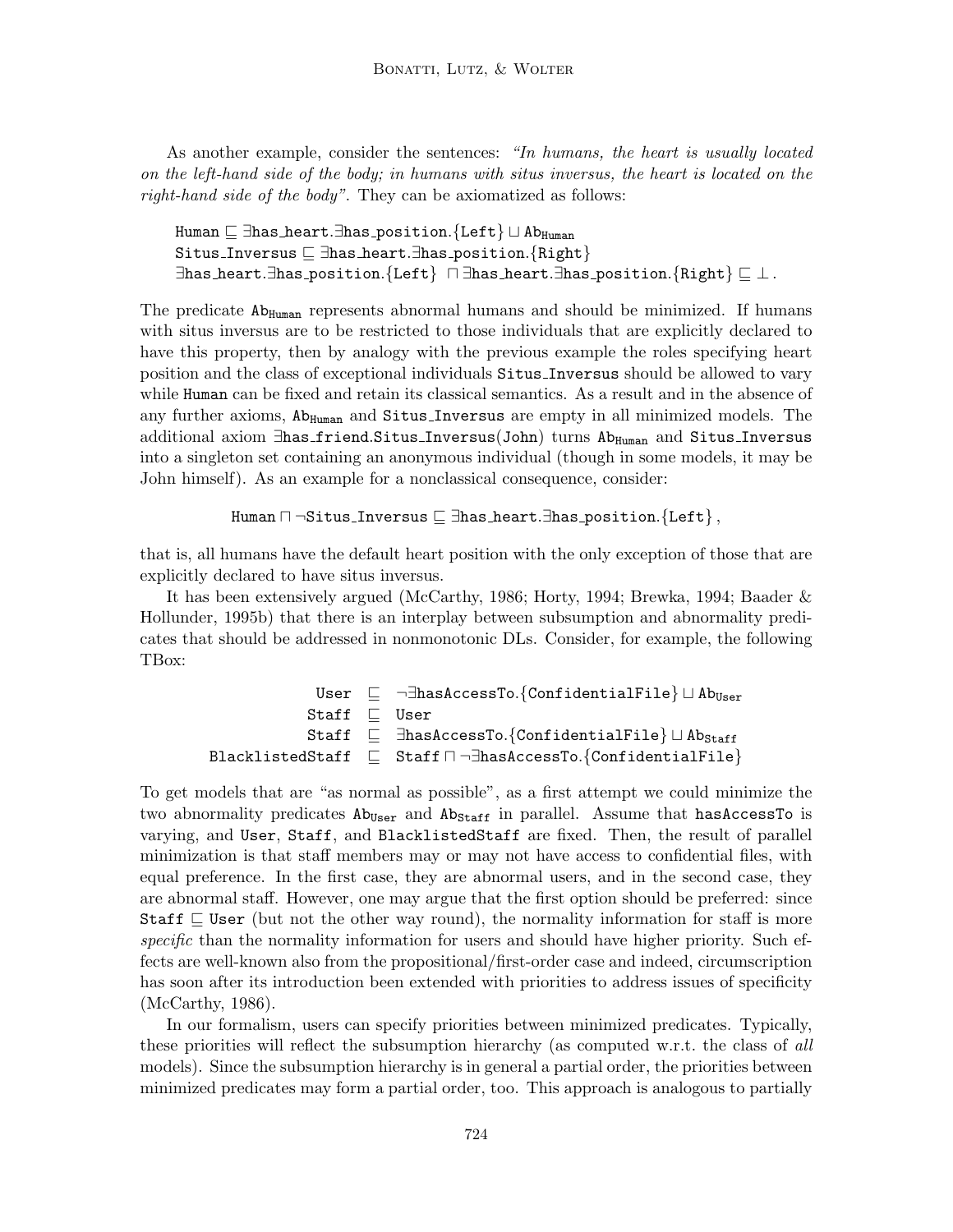As another example, consider the sentences: *"In humans, the heart is usually located on the left-hand side of the body; in humans with situs inversus, the heart is located on the right-hand side of the body"*. They can be axiomatized as follows:

$$\begin{array}{l}
\mathtt{Human} \sqsubseteq \exists \mathtt{has\_heart}.\exists \mathtt{has\_position}.\{\mathtt{Left}\} \sqcup \mathtt{Ab}_{\mathtt{Human}} \\
\mathtt{Situs\_Inversus} \sqsubseteq \exists \mathtt{has\_heart}.\exists \mathtt{has\_position}.\{\mathtt{Right}\} \\
\exists \mathtt{has\_heart}.\exists \mathtt{has\_position}.\{\mathtt{Left}\} \sqcap \exists \mathtt{has\_heart}.\exists \mathtt{has\_position}.\{\mathtt{Right}\} \sqsubseteq \bot .
\end{array}$$

The predicate $\mathtt{Ab}_{\mathtt{Human}}$ represents abnormal humans and should be minimized. If humans with situs inversus are to be restricted to those individuals that are explicitly declared to have this property, then by analogy with the previous example the roles specifying heart position and the class of exceptional individuals Situs_Inversus should be allowed to vary while Human can be fixed and retain its classical semantics. As a result and in the absence of any further axioms, $\mathtt{Ab}_{\mathtt{Human}}$ and Situs_Inversus are empty in all minimized models. The additional axiom $\exists \mathtt{has\_friend}.\mathtt{Situs\_Inversus}(\mathtt{John})$ turns $\mathtt{Ab}_{\mathtt{Human}}$ and Situs_Inversus into a singleton set containing an anonymous individual (though in some models, it may be John himself). As an example for a nonclassical consequence, consider:

$$\mathtt{Human} \sqcap \neg \mathtt{Situs\_Inversus} \sqsubseteq \exists \mathtt{has\_heart}.\exists \mathtt{has\_position}.\{\mathtt{Left}\},$$

that is, all humans have the default heart position with the only exception of those that are explicitly declared to have situs inversus.

It has been extensively argued (McCarthy, 1986; Horty, 1994; Brewka, 1994; Baader & Hollunder, 1995b) that there is an interplay between subsumption and abnormality predicates that should be addressed in nonmonotonic DLs. Consider, for example, the following TBox:

$$\begin{array}{rcl}
\mathtt{User} & \sqsubseteq & \neg \exists \mathtt{hasAccessTo}.\{\mathtt{ConfidentialFile}\} \sqcup \mathtt{Ab}_{\mathtt{User}} \\
\mathtt{Staff} & \sqsubseteq & \mathtt{User} \\
\mathtt{Staff} & \sqsubseteq & \exists \mathtt{hasAccessTo}.\{\mathtt{ConfidentialFile}\} \sqcup \mathtt{Ab}_{\mathtt{Staff}} \\
\mathtt{BlacklistedStaff} & \sqsubseteq & \mathtt{Staff} \sqcap \neg \exists \mathtt{hasAccessTo}.\{\mathtt{ConfidentialFile}\}
\end{array}$$

To get models that are "as normal as possible", as a first attempt we could minimize the two abnormality predicates $\mathtt{Ab}_{\mathtt{User}}$ and $\mathtt{Ab}_{\mathtt{Staff}}$ in parallel. Assume that hasAccessTo is varying, and User, Staff, and BlacklistedStaff are fixed. Then, the result of parallel minimization is that staff members may or may not have access to confidential files, with equal preference. In the first case, they are abnormal users, and in the second case, they are abnormal staff. However, one may argue that the first option should be preferred: since $\mathtt{Staff} \sqsubseteq \mathtt{User}$ (but not the other way round), the normality information for staff is more *specific* than the normality information for users and should have higher priority. Such effects are well-known also from the propositional/first-order case and indeed, circumscription has soon after its introduction been extended with priorities to address issues of specificity (McCarthy, 1986).

In our formalism, users can specify priorities between minimized predicates. Typically, these priorities will reflect the subsumption hierarchy (as computed w.r.t. the class of *all* models). Since the subsumption hierarchy is in general a partial order, the priorities between minimized predicates may form a partial order, too. This approach is analogous to partially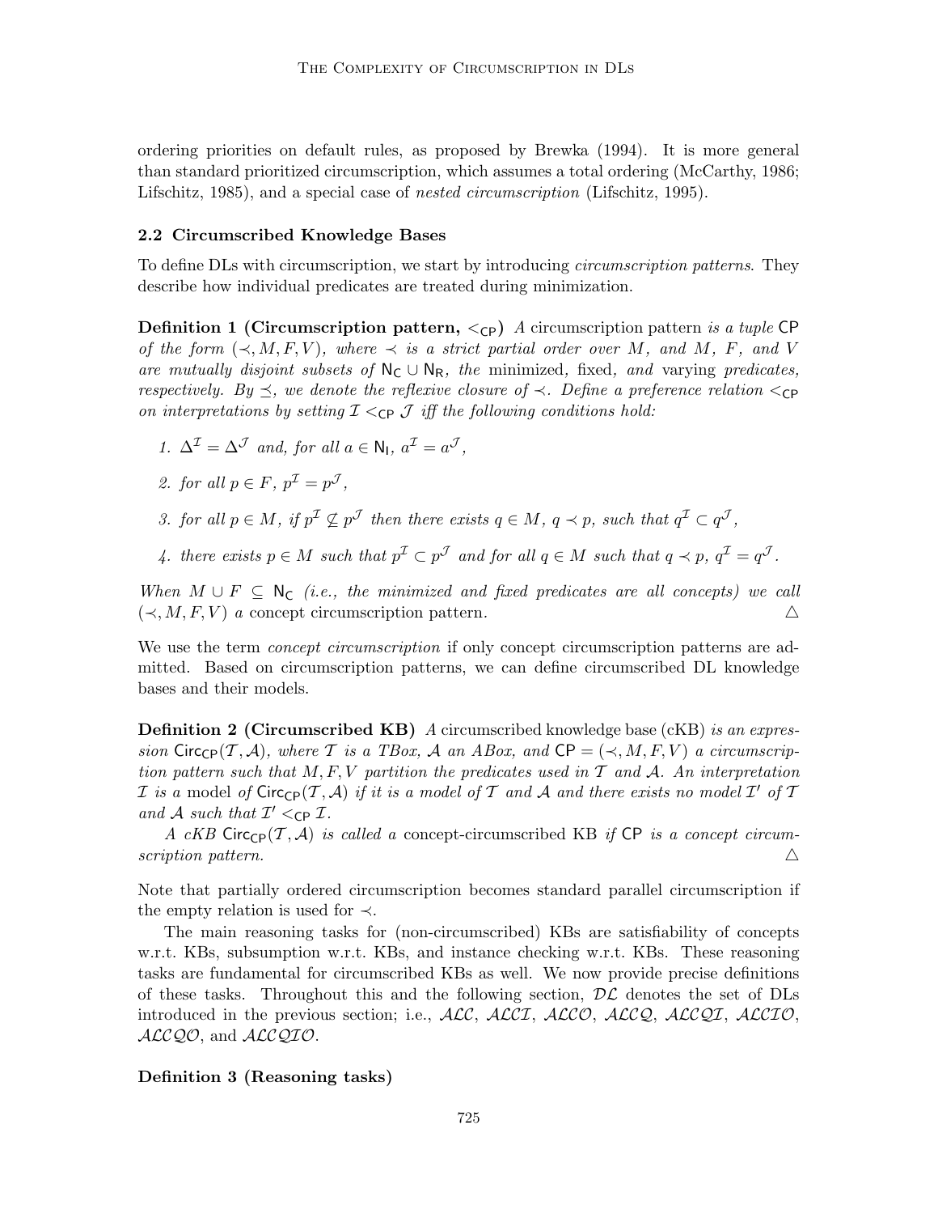ordering priorities on default rules, as proposed by Brewka (1994). It is more general than standard prioritized circumscription, which assumes a total ordering (McCarthy, 1986; Lifschitz, 1985), and a special case of *nested circumscription* (Lifschitz, 1995).

### 2.2 Circumscribed Knowledge Bases

To define DLs with circumscription, we start by introducing *circumscription patterns*. They describe how individual predicates are treated during minimization.

**Definition 1 (Circumscription pattern, $<_{\mathsf{CP}}$)** *A* circumscription pattern *is a tuple* $\mathsf{CP}$ *of the form* $(\prec, M, F, V)$*, where* $\prec$ *is a strict partial order over* $M$*, and* $M$*,* $F$*, and* $V$ *are mutually disjoint subsets of* $\mathsf{N_C} \cup \mathsf{N_R}$*, the* minimized*,* fixed*, and* varying *predicates, respectively. By* $\preceq$*, we denote the reflexive closure of* $\prec$*. Define a preference relation* $<_{\mathsf{CP}}$ *on interpretations by setting* $\mathcal{I} <_{\mathsf{CP}} \mathcal{J}$ *iff the following conditions hold:*

1. $\Delta^{\mathcal{I}} = \Delta^{\mathcal{J}}$ *and, for all* $a \in \mathsf{N_I}$*,* $a^{\mathcal{I}} = a^{\mathcal{J}}$*,*
2. *for all* $p \in F$*,* $p^{\mathcal{I}} = p^{\mathcal{J}}$*,*
3. *for all* $p \in M$*, if* $p^{\mathcal{I}} \not\subseteq p^{\mathcal{J}}$ *then there exists* $q \in M$*,* $q \prec p$*, such that* $q^{\mathcal{I}} \subset q^{\mathcal{J}}$*,*
4. *there exists* $p \in M$ *such that* $p^{\mathcal{I}} \subset p^{\mathcal{J}}$ *and for all* $q \in M$ *such that* $q \prec p$*,* $q^{\mathcal{I}} = q^{\mathcal{J}}$*.*

*When* $M \cup F \subseteq \mathsf{N_C}$ *(i.e., the minimized and fixed predicates are all concepts) we call* $(\prec, M, F, V)$ *a* concept circumscription pattern*.* △

We use the term *concept circumscription* if only concept circumscription patterns are admitted. Based on circumscription patterns, we can define circumscribed DL knowledge bases and their models.

**Definition 2 (Circumscribed KB)** *A* circumscribed knowledge base (cKB) *is an expression* $\mathsf{Circ_{CP}}(\mathcal{T}, \mathcal{A})$*, where* $\mathcal{T}$ *is a TBox,* $\mathcal{A}$ *an ABox, and* $\mathsf{CP} = (\prec, M, F, V)$ *a circumscription pattern such that* $M, F, V$ *partition the predicates used in* $\mathcal{T}$ *and* $\mathcal{A}$*. An interpretation* $\mathcal{I}$ *is a* model *of* $\mathsf{Circ_{CP}}(\mathcal{T}, \mathcal{A})$ *if it is a model of* $\mathcal{T}$ *and* $\mathcal{A}$ *and there exists no model* $\mathcal{I}'$ *of* $\mathcal{T}$ *and* $\mathcal{A}$ *such that* $\mathcal{I}' <_{\mathsf{CP}} \mathcal{I}$*.*

*A cKB* $\mathsf{Circ_{CP}}(\mathcal{T}, \mathcal{A})$ *is called a* concept-circumscribed KB *if* $\mathsf{CP}$ *is a concept circumscription pattern.* △

Note that partially ordered circumscription becomes standard parallel circumscription if the empty relation is used for $\prec$.

The main reasoning tasks for (non-circumscribed) KBs are satisfiability of concepts w.r.t. KBs, subsumption w.r.t. KBs, and instance checking w.r.t. KBs. These reasoning tasks are fundamental for circumscribed KBs as well. We now provide precise definitions of these tasks. Throughout this and the following section, $\mathcal{DL}$ denotes the set of DLs introduced in the previous section; i.e., $\mathcal{ALC}$, $\mathcal{ALCI}$, $\mathcal{ALCO}$, $\mathcal{ALCQ}$, $\mathcal{ALCQI}$, $\mathcal{ALCIO}$, $\mathcal{ALCQO}$, and $\mathcal{ALCQIO}$.

**Definition 3 (Reasoning tasks)**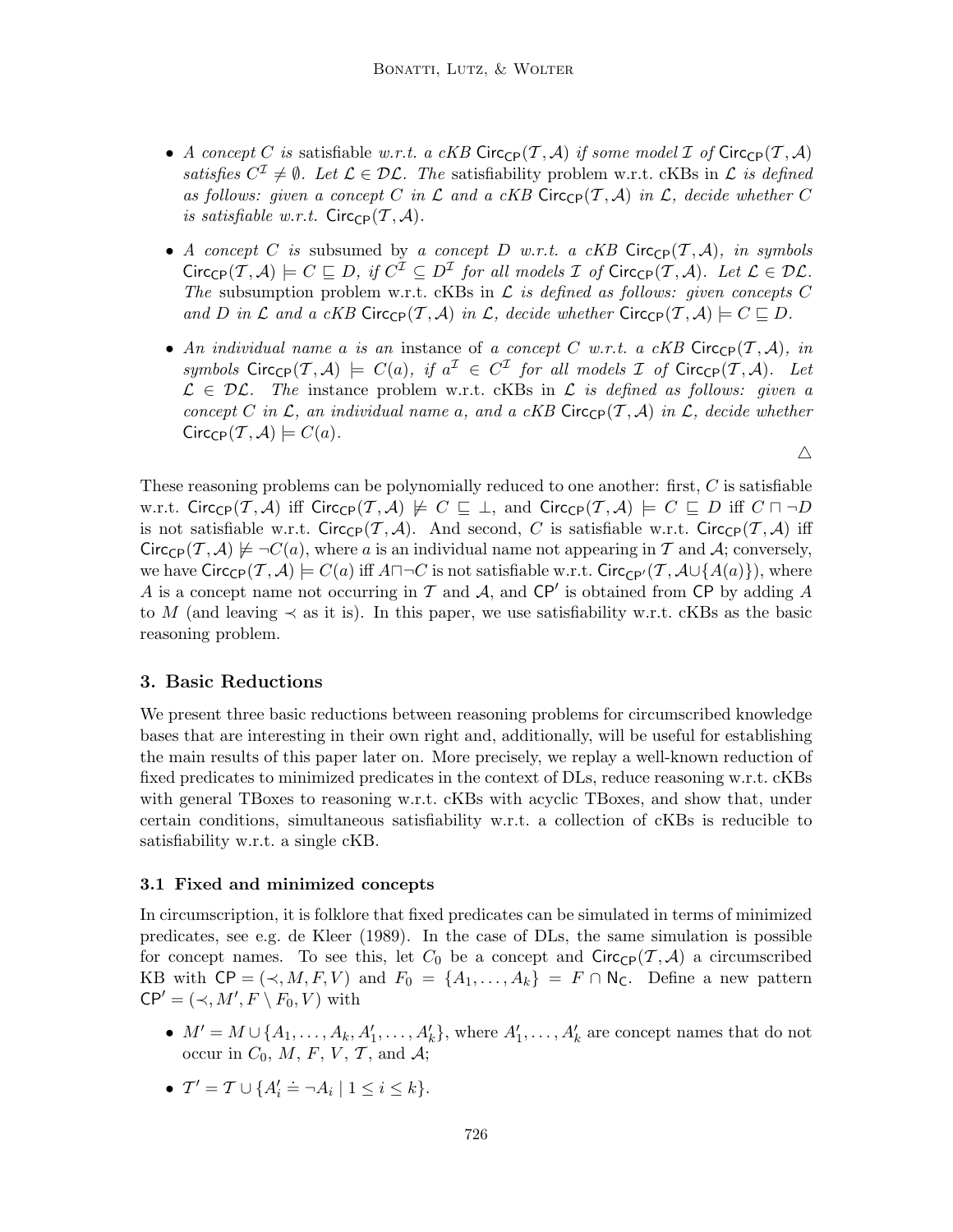- *A concept $C$ is* satisfiable *w.r.t. a cKB* $\mathsf{Circ}_{\mathsf{CP}}(\mathcal{T}, \mathcal{A})$ *if some model* $\mathcal{I}$ *of* $\mathsf{Circ}_{\mathsf{CP}}(\mathcal{T}, \mathcal{A})$ *satisfies* $C^{\mathcal{I}} \neq \emptyset$*. Let* $\mathcal{L} \in \mathcal{DL}$*. The* satisfiability problem w.r.t. cKBs in $\mathcal{L}$ *is defined as follows: given a concept* $C$ *in* $\mathcal{L}$ *and a cKB* $\mathsf{Circ}_{\mathsf{CP}}(\mathcal{T}, \mathcal{A})$ *in* $\mathcal{L}$*, decide whether* $C$ *is satisfiable w.r.t.* $\mathsf{Circ}_{\mathsf{CP}}(\mathcal{T}, \mathcal{A})$*.*

- *A concept $C$ is* subsumed by *a concept $D$ w.r.t. a cKB* $\mathsf{Circ}_{\mathsf{CP}}(\mathcal{T}, \mathcal{A})$*, in symbols* $\mathsf{Circ}_{\mathsf{CP}}(\mathcal{T}, \mathcal{A}) \models C \sqsubseteq D$*, if* $C^{\mathcal{I}} \subseteq D^{\mathcal{I}}$ *for all models* $\mathcal{I}$ *of* $\mathsf{Circ}_{\mathsf{CP}}(\mathcal{T}, \mathcal{A})$*. Let* $\mathcal{L} \in \mathcal{DL}$*. The* subsumption problem w.r.t. cKBs in $\mathcal{L}$ *is defined as follows: given concepts $C$ and $D$ in* $\mathcal{L}$ *and a cKB* $\mathsf{Circ}_{\mathsf{CP}}(\mathcal{T}, \mathcal{A})$ *in* $\mathcal{L}$*, decide whether* $\mathsf{Circ}_{\mathsf{CP}}(\mathcal{T}, \mathcal{A}) \models C \sqsubseteq D$*.*

- *An individual name $a$ is an* instance of *a concept $C$ w.r.t. a cKB* $\mathsf{Circ}_{\mathsf{CP}}(\mathcal{T}, \mathcal{A})$*, in symbols* $\mathsf{Circ}_{\mathsf{CP}}(\mathcal{T}, \mathcal{A}) \models C(a)$*, if* $a^{\mathcal{I}} \in C^{\mathcal{I}}$ *for all models* $\mathcal{I}$ *of* $\mathsf{Circ}_{\mathsf{CP}}(\mathcal{T}, \mathcal{A})$*. Let* $\mathcal{L} \in \mathcal{DL}$*. The* instance problem w.r.t. cKBs in $\mathcal{L}$ *is defined as follows: given a concept $C$ in* $\mathcal{L}$*, an individual name $a$, and a cKB* $\mathsf{Circ}_{\mathsf{CP}}(\mathcal{T}, \mathcal{A})$ *in* $\mathcal{L}$*, decide whether* $\mathsf{Circ}_{\mathsf{CP}}(\mathcal{T}, \mathcal{A}) \models C(a)$*.*

△

These reasoning problems can be polynomially reduced to one another: first, $C$ is satisfiable w.r.t. $\mathsf{Circ}_{\mathsf{CP}}(\mathcal{T}, \mathcal{A})$ iff $\mathsf{Circ}_{\mathsf{CP}}(\mathcal{T}, \mathcal{A}) \not\models C \sqsubseteq \bot$, and $\mathsf{Circ}_{\mathsf{CP}}(\mathcal{T}, \mathcal{A}) \models C \sqsubseteq D$ iff $C \sqcap \neg D$ is not satisfiable w.r.t. $\mathsf{Circ}_{\mathsf{CP}}(\mathcal{T}, \mathcal{A})$. And second, $C$ is satisfiable w.r.t. $\mathsf{Circ}_{\mathsf{CP}}(\mathcal{T}, \mathcal{A})$ iff $\mathsf{Circ}_{\mathsf{CP}}(\mathcal{T}, \mathcal{A}) \not\models \neg C(a)$, where $a$ is an individual name not appearing in $\mathcal{T}$ and $\mathcal{A}$; conversely, we have $\mathsf{Circ}_{\mathsf{CP}}(\mathcal{T}, \mathcal{A}) \models C(a)$ iff $A \sqcap \neg C$ is not satisfiable w.r.t. $\mathsf{Circ}_{\mathsf{CP}'}(\mathcal{T}, \mathcal{A} \cup \{A(a)\})$, where $A$ is a concept name not occurring in $\mathcal{T}$ and $\mathcal{A}$, and $\mathsf{CP}'$ is obtained from $\mathsf{CP}$ by adding $A$ to $M$ (and leaving $\prec$ as it is). In this paper, we use satisfiability w.r.t. cKBs as the basic reasoning problem.

## 3. Basic Reductions

We present three basic reductions between reasoning problems for circumscribed knowledge bases that are interesting in their own right and, additionally, will be useful for establishing the main results of this paper later on. More precisely, we replay a well-known reduction of fixed predicates to minimized predicates in the context of DLs, reduce reasoning w.r.t. cKBs with general TBoxes to reasoning w.r.t. cKBs with acyclic TBoxes, and show that, under certain conditions, simultaneous satisfiability w.r.t. a collection of cKBs is reducible to satisfiability w.r.t. a single cKB.

### 3.1 Fixed and minimized concepts

In circumscription, it is folklore that fixed predicates can be simulated in terms of minimized predicates, see e.g. de Kleer (1989). In the case of DLs, the same simulation is possible for concept names. To see this, let $C_0$ be a concept and $\mathsf{Circ}_{\mathsf{CP}}(\mathcal{T}, \mathcal{A})$ a circumscribed KB with $\mathsf{CP} = (\prec, M, F, V)$ and $F_0 = \{A_1, \ldots, A_k\} = F \cap \mathsf{N_C}$. Define a new pattern $\mathsf{CP}' = (\prec, M', F \setminus F_0, V)$ with

- $M' = M \cup \{A_1, \ldots, A_k, A'_1, \ldots, A'_k\}$, where $A'_1, \ldots, A'_k$ are concept names that do not occur in $C_0$, $M$, $F$, $V$, $\mathcal{T}$, and $\mathcal{A}$;
- $\mathcal{T}' = \mathcal{T} \cup \{A'_i \doteq \neg A_i \mid 1 \leq i \leq k\}$.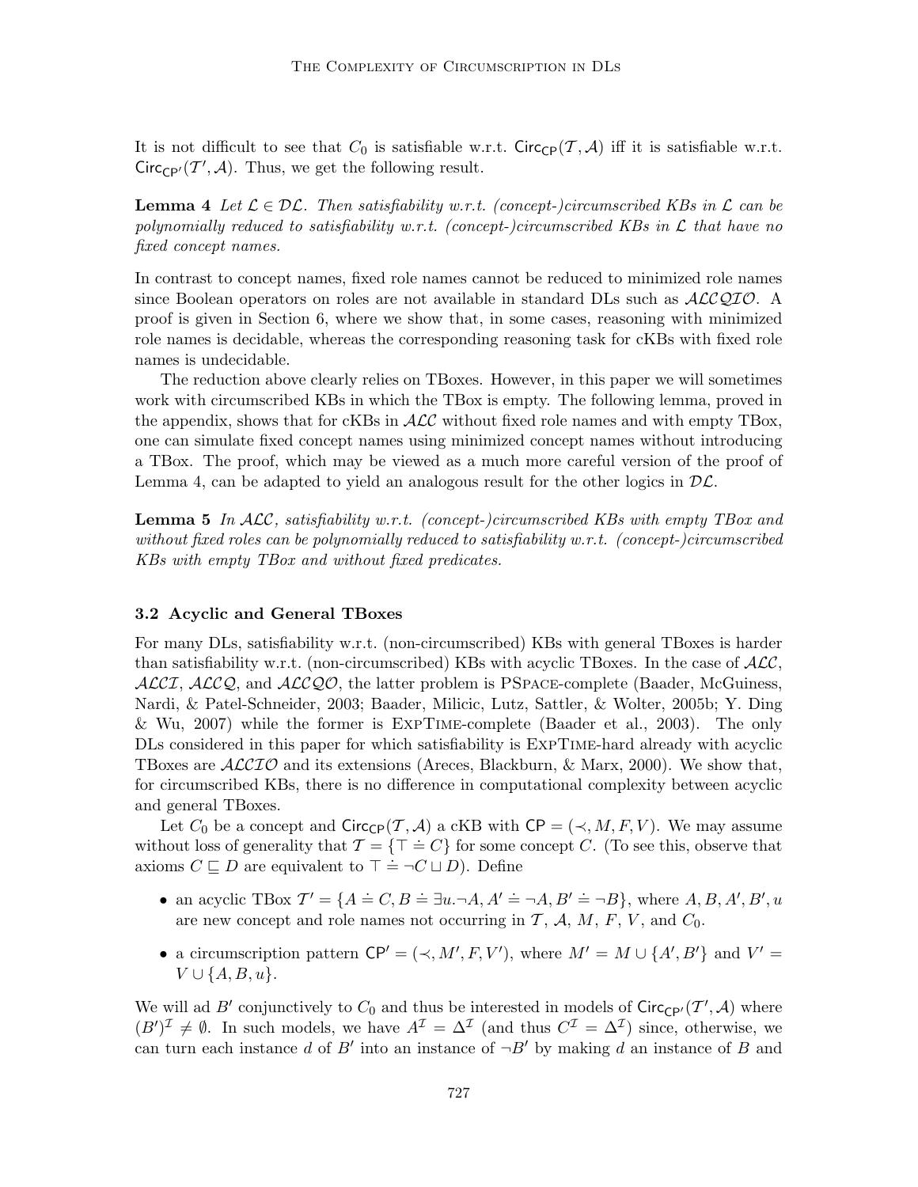It is not difficult to see that $C_0$ is satisfiable w.r.t. $\mathsf{Circ}_{\mathsf{CP}}(\mathcal{T}, \mathcal{A})$ iff it is satisfiable w.r.t. $\mathsf{Circ}_{\mathsf{CP}'}(\mathcal{T}', \mathcal{A})$. Thus, we get the following result.

**Lemma 4** *Let $\mathcal{L} \in \mathcal{DL}$. Then satisfiability w.r.t. (concept-)circumscribed KBs in $\mathcal{L}$ can be polynomially reduced to satisfiability w.r.t. (concept-)circumscribed KBs in $\mathcal{L}$ that have no fixed concept names.*

In contrast to concept names, fixed role names cannot be reduced to minimized role names since Boolean operators on roles are not available in standard DLs such as $\mathcal{ALCQIO}$. A proof is given in Section 6, where we show that, in some cases, reasoning with minimized role names is decidable, whereas the corresponding reasoning task for cKBs with fixed role names is undecidable.

The reduction above clearly relies on TBoxes. However, in this paper we will sometimes work with circumscribed KBs in which the TBox is empty. The following lemma, proved in the appendix, shows that for cKBs in $\mathcal{ALC}$ without fixed role names and with empty TBox, one can simulate fixed concept names using minimized concept names without introducing a TBox. The proof, which may be viewed as a much more careful version of the proof of Lemma 4, can be adapted to yield an analogous result for the other logics in $\mathcal{DL}$.

**Lemma 5** *In $\mathcal{ALC}$, satisfiability w.r.t. (concept-)circumscribed KBs with empty TBox and without fixed roles can be polynomially reduced to satisfiability w.r.t. (concept-)circumscribed KBs with empty TBox and without fixed predicates.*

### 3.2 Acyclic and General TBoxes

For many DLs, satisfiability w.r.t. (non-circumscribed) KBs with general TBoxes is harder than satisfiability w.r.t. (non-circumscribed) KBs with acyclic TBoxes. In the case of $\mathcal{ALC}$, $\mathcal{ALCI}$, $\mathcal{ALCQ}$, and $\mathcal{ALCQO}$, the latter problem is PSPACE-complete (Baader, McGuiness, Nardi, & Patel-Schneider, 2003; Baader, Milicic, Lutz, Sattler, & Wolter, 2005b; Y. Ding & Wu, 2007) while the former is EXPTIME-complete (Baader et al., 2003). The only DLs considered in this paper for which satisfiability is EXPTIME-hard already with acyclic TBoxes are $\mathcal{ALCIO}$ and its extensions (Areces, Blackburn, & Marx, 2000). We show that, for circumscribed KBs, there is no difference in computational complexity between acyclic and general TBoxes.

Let $C_0$ be a concept and $\mathsf{Circ}_{\mathsf{CP}}(\mathcal{T}, \mathcal{A})$ a cKB with $\mathsf{CP} = (\prec, M, F, V)$. We may assume without loss of generality that $\mathcal{T} = \{\top \doteq C\}$ for some concept $C$. (To see this, observe that axioms $C \sqsubseteq D$ are equivalent to $\top \doteq \neg C \sqcup D$). Define

- an acyclic TBox $\mathcal{T}' = \{A \doteq C, B \doteq \exists u.\neg A, A' \doteq \neg A, B' \doteq \neg B\}$, where $A, B, A', B', u$ are new concept and role names not occurring in $\mathcal{T}$, $\mathcal{A}$, $M$, $F$, $V$, and $C_0$.
- a circumscription pattern $\mathsf{CP}' = (\prec, M', F, V')$, where $M' = M \cup \{A', B'\}$ and $V' = V \cup \{A, B, u\}$.

We will ad $B'$ conjunctively to $C_0$ and thus be interested in models of $\mathsf{Circ}_{\mathsf{CP}'}(\mathcal{T}', \mathcal{A})$ where $(B')^{\mathcal{I}} \neq \emptyset$. In such models, we have $A^{\mathcal{I}} = \Delta^{\mathcal{I}}$ (and thus $C^{\mathcal{I}} = \Delta^{\mathcal{I}}$) since, otherwise, we can turn each instance $d$ of $B'$ into an instance of $\neg B'$ by making $d$ an instance of $B$ and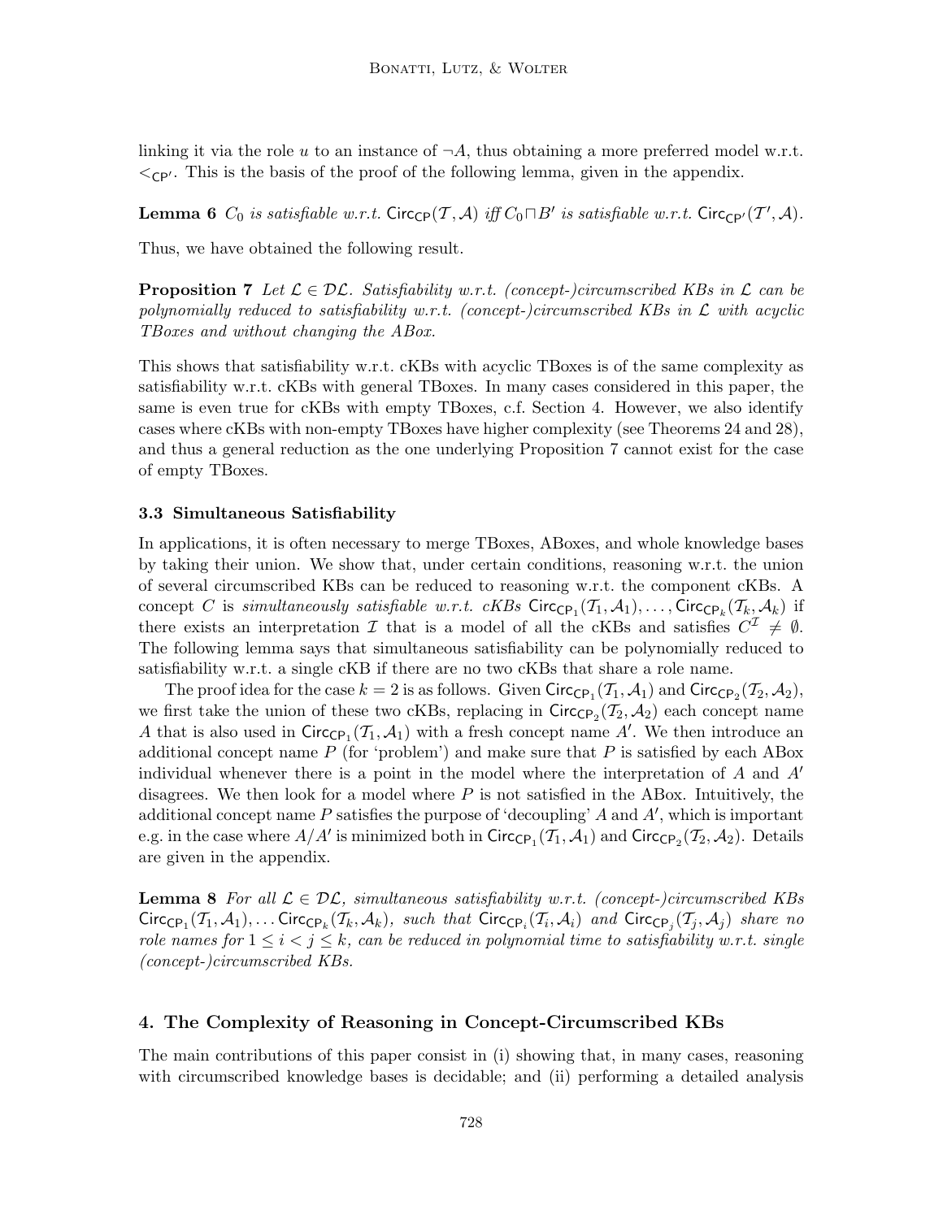linking it via the role $u$ to an instance of $\neg A$, thus obtaining a more preferred model w.r.t. $<_{\mathsf{CP}'}$. This is the basis of the proof of the following lemma, given in the appendix.

**Lemma 6** *$C_0$ is satisfiable w.r.t. $\mathsf{Circ}_{\mathsf{CP}}(\mathcal{T}, \mathcal{A})$ iff $C_0 \sqcap B'$ is satisfiable w.r.t. $\mathsf{Circ}_{\mathsf{CP}'}(\mathcal{T}', \mathcal{A})$.*

Thus, we have obtained the following result.

**Proposition 7** *Let $\mathcal{L} \in \mathcal{DL}$. Satisfiability w.r.t. (concept-)circumscribed KBs in $\mathcal{L}$ can be polynomially reduced to satisfiability w.r.t. (concept-)circumscribed KBs in $\mathcal{L}$ with acyclic TBoxes and without changing the ABox.*

This shows that satisfiability w.r.t. cKBs with acyclic TBoxes is of the same complexity as satisfiability w.r.t. cKBs with general TBoxes. In many cases considered in this paper, the same is even true for cKBs with empty TBoxes, c.f. Section 4. However, we also identify cases where cKBs with non-empty TBoxes have higher complexity (see Theorems 24 and 28), and thus a general reduction as the one underlying Proposition 7 cannot exist for the case of empty TBoxes.

### 3.3 Simultaneous Satisfiability

In applications, it is often necessary to merge TBoxes, ABoxes, and whole knowledge bases by taking their union. We show that, under certain conditions, reasoning w.r.t. the union of several circumscribed KBs can be reduced to reasoning w.r.t. the component cKBs. A concept $C$ is *simultaneously satisfiable w.r.t. cKBs* $\mathsf{Circ}_{\mathsf{CP}_1}(\mathcal{T}_1, \mathcal{A}_1), \ldots, \mathsf{Circ}_{\mathsf{CP}_k}(\mathcal{T}_k, \mathcal{A}_k)$ if there exists an interpretation $\mathcal{I}$ that is a model of all the cKBs and satisfies $C^{\mathcal{I}} \neq \emptyset$. The following lemma says that simultaneous satisfiability can be polynomially reduced to satisfiability w.r.t. a single cKB if there are no two cKBs that share a role name.

The proof idea for the case $k = 2$ is as follows. Given $\mathsf{Circ}_{\mathsf{CP}_1}(\mathcal{T}_1, \mathcal{A}_1)$ and $\mathsf{Circ}_{\mathsf{CP}_2}(\mathcal{T}_2, \mathcal{A}_2)$, we first take the union of these two cKBs, replacing in $\mathsf{Circ}_{\mathsf{CP}_2}(\mathcal{T}_2, \mathcal{A}_2)$ each concept name $A$ that is also used in $\mathsf{Circ}_{\mathsf{CP}_1}(\mathcal{T}_1, \mathcal{A}_1)$ with a fresh concept name $A'$. We then introduce an additional concept name $P$ (for 'problem') and make sure that $P$ is satisfied by each ABox individual whenever there is a point in the model where the interpretation of $A$ and $A'$ disagrees. We then look for a model where $P$ is not satisfied in the ABox. Intuitively, the additional concept name $P$ satisfies the purpose of 'decoupling' $A$ and $A'$, which is important e.g. in the case where $A/A'$ is minimized both in $\mathsf{Circ}_{\mathsf{CP}_1}(\mathcal{T}_1, \mathcal{A}_1)$ and $\mathsf{Circ}_{\mathsf{CP}_2}(\mathcal{T}_2, \mathcal{A}_2)$. Details are given in the appendix.

**Lemma 8** *For all $\mathcal{L} \in \mathcal{DL}$, simultaneous satisfiability w.r.t. (concept-)circumscribed KBs $\mathsf{Circ}_{\mathsf{CP}_1}(\mathcal{T}_1, \mathcal{A}_1), \ldots \mathsf{Circ}_{\mathsf{CP}_k}(\mathcal{T}_k, \mathcal{A}_k)$, such that $\mathsf{Circ}_{\mathsf{CP}_i}(\mathcal{T}_i, \mathcal{A}_i)$ and $\mathsf{Circ}_{\mathsf{CP}_j}(\mathcal{T}_j, \mathcal{A}_j)$ share no role names for $1 \leq i < j \leq k$, can be reduced in polynomial time to satisfiability w.r.t. single (concept-)circumscribed KBs.*

## 4. The Complexity of Reasoning in Concept-Circumscribed KBs

The main contributions of this paper consist in (i) showing that, in many cases, reasoning with circumscribed knowledge bases is decidable; and (ii) performing a detailed analysis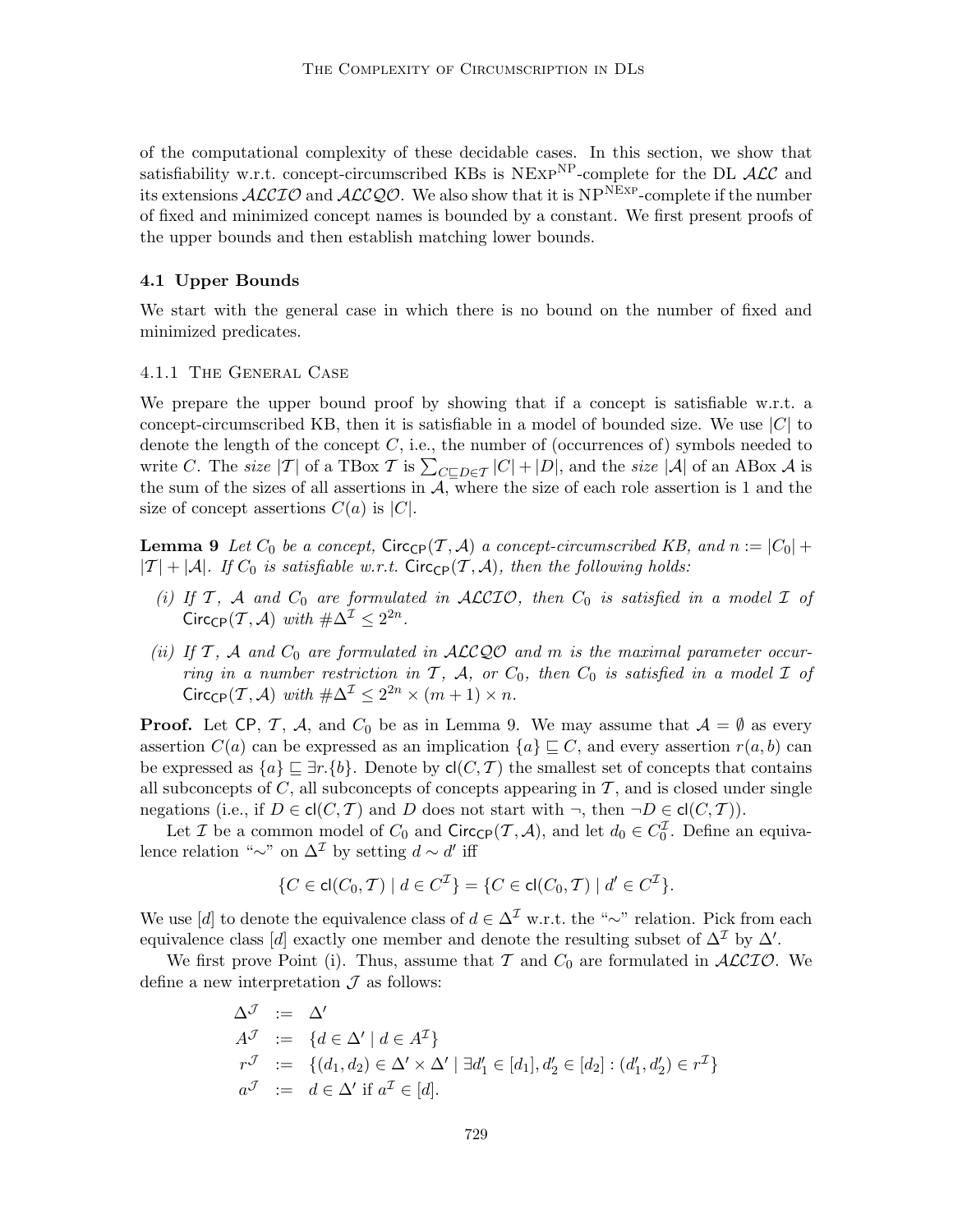of the computational complexity of these decidable cases. In this section, we show that satisfiability w.r.t. concept-circumscribed KBs is $\text{NExp}^{\text{NP}}$-complete for the DL $\mathcal{ALC}$ and its extensions $\mathcal{ALCIO}$ and $\mathcal{ALCQO}$. We also show that it is $\text{NP}^{\text{NExp}}$-complete if the number of fixed and minimized concept names is bounded by a constant. We first present proofs of the upper bounds and then establish matching lower bounds.

### 4.1 Upper Bounds

We start with the general case in which there is no bound on the number of fixed and minimized predicates.

#### 4.1.1 The General Case

We prepare the upper bound proof by showing that if a concept is satisfiable w.r.t. a concept-circumscribed KB, then it is satisfiable in a model of bounded size. We use $|C|$ to denote the length of the concept $C$, i.e., the number of (occurrences of) symbols needed to write $C$. The *size* $|\mathcal{T}|$ of a TBox $\mathcal{T}$ is $\sum_{C \sqsubseteq D \in \mathcal{T}} |C| + |D|$, and the *size* $|\mathcal{A}|$ of an ABox $\mathcal{A}$ is the sum of the sizes of all assertions in $\mathcal{A}$, where the size of each role assertion is 1 and the size of concept assertions $C(a)$ is $|C|$.

**Lemma 9** *Let $C_0$ be a concept, $\mathsf{Circ}_{\mathsf{CP}}(\mathcal{T}, \mathcal{A})$ a concept-circumscribed KB, and $n := |C_0| + |\mathcal{T}| + |\mathcal{A}|$. If $C_0$ is satisfiable w.r.t. $\mathsf{Circ}_{\mathsf{CP}}(\mathcal{T}, \mathcal{A})$, then the following holds:*

*(i) If $\mathcal{T}$, $\mathcal{A}$ and $C_0$ are formulated in $\mathcal{ALCIO}$, then $C_0$ is satisfied in a model $\mathcal{I}$ of $\mathsf{Circ}_{\mathsf{CP}}(\mathcal{T}, \mathcal{A})$ with $\#\Delta^{\mathcal{I}} \leq 2^{2n}$.*

*(ii) If $\mathcal{T}$, $\mathcal{A}$ and $C_0$ are formulated in $\mathcal{ALCQO}$ and $m$ is the maximal parameter occurring in a number restriction in $\mathcal{T}$, $\mathcal{A}$, or $C_0$, then $C_0$ is satisfied in a model $\mathcal{I}$ of $\mathsf{Circ}_{\mathsf{CP}}(\mathcal{T}, \mathcal{A})$ with $\#\Delta^{\mathcal{I}} \leq 2^{2n} \times (m+1) \times n$.*

**Proof.** Let $\mathsf{CP}$, $\mathcal{T}$, $\mathcal{A}$, and $C_0$ be as in Lemma 9. We may assume that $\mathcal{A} = \emptyset$ as every assertion $C(a)$ can be expressed as an implication $\{a\} \sqsubseteq C$, and every assertion $r(a, b)$ can be expressed as $\{a\} \sqsubseteq \exists r.\{b\}$. Denote by $\mathsf{cl}(C, \mathcal{T})$ the smallest set of concepts that contains all subconcepts of $C$, all subconcepts of concepts appearing in $\mathcal{T}$, and is closed under single negations (i.e., if $D \in \mathsf{cl}(C, \mathcal{T})$ and $D$ does not start with $\neg$, then $\neg D \in \mathsf{cl}(C, \mathcal{T})$).

Let $\mathcal{I}$ be a common model of $C_0$ and $\mathsf{Circ}_{\mathsf{CP}}(\mathcal{T}, \mathcal{A})$, and let $d_0 \in C_0^{\mathcal{I}}$. Define an equivalence relation "$\sim$" on $\Delta^{\mathcal{I}}$ by setting $d \sim d'$ iff

$$\{C \in \mathsf{cl}(C_0, \mathcal{T}) \mid d \in C^{\mathcal{I}}\} = \{C \in \mathsf{cl}(C_0, \mathcal{T}) \mid d' \in C^{\mathcal{I}}\}.$$

We use $[d]$ to denote the equivalence class of $d \in \Delta^{\mathcal{I}}$ w.r.t. the "$\sim$" relation. Pick from each equivalence class $[d]$ exactly one member and denote the resulting subset of $\Delta^{\mathcal{I}}$ by $\Delta'$.

We first prove Point (i). Thus, assume that $\mathcal{T}$ and $C_0$ are formulated in $\mathcal{ALCIO}$. We define a new interpretation $\mathcal{J}$ as follows:

$$
\begin{aligned}
\Delta^{\mathcal{J}} &:= \Delta' \\
A^{\mathcal{J}} &:= \{d \in \Delta' \mid d \in A^{\mathcal{I}}\} \\
r^{\mathcal{J}} &:= \{(d_1, d_2) \in \Delta' \times \Delta' \mid \exists d_1' \in [d_1], d_2' \in [d_2] : (d_1', d_2') \in r^{\mathcal{I}}\} \\
a^{\mathcal{J}} &:= d \in \Delta' \text{ if } a^{\mathcal{I}} \in [d].
\end{aligned}
$$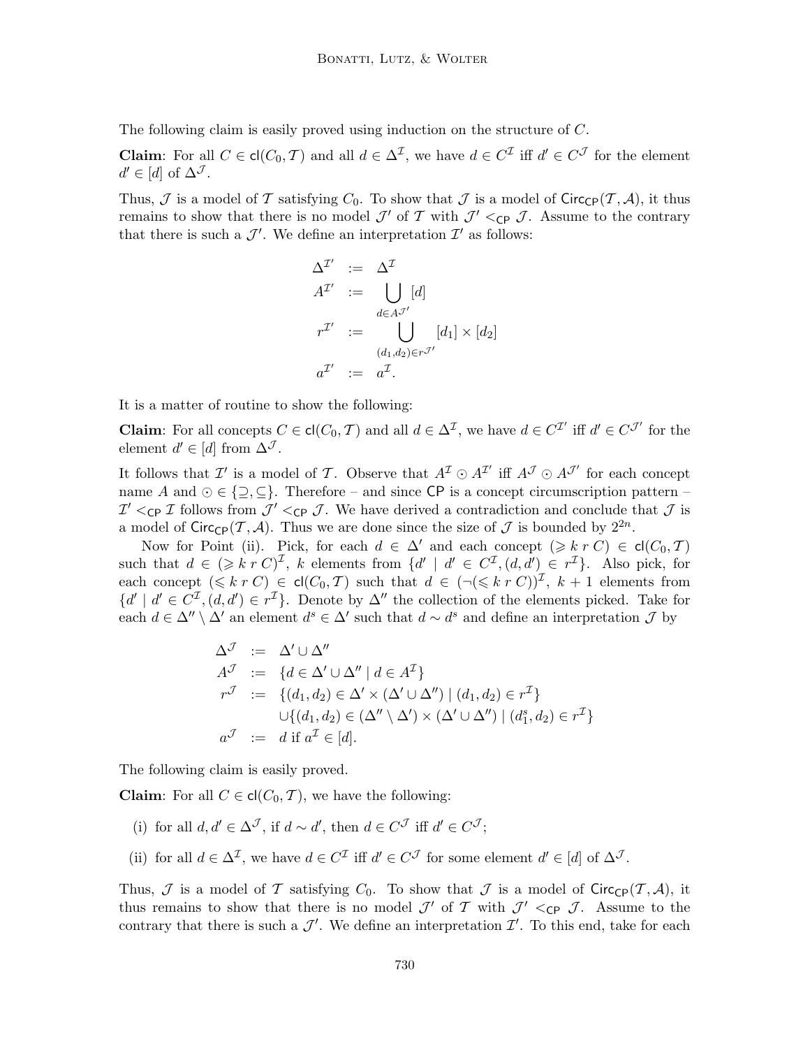The following claim is easily proved using induction on the structure of $C$.

**Claim**: For all $C \in \mathsf{cl}(C_0, \mathcal{T})$ and all $d \in \Delta^{\mathcal{I}}$, we have $d \in C^{\mathcal{I}}$ iff $d' \in C^{\mathcal{J}}$ for the element $d' \in [d]$ of $\Delta^{\mathcal{J}}$.

Thus, $\mathcal{J}$ is a model of $\mathcal{T}$ satisfying $C_0$. To show that $\mathcal{J}$ is a model of $\mathsf{Circ}_{\mathsf{CP}}(\mathcal{T}, \mathcal{A})$, it thus remains to show that there is no model $\mathcal{J}'$ of $\mathcal{T}$ with $\mathcal{J}' <_{\mathsf{CP}} \mathcal{J}$. Assume to the contrary that there is such a $\mathcal{J}'$. We define an interpretation $\mathcal{I}'$ as follows:

$$
\begin{array}{rcl}
\Delta^{\mathcal{I}'} & := & \Delta^{\mathcal{I}} \\
A^{\mathcal{I}'} & := & \displaystyle\bigcup_{d \in A^{\mathcal{J}'}} [d] \\
r^{\mathcal{I}'} & := & \displaystyle\bigcup_{(d_1, d_2) \in r^{\mathcal{J}'}} [d_1] \times [d_2] \\
a^{\mathcal{I}'} & := & a^{\mathcal{I}}.
\end{array}
$$

It is a matter of routine to show the following:

**Claim**: For all concepts $C \in \mathsf{cl}(C_0, \mathcal{T})$ and all $d \in \Delta^{\mathcal{I}}$, we have $d \in C^{\mathcal{I}'}$ iff $d' \in C^{\mathcal{J}'}$ for the element $d' \in [d]$ from $\Delta^{\mathcal{J}}$.

It follows that $\mathcal{I}'$ is a model of $\mathcal{T}$. Observe that $A^{\mathcal{I}} \odot A^{\mathcal{I}'}$ iff $A^{\mathcal{J}} \odot A^{\mathcal{J}'}$ for each concept name $A$ and $\odot \in \{\supseteq, \subseteq\}$. Therefore – and since $\mathsf{CP}$ is a concept circumscription pattern – $\mathcal{I}' <_{\mathsf{CP}} \mathcal{I}$ follows from $\mathcal{J}' <_{\mathsf{CP}} \mathcal{J}$. We have derived a contradiction and conclude that $\mathcal{J}$ is a model of $\mathsf{Circ}_{\mathsf{CP}}(\mathcal{T}, \mathcal{A})$. Thus we are done since the size of $\mathcal{J}$ is bounded by $2^{2n}$.

Now for Point (ii). Pick, for each $d \in \Delta'$ and each concept $(\geqslant k\ r\ C) \in \mathsf{cl}(C_0, \mathcal{T})$ such that $d \in (\geqslant k\ r\ C)^{\mathcal{I}}$, $k$ elements from $\{d' \mid d' \in C^{\mathcal{I}}, (d, d') \in r^{\mathcal{I}}\}$. Also pick, for each concept $(\leqslant k\ r\ C) \in \mathsf{cl}(C_0, \mathcal{T})$ such that $d \in (\neg(\leqslant k\ r\ C))^{\mathcal{I}}$, $k+1$ elements from $\{d' \mid d' \in C^{\mathcal{I}}, (d, d') \in r^{\mathcal{I}}\}$. Denote by $\Delta''$ the collection of the elements picked. Take for each $d \in \Delta'' \setminus \Delta'$ an element $d^s \in \Delta'$ such that $d \sim d^s$ and define an interpretation $\mathcal{J}$ by

$$
\begin{array}{rcl}
\Delta^{\mathcal{J}} & := & \Delta' \cup \Delta'' \\
A^{\mathcal{J}} & := & \{d \in \Delta' \cup \Delta'' \mid d \in A^{\mathcal{I}}\} \\
r^{\mathcal{J}} & := & \{(d_1, d_2) \in \Delta' \times (\Delta' \cup \Delta'') \mid (d_1, d_2) \in r^{\mathcal{I}}\} \\
& & \cup \{(d_1, d_2) \in (\Delta'' \setminus \Delta') \times (\Delta' \cup \Delta'') \mid (d_1^s, d_2) \in r^{\mathcal{I}}\} \\
a^{\mathcal{J}} & := & d \text{ if } a^{\mathcal{I}} \in [d].
\end{array}
$$

The following claim is easily proved.

**Claim**: For all $C \in \mathsf{cl}(C_0, \mathcal{T})$, we have the following:

(i) for all $d, d' \in \Delta^{\mathcal{J}}$, if $d \sim d'$, then $d \in C^{\mathcal{J}}$ iff $d' \in C^{\mathcal{J}}$;

(ii) for all $d \in \Delta^{\mathcal{I}}$, we have $d \in C^{\mathcal{I}}$ iff $d' \in C^{\mathcal{J}}$ for some element $d' \in [d]$ of $\Delta^{\mathcal{J}}$.

Thus, $\mathcal{J}$ is a model of $\mathcal{T}$ satisfying $C_0$. To show that $\mathcal{J}$ is a model of $\mathsf{Circ}_{\mathsf{CP}}(\mathcal{T}, \mathcal{A})$, it thus remains to show that there is no model $\mathcal{J}'$ of $\mathcal{T}$ with $\mathcal{J}' <_{\mathsf{CP}} \mathcal{J}$. Assume to the contrary that there is such a $\mathcal{J}'$. We define an interpretation $\mathcal{I}'$. To this end, take for each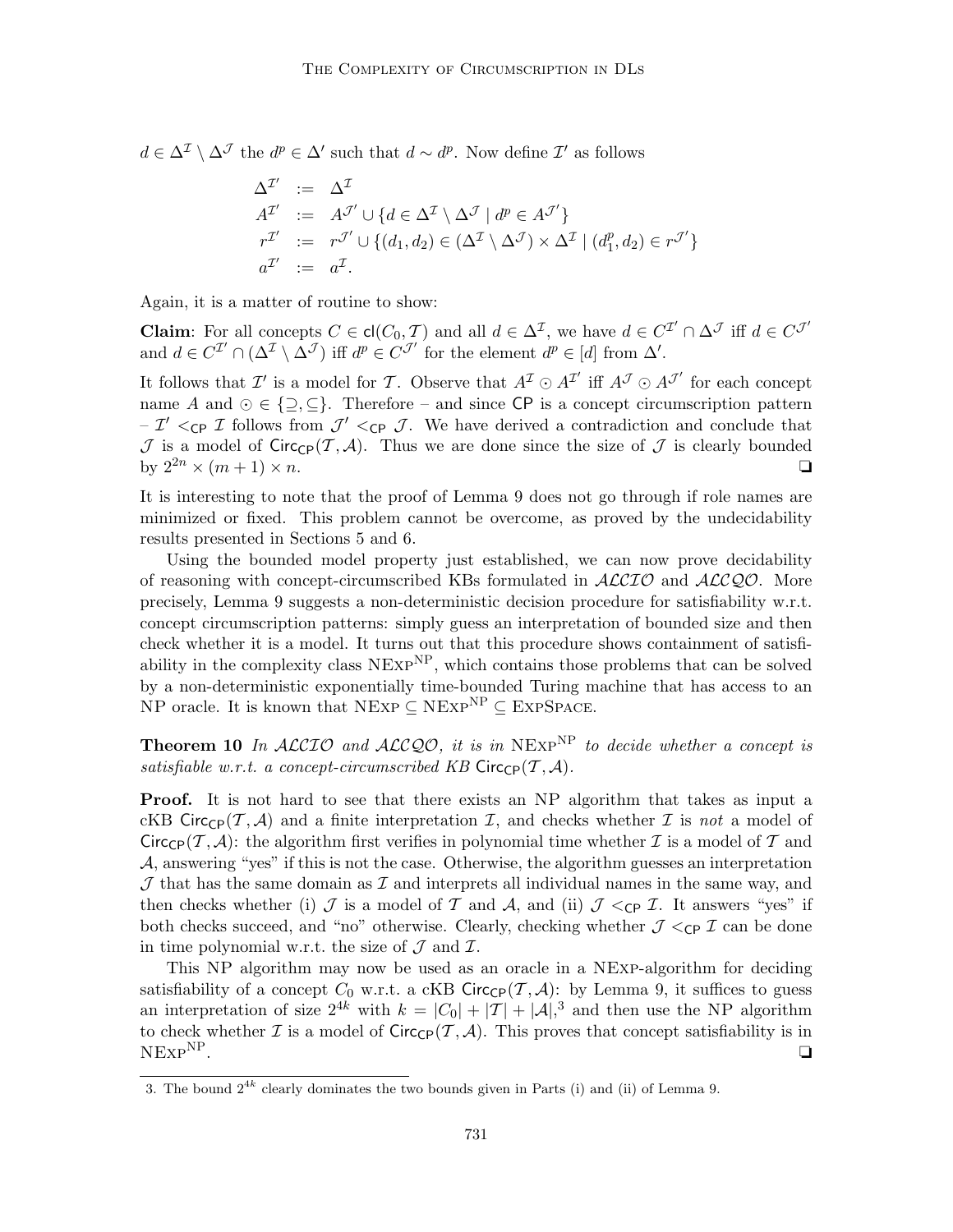$d \in \Delta^{\mathcal{I}} \setminus \Delta^{\mathcal{J}}$ the $d^p \in \Delta'$ such that $d \sim d^p$. Now define $\mathcal{I}'$ as follows

$$
\begin{array}{rcl}
\Delta^{\mathcal{I}'} & := & \Delta^{\mathcal{I}} \\
A^{\mathcal{I}'} & := & A^{\mathcal{J}'} \cup \{d \in \Delta^{\mathcal{I}} \setminus \Delta^{\mathcal{J}} \mid d^p \in A^{\mathcal{J}'}\} \\
r^{\mathcal{I}'} & := & r^{\mathcal{J}'} \cup \{(d_1, d_2) \in (\Delta^{\mathcal{I}} \setminus \Delta^{\mathcal{J}}) \times \Delta^{\mathcal{I}} \mid (d_1^p, d_2) \in r^{\mathcal{J}'}\} \\
a^{\mathcal{I}'} & := & a^{\mathcal{I}}.
\end{array}
$$

Again, it is a matter of routine to show:

**Claim**: For all concepts $C \in \mathsf{cl}(C_0, \mathcal{T})$ and all $d \in \Delta^{\mathcal{I}}$, we have $d \in C^{\mathcal{I}'} \cap \Delta^{\mathcal{J}}$ iff $d \in C^{\mathcal{J}'}$ and $d \in C^{\mathcal{I}'} \cap (\Delta^{\mathcal{I}} \setminus \Delta^{\mathcal{J}})$ iff $d^p \in C^{\mathcal{J}'}$ for the element $d^p \in [d]$ from $\Delta'$.

It follows that $\mathcal{I}'$ is a model for $\mathcal{T}$. Observe that $A^{\mathcal{I}} \odot A^{\mathcal{I}'}$ iff $A^{\mathcal{J}} \odot A^{\mathcal{J}'}$ for each concept name $A$ and $\odot \in \{\supseteq, \subseteq\}$. Therefore – and since $\mathsf{CP}$ is a concept circumscription pattern – $\mathcal{I}' <_{\mathsf{CP}} \mathcal{I}$ follows from $\mathcal{J}' <_{\mathsf{CP}} \mathcal{J}$. We have derived a contradiction and conclude that $\mathcal{J}$ is a model of $\mathsf{Circ}_{\mathsf{CP}}(\mathcal{T}, \mathcal{A})$. Thus we are done since the size of $\mathcal{J}$ is clearly bounded by $2^{2n} \times (m+1) \times n$. ❏

It is interesting to note that the proof of Lemma 9 does not go through if role names are minimized or fixed. This problem cannot be overcome, as proved by the undecidability results presented in Sections 5 and 6.

Using the bounded model property just established, we can now prove decidability of reasoning with concept-circumscribed KBs formulated in $\mathcal{ALCIO}$ and $\mathcal{ALCQO}$. More precisely, Lemma 9 suggests a non-deterministic decision procedure for satisfiability w.r.t. concept circumscription patterns: simply guess an interpretation of bounded size and then check whether it is a model. It turns out that this procedure shows containment of satisfiability in the complexity class $\text{NExp}^{\text{NP}}$, which contains those problems that can be solved by a non-deterministic exponentially time-bounded Turing machine that has access to an NP oracle. It is known that $\text{NExp} \subseteq \text{NExp}^{\text{NP}} \subseteq \text{ExpSpace}$.

**Theorem 10** *In $\mathcal{ALCIO}$ and $\mathcal{ALCQO}$, it is in $\text{NExp}^{\text{NP}}$ to decide whether a concept is satisfiable w.r.t. a concept-circumscribed KB $\mathsf{Circ}_{\mathsf{CP}}(\mathcal{T}, \mathcal{A})$.*

**Proof.** It is not hard to see that there exists an NP algorithm that takes as input a cKB $\mathsf{Circ}_{\mathsf{CP}}(\mathcal{T}, \mathcal{A})$ and a finite interpretation $\mathcal{I}$, and checks whether $\mathcal{I}$ is *not* a model of $\mathsf{Circ}_{\mathsf{CP}}(\mathcal{T}, \mathcal{A})$: the algorithm first verifies in polynomial time whether $\mathcal{I}$ is a model of $\mathcal{T}$ and $\mathcal{A}$, answering "yes" if this is not the case. Otherwise, the algorithm guesses an interpretation $\mathcal{J}$ that has the same domain as $\mathcal{I}$ and interprets all individual names in the same way, and then checks whether (i) $\mathcal{J}$ is a model of $\mathcal{T}$ and $\mathcal{A}$, and (ii) $\mathcal{J} <_{\mathsf{CP}} \mathcal{I}$. It answers "yes" if both checks succeed, and "no" otherwise. Clearly, checking whether $\mathcal{J} <_{\mathsf{CP}} \mathcal{I}$ can be done in time polynomial w.r.t. the size of $\mathcal{J}$ and $\mathcal{I}$.

This NP algorithm may now be used as an oracle in a NExp-algorithm for deciding satisfiability of a concept $C_0$ w.r.t. a cKB $\mathsf{Circ}_{\mathsf{CP}}(\mathcal{T}, \mathcal{A})$: by Lemma 9, it suffices to guess an interpretation of size $2^{4k}$ with $k = |C_0| + |\mathcal{T}| + |\mathcal{A}|$,[3] and then use the NP algorithm to check whether $\mathcal{I}$ is a model of $\mathsf{Circ}_{\mathsf{CP}}(\mathcal{T}, \mathcal{A})$. This proves that concept satisfiability is in $\text{NExp}^{\text{NP}}$. ❏

3. The bound $2^{4k}$ clearly dominates the two bounds given in Parts (i) and (ii) of Lemma 9.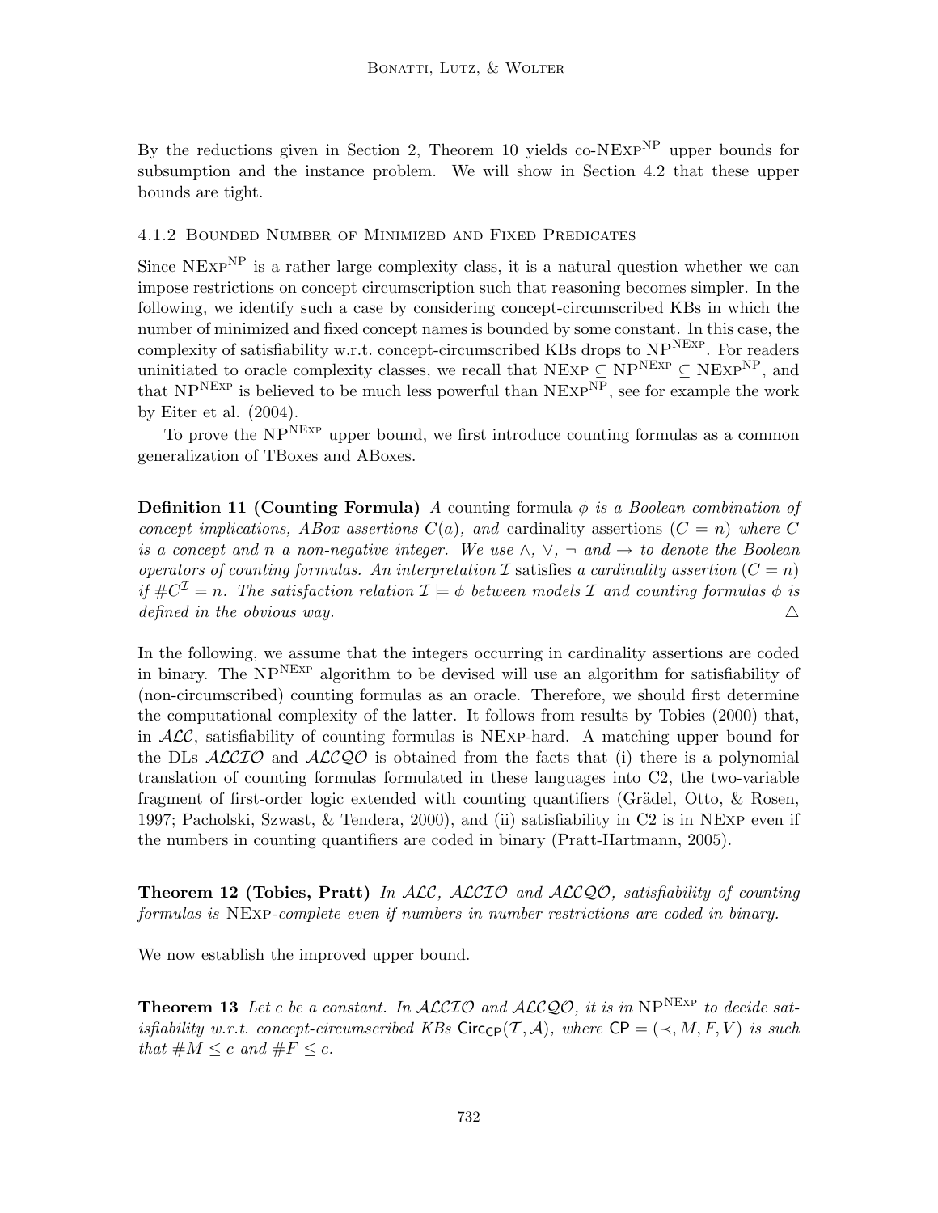By the reductions given in Section 2, Theorem 10 yields co-$\text{NExp}^{\text{NP}}$ upper bounds for subsumption and the instance problem. We will show in Section 4.2 that these upper bounds are tight.

#### 4.1.2 Bounded Number of Minimized and Fixed Predicates

Since $\text{NExp}^{\text{NP}}$ is a rather large complexity class, it is a natural question whether we can impose restrictions on concept circumscription such that reasoning becomes simpler. In the following, we identify such a case by considering concept-circumscribed KBs in which the number of minimized and fixed concept names is bounded by some constant. In this case, the complexity of satisfiability w.r.t. concept-circumscribed KBs drops to $\text{NP}^{\text{NExp}}$. For readers uninitiated to oracle complexity classes, we recall that $\text{NExp} \subseteq \text{NP}^{\text{NExp}} \subseteq \text{NExp}^{\text{NP}}$, and that $\text{NP}^{\text{NExp}}$ is believed to be much less powerful than $\text{NExp}^{\text{NP}}$, see for example the work by Eiter et al. (2004).

To prove the $\text{NP}^{\text{NExp}}$ upper bound, we first introduce counting formulas as a common generalization of TBoxes and ABoxes.

**Definition 11 (Counting Formula)** *A* counting formula $\phi$ *is a Boolean combination of concept implications, ABox assertions* $C(a)$*, and* cardinality assertions $(C = n)$ *where* $C$ *is a concept and* $n$ *a non-negative integer. We use* $\wedge$, $\vee$, $\neg$ *and* $\rightarrow$ *to denote the Boolean operators of counting formulas. An interpretation* $\mathcal{I}$ satisfies *a cardinality assertion* $(C = n)$ *if* $\#C^{\mathcal{I}} = n$*. The satisfaction relation* $\mathcal{I} \models \phi$ *between models* $\mathcal{I}$ *and counting formulas* $\phi$ *is defined in the obvious way.* $\triangle$

In the following, we assume that the integers occurring in cardinality assertions are coded in binary. The $\text{NP}^{\text{NExp}}$ algorithm to be devised will use an algorithm for satisfiability of (non-circumscribed) counting formulas as an oracle. Therefore, we should first determine the computational complexity of the latter. It follows from results by Tobies (2000) that, in $\mathcal{ALC}$, satisfiability of counting formulas is NExp-hard. A matching upper bound for the DLs $\mathcal{ALCIO}$ and $\mathcal{ALCQO}$ is obtained from the facts that (i) there is a polynomial translation of counting formulas formulated in these languages into C2, the two-variable fragment of first-order logic extended with counting quantifiers (Grädel, Otto, & Rosen, 1997; Pacholski, Szwast, & Tendera, 2000), and (ii) satisfiability in C2 is in NExp even if the numbers in counting quantifiers are coded in binary (Pratt-Hartmann, 2005).

**Theorem 12 (Tobies, Pratt)** *In* $\mathcal{ALC}$*,* $\mathcal{ALCIO}$ *and* $\mathcal{ALCQO}$*, satisfiability of counting formulas is* NExp*-complete even if numbers in number restrictions are coded in binary.*

We now establish the improved upper bound.

**Theorem 13** *Let* $c$ *be a constant. In* $\mathcal{ALCIO}$ *and* $\mathcal{ALCQO}$*, it is in* $\text{NP}^{\text{NExp}}$ *to decide satisfiability w.r.t. concept-circumscribed KBs* $\mathsf{Circ}_{\mathsf{CP}}(\mathcal{T}, \mathcal{A})$*, where* $\mathsf{CP} = (\prec, M, F, V)$ *is such that* $\#M \leq c$ *and* $\#F \leq c$*.*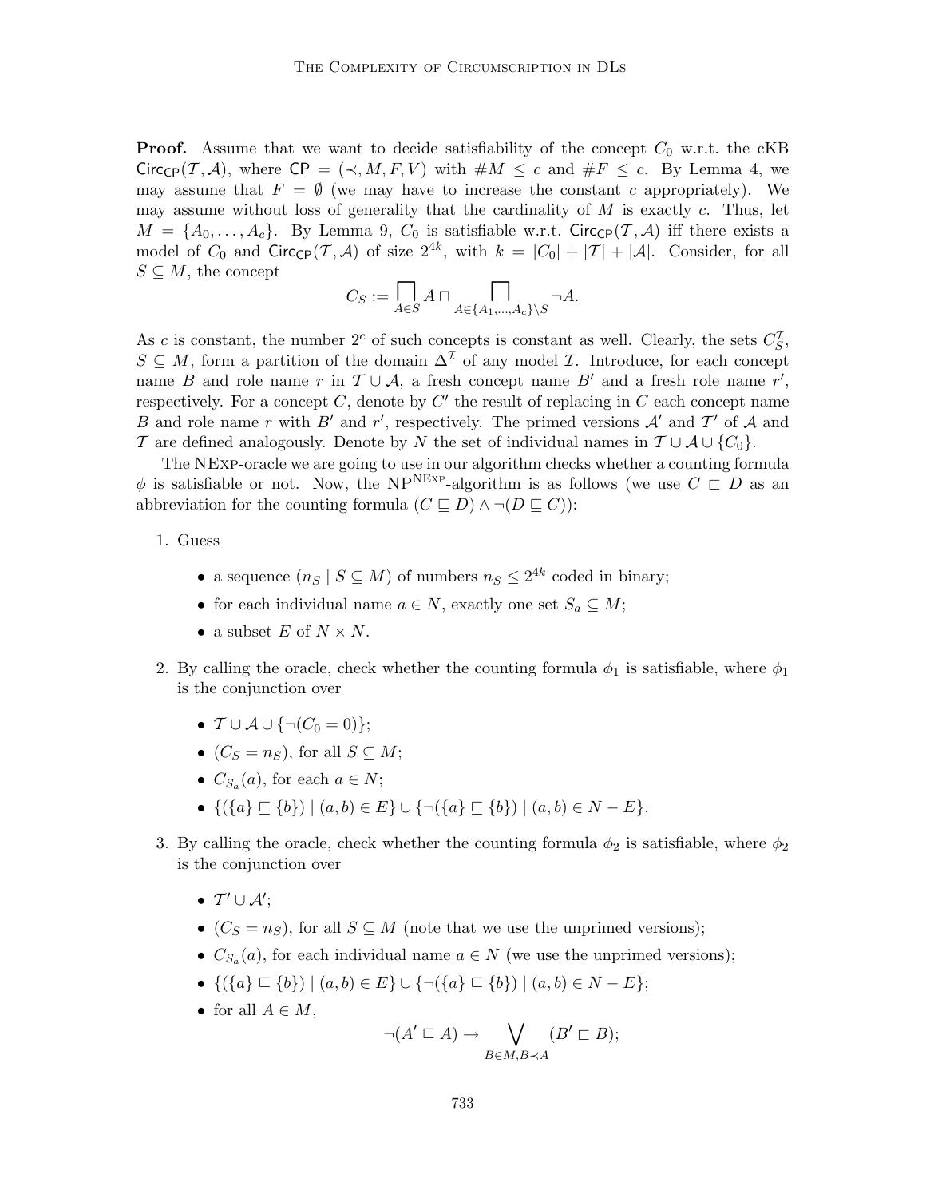**Proof.** Assume that we want to decide satisfiability of the concept $C_0$ w.r.t. the cKB $\mathsf{Circ}_{\mathsf{CP}}(\mathcal{T}, \mathcal{A})$, where $\mathsf{CP} = (\prec, M, F, V)$ with $\#M \leq c$ and $\#F \leq c$. By Lemma 4, we may assume that $F = \emptyset$ (we may have to increase the constant $c$ appropriately). We may assume without loss of generality that the cardinality of $M$ is exactly $c$. Thus, let $M = \{A_0, \ldots, A_c\}$. By Lemma 9, $C_0$ is satisfiable w.r.t. $\mathsf{Circ}_{\mathsf{CP}}(\mathcal{T}, \mathcal{A})$ iff there exists a model of $C_0$ and $\mathsf{Circ}_{\mathsf{CP}}(\mathcal{T}, \mathcal{A})$ of size $2^{4k}$, with $k = |C_0| + |\mathcal{T}| + |\mathcal{A}|$. Consider, for all $S \subseteq M$, the concept

$$C_S := \bigsqcap_{A \in S} A \sqcap \bigsqcap_{A \in \{A_1, \ldots, A_c\} \setminus S} \neg A.$$

As $c$ is constant, the number $2^c$ of such concepts is constant as well. Clearly, the sets $C_S^{\mathcal{I}}$, $S \subseteq M$, form a partition of the domain $\Delta^{\mathcal{I}}$ of any model $\mathcal{I}$. Introduce, for each concept name $B$ and role name $r$ in $\mathcal{T} \cup \mathcal{A}$, a fresh concept name $B'$ and a fresh role name $r'$, respectively. For a concept $C$, denote by $C'$ the result of replacing in $C$ each concept name $B$ and role name $r$ with $B'$ and $r'$, respectively. The primed versions $\mathcal{A}'$ and $\mathcal{T}'$ of $\mathcal{A}$ and $\mathcal{T}$ are defined analogously. Denote by $N$ the set of individual names in $\mathcal{T} \cup \mathcal{A} \cup \{C_0\}$.

The NExp-oracle we are going to use in our algorithm checks whether a counting formula $\phi$ is satisfiable or not. Now, the $\text{NP}^{\text{NExp}}$-algorithm is as follows (we use $C \sqsubset D$ as an abbreviation for the counting formula $(C \sqsubseteq D) \wedge \neg(D \sqsubseteq C)$):

1. Guess
   - a sequence $(n_S \mid S \subseteq M)$ of numbers $n_S \leq 2^{4k}$ coded in binary;
   - for each individual name $a \in N$, exactly one set $S_a \subseteq M$;
   - a subset $E$ of $N \times N$.
2. By calling the oracle, check whether the counting formula $\phi_1$ is satisfiable, where $\phi_1$ is the conjunction over
   - $\mathcal{T} \cup \mathcal{A} \cup \{\neg(C_0 = 0)\}$;
   - $(C_S = n_S)$, for all $S \subseteq M$;
   - $C_{S_a}(a)$, for each $a \in N$;
   - $\{(\{a\} \sqsubseteq \{b\}) \mid (a, b) \in E\} \cup \{\neg(\{a\} \sqsubseteq \{b\}) \mid (a, b) \in N - E\}$.
3. By calling the oracle, check whether the counting formula $\phi_2$ is satisfiable, where $\phi_2$ is the conjunction over
   - $\mathcal{T}' \cup \mathcal{A}'$;
   - $(C_S = n_S)$, for all $S \subseteq M$ (note that we use the unprimed versions);
   - $C_{S_a}(a)$, for each individual name $a \in N$ (we use the unprimed versions);
   - $\{(\{a\} \sqsubseteq \{b\}) \mid (a, b) \in E\} \cup \{\neg(\{a\} \sqsubseteq \{b\}) \mid (a, b) \in N - E\}$;
   - for all $A \in M$,

$$\neg(A' \sqsubseteq A) \rightarrow \bigvee_{B \in M, B \prec A} (B' \sqsubset B);$$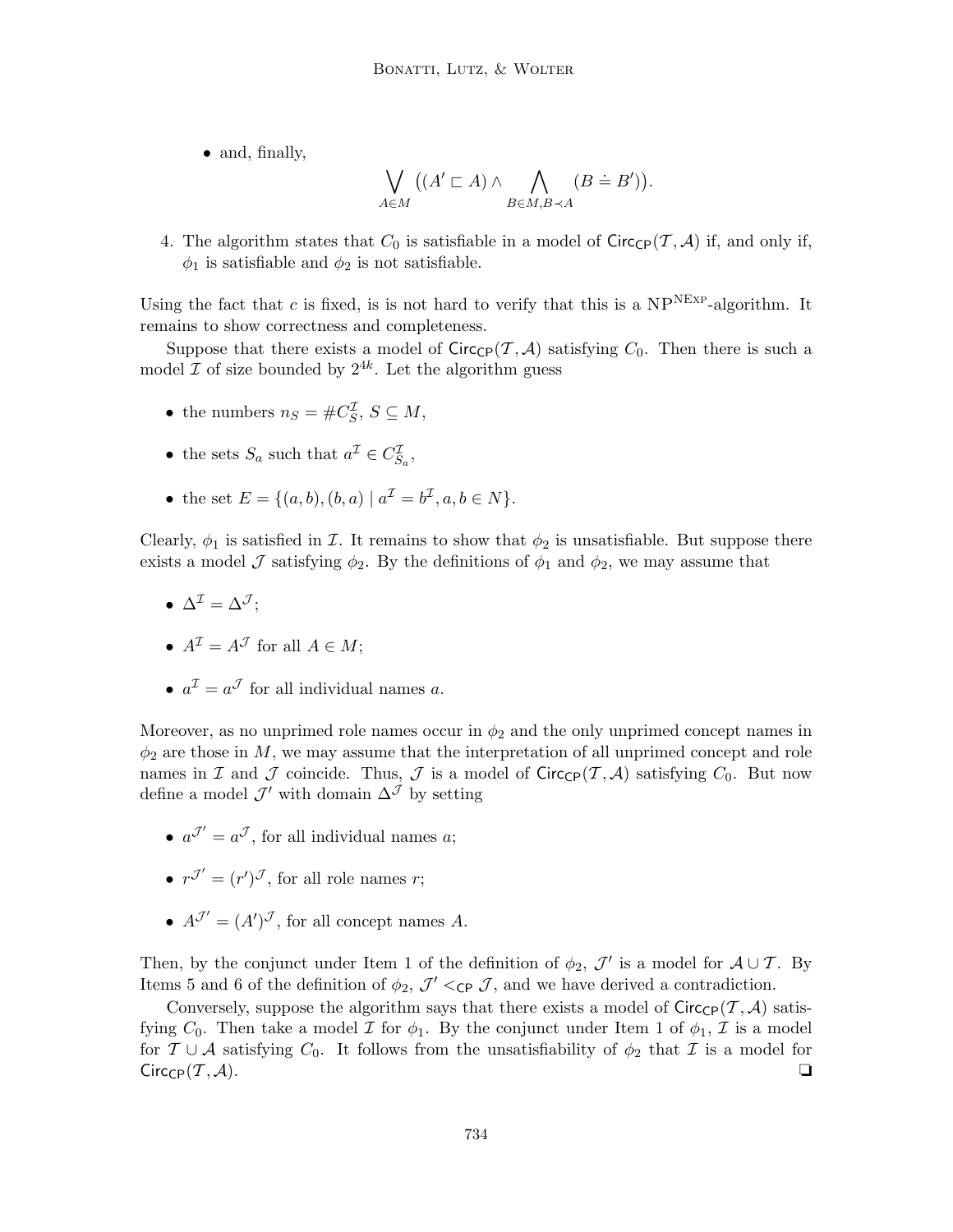- and, finally,

$$\bigvee_{A \in M} \big((A' \sqsubset A) \wedge \bigwedge_{B \in M, B \prec A} (B \doteq B')\big).$$

4. The algorithm states that $C_0$ is satisfiable in a model of $\mathsf{Circ_{CP}}(\mathcal{T}, \mathcal{A})$ if, and only if, $\phi_1$ is satisfiable and $\phi_2$ is not satisfiable.

Using the fact that $c$ is fixed, is is not hard to verify that this is a $\mathrm{NP}^{\mathrm{NExp}}$-algorithm. It remains to show correctness and completeness.

Suppose that there exists a model of $\mathsf{Circ_{CP}}(\mathcal{T}, \mathcal{A})$ satisfying $C_0$. Then there is such a model $\mathcal{I}$ of size bounded by $2^{4k}$. Let the algorithm guess

- the numbers $n_S = \#C_S^{\mathcal{I}}$, $S \subseteq M$,
- the sets $S_a$ such that $a^{\mathcal{I}} \in C_{S_a}^{\mathcal{I}}$,
- the set $E = \{(a, b), (b, a) \mid a^{\mathcal{I}} = b^{\mathcal{I}}, a, b \in N\}$.

Clearly, $\phi_1$ is satisfied in $\mathcal{I}$. It remains to show that $\phi_2$ is unsatisfiable. But suppose there exists a model $\mathcal{J}$ satisfying $\phi_2$. By the definitions of $\phi_1$ and $\phi_2$, we may assume that

- $\Delta^{\mathcal{I}} = \Delta^{\mathcal{J}}$;
- $A^{\mathcal{I}} = A^{\mathcal{J}}$ for all $A \in M$;
- $a^{\mathcal{I}} = a^{\mathcal{J}}$ for all individual names $a$.

Moreover, as no unprimed role names occur in $\phi_2$ and the only unprimed concept names in $\phi_2$ are those in $M$, we may assume that the interpretation of all unprimed concept and role names in $\mathcal{I}$ and $\mathcal{J}$ coincide. Thus, $\mathcal{J}$ is a model of $\mathsf{Circ_{CP}}(\mathcal{T}, \mathcal{A})$ satisfying $C_0$. But now define a model $\mathcal{J}'$ with domain $\Delta^{\mathcal{J}}$ by setting

- $a^{\mathcal{J}'} = a^{\mathcal{J}}$, for all individual names $a$;
- $r^{\mathcal{J}'} = (r')^{\mathcal{J}}$, for all role names $r$;
- $A^{\mathcal{J}'} = (A')^{\mathcal{J}}$, for all concept names $A$.

Then, by the conjunct under Item 1 of the definition of $\phi_2$, $\mathcal{J}'$ is a model for $\mathcal{A} \cup \mathcal{T}$. By Items 5 and 6 of the definition of $\phi_2$, $\mathcal{J}' <_{\mathsf{CP}} \mathcal{J}$, and we have derived a contradiction.

Conversely, suppose the algorithm says that there exists a model of $\mathsf{Circ_{CP}}(\mathcal{T}, \mathcal{A})$ satisfying $C_0$. Then take a model $\mathcal{I}$ for $\phi_1$. By the conjunct under Item 1 of $\phi_1$, $\mathcal{I}$ is a model for $\mathcal{T} \cup \mathcal{A}$ satisfying $C_0$. It follows from the unsatisfiability of $\phi_2$ that $\mathcal{I}$ is a model for $\mathsf{Circ_{CP}}(\mathcal{T}, \mathcal{A})$. ❏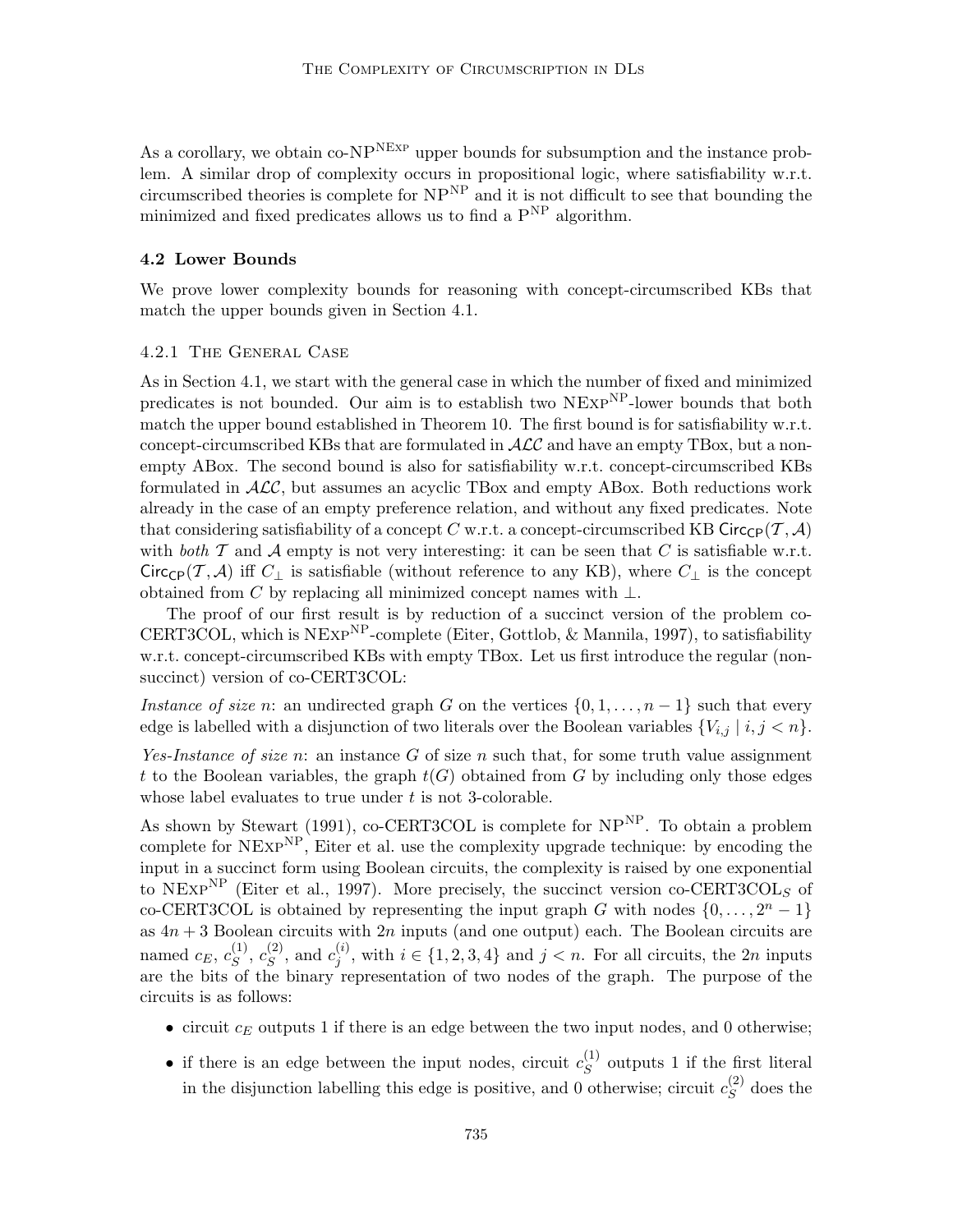As a corollary, we obtain co-NP$^{\text{NExp}}$ upper bounds for subsumption and the instance problem. A similar drop of complexity occurs in propositional logic, where satisfiability w.r.t. circumscribed theories is complete for NP$^{\text{NP}}$ and it is not difficult to see that bounding the minimized and fixed predicates allows us to find a P$^{\text{NP}}$ algorithm.

### 4.2 Lower Bounds

We prove lower complexity bounds for reasoning with concept-circumscribed KBs that match the upper bounds given in Section 4.1.

#### 4.2.1 The General Case

As in Section 4.1, we start with the general case in which the number of fixed and minimized predicates is not bounded. Our aim is to establish two NExp$^{\text{NP}}$-lower bounds that both match the upper bound established in Theorem 10. The first bound is for satisfiability w.r.t. concept-circumscribed KBs that are formulated in $\mathcal{ALC}$ and have an empty TBox, but a non-empty ABox. The second bound is also for satisfiability w.r.t. concept-circumscribed KBs formulated in $\mathcal{ALC}$, but assumes an acyclic TBox and empty ABox. Both reductions work already in the case of an empty preference relation, and without any fixed predicates. Note that considering satisfiability of a concept $C$ w.r.t. a concept-circumscribed KB $\mathsf{Circ}_{\mathsf{CP}}(\mathcal{T}, \mathcal{A})$ with *both* $\mathcal{T}$ and $\mathcal{A}$ empty is not very interesting: it can be seen that $C$ is satisfiable w.r.t. $\mathsf{Circ}_{\mathsf{CP}}(\mathcal{T}, \mathcal{A})$ iff $C_\bot$ is satisfiable (without reference to any KB), where $C_\bot$ is the concept obtained from $C$ by replacing all minimized concept names with $\bot$.

The proof of our first result is by reduction of a succinct version of the problem co-CERT3COL, which is NExp$^{\text{NP}}$-complete (Eiter, Gottlob, & Mannila, 1997), to satisfiability w.r.t. concept-circumscribed KBs with empty TBox. Let us first introduce the regular (non-succinct) version of co-CERT3COL:

*Instance of size n*: an undirected graph $G$ on the vertices $\{0, 1, \ldots, n-1\}$ such that every edge is labelled with a disjunction of two literals over the Boolean variables $\{V_{i,j} \mid i, j < n\}$.

*Yes-Instance of size n*: an instance $G$ of size $n$ such that, for some truth value assignment $t$ to the Boolean variables, the graph $t(G)$ obtained from $G$ by including only those edges whose label evaluates to true under $t$ is not 3-colorable.

As shown by Stewart (1991), co-CERT3COL is complete for NP$^{\text{NP}}$. To obtain a problem complete for NExp$^{\text{NP}}$, Eiter et al. use the complexity upgrade technique: by encoding the input in a succinct form using Boolean circuits, the complexity is raised by one exponential to NExp$^{\text{NP}}$ (Eiter et al., 1997). More precisely, the succinct version co-CERT3COL$_S$ of co-CERT3COL is obtained by representing the input graph $G$ with nodes $\{0, \ldots, 2^n - 1\}$ as $4n + 3$ Boolean circuits with $2n$ inputs (and one output) each. The Boolean circuits are named $c_E$, $c_S^{(1)}$, $c_S^{(2)}$, and $c_j^{(i)}$, with $i \in \{1, 2, 3, 4\}$ and $j < n$. For all circuits, the $2n$ inputs are the bits of the binary representation of two nodes of the graph. The purpose of the circuits is as follows:

- circuit $c_E$ outputs 1 if there is an edge between the two input nodes, and 0 otherwise;
- if there is an edge between the input nodes, circuit $c_S^{(1)}$ outputs 1 if the first literal in the disjunction labelling this edge is positive, and 0 otherwise; circuit $c_S^{(2)}$ does the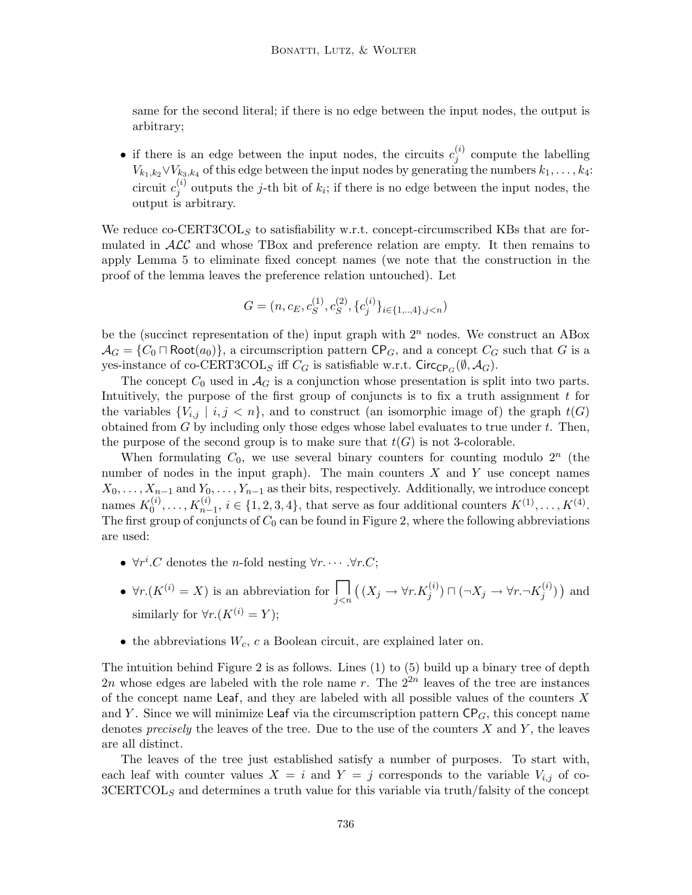same for the second literal; if there is no edge between the input nodes, the output is arbitrary;

- if there is an edge between the input nodes, the circuits $c_j^{(i)}$ compute the labelling $V_{k_1,k_2} \vee V_{k_3,k_4}$ of this edge between the input nodes by generating the numbers $k_1, \ldots, k_4$: circuit $c_j^{(i)}$ outputs the $j$-th bit of $k_i$; if there is no edge between the input nodes, the output is arbitrary.

We reduce co-CERT3COL$_S$ to satisfiability w.r.t. concept-circumscribed KBs that are formulated in $\mathcal{ALC}$ and whose TBox and preference relation are empty. It then remains to apply Lemma 5 to eliminate fixed concept names (we note that the construction in the proof of the lemma leaves the preference relation untouched). Let

$$G = (n, c_E, c_S^{(1)}, c_S^{(2)}, \{c_j^{(i)}\}_{i \in \{1,..,4\}, j<n})$$

be the (succinct representation of the) input graph with $2^n$ nodes. We construct an ABox $\mathcal{A}_G = \{C_0 \sqcap \mathsf{Root}(a_0)\}$, a circumscription pattern $\mathsf{CP}_G$, and a concept $C_G$ such that $G$ is a yes-instance of co-CERT3COL$_S$ iff $C_G$ is satisfiable w.r.t. $\mathsf{Circ}_{\mathsf{CP}_G}(\emptyset, \mathcal{A}_G)$.

The concept $C_0$ used in $\mathcal{A}_G$ is a conjunction whose presentation is split into two parts. Intuitively, the purpose of the first group of conjuncts is to fix a truth assignment $t$ for the variables $\{V_{i,j} \mid i, j < n\}$, and to construct (an isomorphic image of) the graph $t(G)$ obtained from $G$ by including only those edges whose label evaluates to true under $t$. Then, the purpose of the second group is to make sure that $t(G)$ is not 3-colorable.

When formulating $C_0$, we use several binary counters for counting modulo $2^n$ (the number of nodes in the input graph). The main counters $X$ and $Y$ use concept names $X_0, \ldots, X_{n-1}$ and $Y_0, \ldots, Y_{n-1}$ as their bits, respectively. Additionally, we introduce concept names $K_0^{(i)}, \ldots, K_{n-1}^{(i)}$, $i \in \{1, 2, 3, 4\}$, that serve as four additional counters $K^{(1)}, \ldots, K^{(4)}$. The first group of conjuncts of $C_0$ can be found in Figure 2, where the following abbreviations are used:

- $\forall r^i.C$ denotes the $n$-fold nesting $\forall r. \cdots .\forall r.C$;
- $\forall r.(K^{(i)} = X)$ is an abbreviation for $\bigsqcap_{j<n} \big( (X_j \rightarrow \forall r.K_j^{(i)}) \sqcap (\neg X_j \rightarrow \forall r.\neg K_j^{(i)}) \big)$ and similarly for $\forall r.(K^{(i)} = Y)$;
- the abbreviations $W_c$, $c$ a Boolean circuit, are explained later on.

The intuition behind Figure 2 is as follows. Lines (1) to (5) build up a binary tree of depth $2n$ whose edges are labeled with the role name $r$. The $2^{2n}$ leaves of the tree are instances of the concept name $\mathsf{Leaf}$, and they are labeled with all possible values of the counters $X$ and $Y$. Since we will minimize $\mathsf{Leaf}$ via the circumscription pattern $\mathsf{CP}_G$, this concept name denotes *precisely* the leaves of the tree. Due to the use of the counters $X$ and $Y$, the leaves are all distinct.

The leaves of the tree just established satisfy a number of purposes. To start with, each leaf with counter values $X = i$ and $Y = j$ corresponds to the variable $V_{i,j}$ of co-3CERTCOL$_S$ and determines a truth value for this variable via truth/falsity of the concept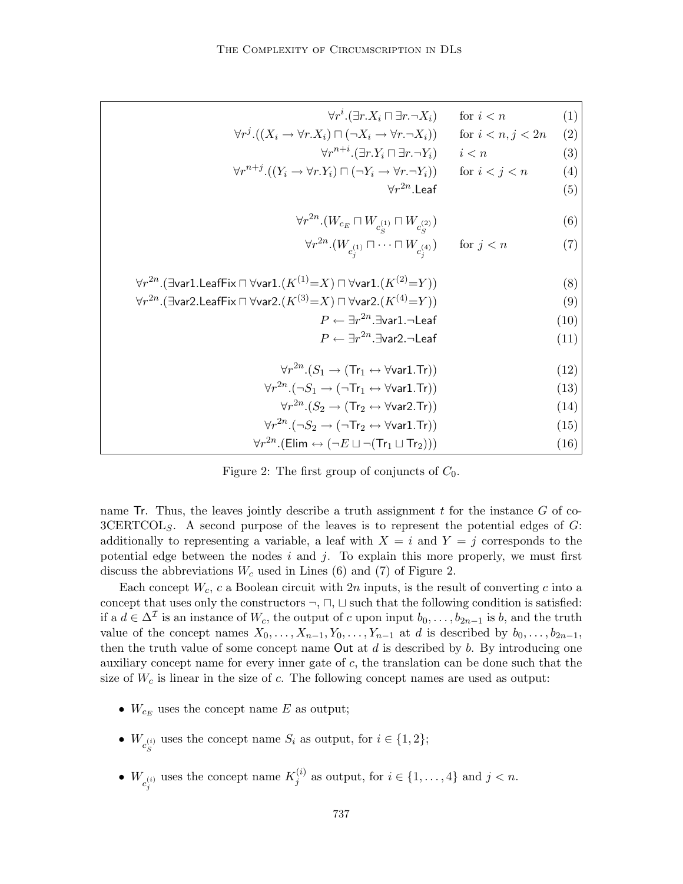$$\forall r^i.(\exists r.X_i \sqcap \exists r.\neg X_i) \qquad \text{for } i < n \tag{1}$$

$$\forall r^j.((X_i \rightarrow \forall r.X_i) \sqcap (\neg X_i \rightarrow \forall r.\neg X_i)) \qquad \text{for } i < n, j < 2n \tag{2}$$

$$\forall r^{n+i}.(\exists r.Y_i \sqcap \exists r.\neg Y_i) \qquad i < n \tag{3}$$

$$\forall r^{n+j}.((Y_i \rightarrow \forall r.Y_i) \sqcap (\neg Y_i \rightarrow \forall r.\neg Y_i)) \qquad \text{for } i < j < n \tag{4}$$

$$\forall r^{2n}.\mathsf{Leaf} \tag{5}$$

$$\forall r^{2n}.(W_{c_E} \sqcap W_{c_S^{(1)}} \sqcap W_{c_S^{(2)}}) \tag{6}$$

$$\forall r^{2n}.(W_{c_j^{(1)}} \sqcap \cdots \sqcap W_{c_j^{(4)}}) \qquad \text{for } j < n \tag{7}$$

$$\forall r^{2n}.(\exists \mathsf{var1}.\mathsf{LeafFix} \sqcap \forall \mathsf{var1}.(K^{(1)}{=}X) \sqcap \forall \mathsf{var1}.(K^{(2)}{=}Y)) \tag{8}$$

$$\forall r^{2n}.(\exists \mathsf{var2}.\mathsf{LeafFix} \sqcap \forall \mathsf{var2}.(K^{(3)}{=}X) \sqcap \forall \mathsf{var2}.(K^{(4)}{=}Y)) \tag{9}$$

$$P \leftarrow \exists r^{2n}.\exists \mathsf{var1}.\neg \mathsf{Leaf} \tag{10}$$

$$P \leftarrow \exists r^{2n}.\exists \mathsf{var2}.\neg \mathsf{Leaf} \tag{11}$$

$$\forall r^{2n}.(S_1 \rightarrow (\mathsf{Tr}_1 \leftrightarrow \forall \mathsf{var1}.\mathsf{Tr})) \tag{12}$$

$$\forall r^{2n}.(\neg S_1 \rightarrow (\neg \mathsf{Tr}_1 \leftrightarrow \forall \mathsf{var1}.\mathsf{Tr})) \tag{13}$$

$$\forall r^{2n}.(S_2 \rightarrow (\mathsf{Tr}_2 \leftrightarrow \forall \mathsf{var2}.\mathsf{Tr})) \tag{14}$$

$$\forall r^{2n}.(\neg S_2 \rightarrow (\neg \mathsf{Tr}_2 \leftrightarrow \forall \mathsf{var1}.\mathsf{Tr})) \tag{15}$$

$$\forall r^{2n}.(\mathsf{Elim} \leftrightarrow (\neg E \sqcup \neg(\mathsf{Tr}_1 \sqcup \mathsf{Tr}_2))) \tag{16}$$

Figure 2: The first group of conjuncts of $C_0$.

name Tr. Thus, the leaves jointly describe a truth assignment $t$ for the instance $G$ of co-3CERTCOL$_S$. A second purpose of the leaves is to represent the potential edges of $G$: additionally to representing a variable, a leaf with $X = i$ and $Y = j$ corresponds to the potential edge between the nodes $i$ and $j$. To explain this more properly, we must first discuss the abbreviations $W_c$ used in Lines (6) and (7) of Figure 2.

Each concept $W_c$, $c$ a Boolean circuit with $2n$ inputs, is the result of converting $c$ into a concept that uses only the constructors $\neg$, $\sqcap$, $\sqcup$ such that the following condition is satisfied: if a $d \in \Delta^{\mathcal{I}}$ is an instance of $W_c$, the output of $c$ upon input $b_0, \ldots, b_{2n-1}$ is $b$, and the truth value of the concept names $X_0, \ldots, X_{n-1}, Y_0, \ldots, Y_{n-1}$ at $d$ is described by $b_0, \ldots, b_{2n-1}$, then the truth value of some concept name Out at $d$ is described by $b$. By introducing one auxiliary concept name for every inner gate of $c$, the translation can be done such that the size of $W_c$ is linear in the size of $c$. The following concept names are used as output:

- $W_{c_E}$ uses the concept name $E$ as output;
- $W_{c_S^{(i)}}$ uses the concept name $S_i$ as output, for $i \in \{1, 2\}$;
- $W_{c_j^{(i)}}$ uses the concept name $K_j^{(i)}$ as output, for $i \in \{1, \ldots, 4\}$ and $j < n$.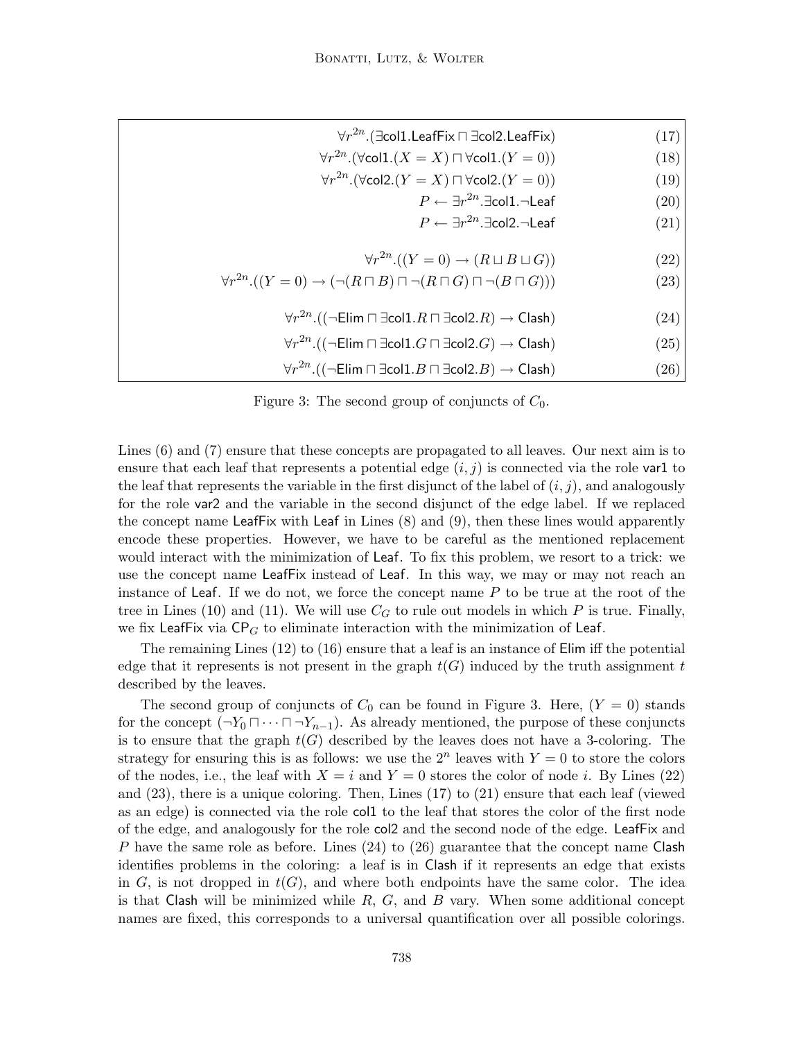$$\forall r^{2n}.(\exists \mathsf{col1}.\mathsf{LeafFix} \sqcap \exists \mathsf{col2}.\mathsf{LeafFix}) \tag{17}$$

$$\forall r^{2n}.(\forall \mathsf{col1}.(X = X) \sqcap \forall \mathsf{col1}.(Y = 0)) \tag{18}$$

$$\forall r^{2n}.(\forall \mathsf{col2}.(Y = X) \sqcap \forall \mathsf{col2}.(Y = 0)) \tag{19}$$

$$P \leftarrow \exists r^{2n}.\exists \mathsf{col1}.\neg\mathsf{Leaf} \tag{20}$$

$$P \leftarrow \exists r^{2n}.\exists \mathsf{col2}.\neg\mathsf{Leaf} \tag{21}$$

$$\forall r^{2n}.((Y = 0) \rightarrow (R \sqcup B \sqcup G)) \tag{22}$$

$$\forall r^{2n}.((Y = 0) \rightarrow (\neg(R \sqcap B) \sqcap \neg(R \sqcap G) \sqcap \neg(B \sqcap G))) \tag{23}$$

$$\forall r^{2n}.((\neg\mathsf{Elim} \sqcap \exists \mathsf{col1}.R \sqcap \exists \mathsf{col2}.R) \rightarrow \mathsf{Clash}) \tag{24}$$

$$\forall r^{2n}.((\neg\mathsf{Elim} \sqcap \exists \mathsf{col1}.G \sqcap \exists \mathsf{col2}.G) \rightarrow \mathsf{Clash}) \tag{25}$$

$$\forall r^{2n}.((\neg\mathsf{Elim} \sqcap \exists \mathsf{col1}.B \sqcap \exists \mathsf{col2}.B) \rightarrow \mathsf{Clash}) \tag{26}$$

Figure 3: The second group of conjuncts of $C_0$.

Lines (6) and (7) ensure that these concepts are propagated to all leaves. Our next aim is to ensure that each leaf that represents a potential edge $(i, j)$ is connected via the role var1 to the leaf that represents the variable in the first disjunct of the label of $(i, j)$, and analogously for the role var2 and the variable in the second disjunct of the edge label. If we replaced the concept name LeafFix with Leaf in Lines (8) and (9), then these lines would apparently encode these properties. However, we have to be careful as the mentioned replacement would interact with the minimization of Leaf. To fix this problem, we resort to a trick: we use the concept name LeafFix instead of Leaf. In this way, we may or may not reach an instance of Leaf. If we do not, we force the concept name $P$ to be true at the root of the tree in Lines (10) and (11). We will use $C_G$ to rule out models in which $P$ is true. Finally, we fix LeafFix via $\mathsf{CP}_G$ to eliminate interaction with the minimization of Leaf.

The remaining Lines (12) to (16) ensure that a leaf is an instance of Elim iff the potential edge that it represents is not present in the graph $t(G)$ induced by the truth assignment $t$ described by the leaves.

The second group of conjuncts of $C_0$ can be found in Figure 3. Here, $(Y = 0)$ stands for the concept $(\neg Y_0 \sqcap \cdots \sqcap \neg Y_{n-1})$. As already mentioned, the purpose of these conjuncts is to ensure that the graph $t(G)$ described by the leaves does not have a 3-coloring. The strategy for ensuring this is as follows: we use the $2^n$ leaves with $Y = 0$ to store the colors of the nodes, i.e., the leaf with $X = i$ and $Y = 0$ stores the color of node $i$. By Lines (22) and (23), there is a unique coloring. Then, Lines (17) to (21) ensure that each leaf (viewed as an edge) is connected via the role col1 to the leaf that stores the color of the first node of the edge, and analogously for the role col2 and the second node of the edge. LeafFix and $P$ have the same role as before. Lines (24) to (26) guarantee that the concept name Clash identifies problems in the coloring: a leaf is in Clash if it represents an edge that exists in $G$, is not dropped in $t(G)$, and where both endpoints have the same color. The idea is that Clash will be minimized while $R$, $G$, and $B$ vary. When some additional concept names are fixed, this corresponds to a universal quantification over all possible colorings.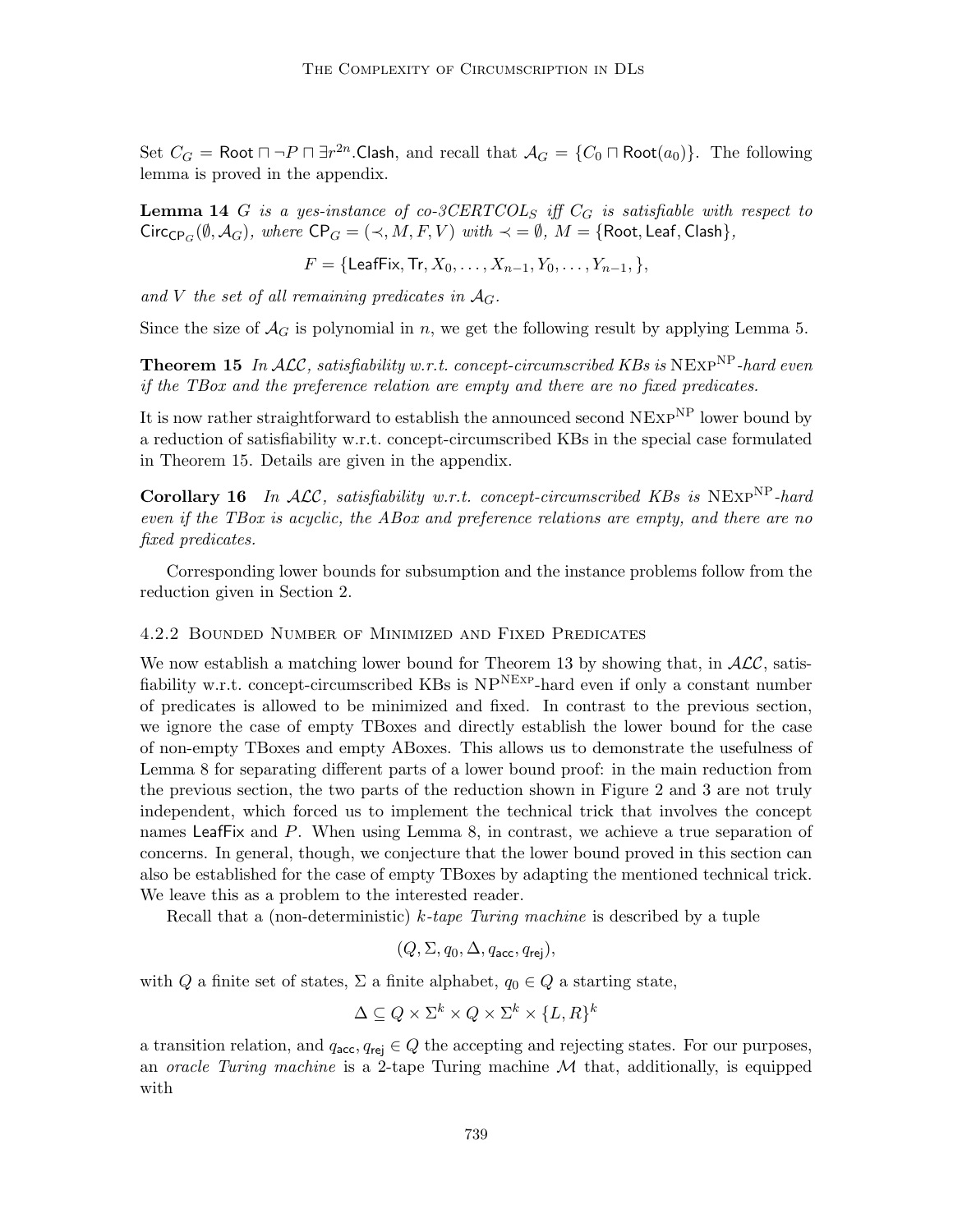Set $C_G = \mathsf{Root} \sqcap \neg P \sqcap \exists r^{2n}.\mathsf{Clash}$, and recall that $\mathcal{A}_G = \{C_0 \sqcap \mathsf{Root}(a_0)\}$. The following lemma is proved in the appendix.

**Lemma 14** *$G$ is a yes-instance of co-3CERTCOL$_S$ iff $C_G$ is satisfiable with respect to $\mathsf{Circ}_{\mathsf{CP}_G}(\emptyset, \mathcal{A}_G)$, where $\mathsf{CP}_G = (\prec, M, F, V)$ with $\prec = \emptyset$, $M = \{\mathsf{Root}, \mathsf{Leaf}, \mathsf{Clash}\}$,*

$$F = \{\mathsf{LeafFix}, \mathsf{Tr}, X_0, \ldots, X_{n-1}, Y_0, \ldots, Y_{n-1}, \},$$

*and $V$ the set of all remaining predicates in $\mathcal{A}_G$.*

Since the size of $\mathcal{A}_G$ is polynomial in $n$, we get the following result by applying Lemma 5.

**Theorem 15** *In $\mathcal{ALC}$, satisfiability w.r.t. concept-circumscribed KBs is $\text{NExp}^{\text{NP}}$-hard even if the TBox and the preference relation are empty and there are no fixed predicates.*

It is now rather straightforward to establish the announced second $\text{NExp}^{\text{NP}}$ lower bound by a reduction of satisfiability w.r.t. concept-circumscribed KBs in the special case formulated in Theorem 15. Details are given in the appendix.

**Corollary 16** *In $\mathcal{ALC}$, satisfiability w.r.t. concept-circumscribed KBs is $\text{NExp}^{\text{NP}}$-hard even if the TBox is acyclic, the ABox and preference relations are empty, and there are no fixed predicates.*

Corresponding lower bounds for subsumption and the instance problems follow from the reduction given in Section 2.

### 4.2.2 Bounded Number of Minimized and Fixed Predicates

We now establish a matching lower bound for Theorem 13 by showing that, in $\mathcal{ALC}$, satisfiability w.r.t. concept-circumscribed KBs is $\text{NP}^{\text{NExp}}$-hard even if only a constant number of predicates is allowed to be minimized and fixed. In contrast to the previous section, we ignore the case of empty TBoxes and directly establish the lower bound for the case of non-empty TBoxes and empty ABoxes. This allows us to demonstrate the usefulness of Lemma 8 for separating different parts of a lower bound proof: in the main reduction from the previous section, the two parts of the reduction shown in Figure 2 and 3 are not truly independent, which forced us to implement the technical trick that involves the concept names LeafFix and $P$. When using Lemma 8, in contrast, we achieve a true separation of concerns. In general, though, we conjecture that the lower bound proved in this section can also be established for the case of empty TBoxes by adapting the mentioned technical trick. We leave this as a problem to the interested reader.

Recall that a (non-deterministic) *$k$-tape Turing machine* is described by a tuple

$$(Q, \Sigma, q_0, \Delta, q_{\mathsf{acc}}, q_{\mathsf{rej}}),$$

with $Q$ a finite set of states, $\Sigma$ a finite alphabet, $q_0 \in Q$ a starting state,

$$\Delta \subseteq Q \times \Sigma^k \times Q \times \Sigma^k \times \{L, R\}^k$$

a transition relation, and $q_{\mathsf{acc}}, q_{\mathsf{rej}} \in Q$ the accepting and rejecting states. For our purposes, an *oracle Turing machine* is a 2-tape Turing machine $\mathcal{M}$ that, additionally, is equipped with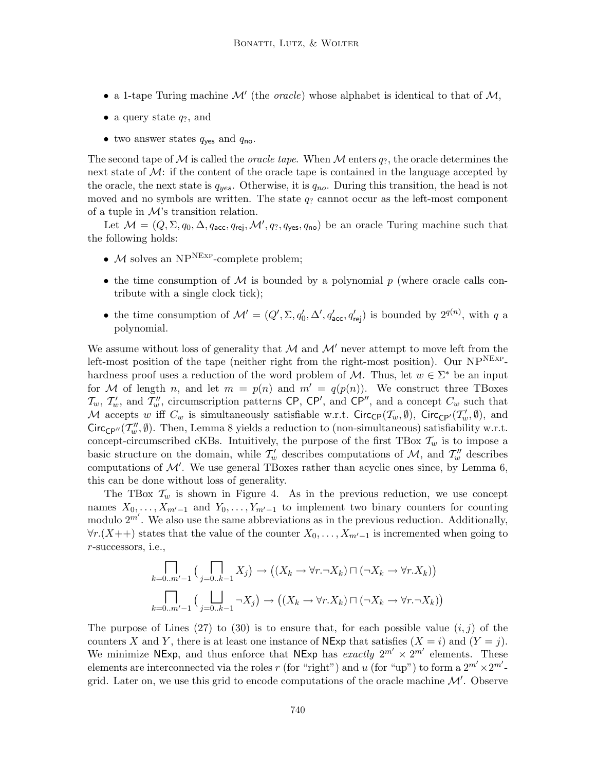- a 1-tape Turing machine $\mathcal{M}'$ (the *oracle*) whose alphabet is identical to that of $\mathcal{M}$,
- a query state $q_?$, and
- two answer states $q_{\mathsf{yes}}$ and $q_{\mathsf{no}}$.

The second tape of $\mathcal{M}$ is called the *oracle tape*. When $\mathcal{M}$ enters $q_?$, the oracle determines the next state of $\mathcal{M}$: if the content of the oracle tape is contained in the language accepted by the oracle, the next state is $q_{yes}$. Otherwise, it is $q_{no}$. During this transition, the head is not moved and no symbols are written. The state $q_?$ cannot occur as the left-most component of a tuple in $\mathcal{M}$'s transition relation.

Let $\mathcal{M} = (Q, \Sigma, q_0, \Delta, q_{\mathsf{acc}}, q_{\mathsf{rej}}, \mathcal{M}', q_?, q_{\mathsf{yes}}, q_{\mathsf{no}})$ be an oracle Turing machine such that the following holds:

- $\mathcal{M}$ solves an $\text{NP}^{\text{NExp}}$-complete problem;
- the time consumption of $\mathcal{M}$ is bounded by a polynomial $p$ (where oracle calls contribute with a single clock tick);
- the time consumption of $\mathcal{M}' = (Q', \Sigma, q_0', \Delta', q_{\mathsf{acc}}', q_{\mathsf{rej}}')$ is bounded by $2^{q(n)}$, with $q$ a polynomial.

We assume without loss of generality that $\mathcal{M}$ and $\mathcal{M}'$ never attempt to move left from the left-most position of the tape (neither right from the right-most position). Our $\text{NP}^{\text{NExp}}$-hardness proof uses a reduction of the word problem of $\mathcal{M}$. Thus, let $w \in \Sigma^*$ be an input for $\mathcal{M}$ of length $n$, and let $m = p(n)$ and $m' = q(p(n))$. We construct three TBoxes $\mathcal{T}_w$, $\mathcal{T}_w'$, and $\mathcal{T}_w''$, circumscription patterns $\mathsf{CP}$, $\mathsf{CP}'$, and $\mathsf{CP}''$, and a concept $C_w$ such that $\mathcal{M}$ accepts $w$ iff $C_w$ is simultaneously satisfiable w.r.t. $\mathsf{Circ}_{\mathsf{CP}}(\mathcal{T}_w, \emptyset)$, $\mathsf{Circ}_{\mathsf{CP}'}(\mathcal{T}_w', \emptyset)$, and $\mathsf{Circ}_{\mathsf{CP}''}(\mathcal{T}_w'', \emptyset)$. Then, Lemma 8 yields a reduction to (non-simultaneous) satisfiability w.r.t. concept-circumscribed cKBs. Intuitively, the purpose of the first TBox $\mathcal{T}_w$ is to impose a basic structure on the domain, while $\mathcal{T}_w'$ describes computations of $\mathcal{M}$, and $\mathcal{T}_w''$ describes computations of $\mathcal{M}'$. We use general TBoxes rather than acyclic ones since, by Lemma 6, this can be done without loss of generality.

The TBox $\mathcal{T}_w$ is shown in Figure 4. As in the previous reduction, we use concept names $X_0, \ldots, X_{m'-1}$ and $Y_0, \ldots, Y_{m'-1}$ to implement two binary counters for counting modulo $2^{m'}$. We also use the same abbreviations as in the previous reduction. Additionally, $\forall r.(X{+}{+})$ states that the value of the counter $X_0, \ldots, X_{m'-1}$ is incremented when going to $r$-successors, i.e.,

$$\prod_{k=0..m'-1} \big( \prod_{j=0..k-1} X_j \big) \rightarrow \big( (X_k \rightarrow \forall r.\neg X_k) \sqcap (\neg X_k \rightarrow \forall r.X_k) \big)$$

$$\prod_{k=0..m'-1} \big( \bigsqcup_{j=0..k-1} \neg X_j \big) \rightarrow \big( (X_k \rightarrow \forall r.X_k) \sqcap (\neg X_k \rightarrow \forall r.\neg X_k) \big)$$

The purpose of Lines (27) to (30) is to ensure that, for each possible value $(i, j)$ of the counters $X$ and $Y$, there is at least one instance of $\mathsf{NExp}$ that satisfies $(X = i)$ and $(Y = j)$. We minimize $\mathsf{NExp}$, and thus enforce that $\mathsf{NExp}$ has *exactly* $2^{m'} \times 2^{m'}$ elements. These elements are interconnected via the roles $r$ (for "right") and $u$ (for "up") to form a $2^{m'} \times 2^{m'}$-grid. Later on, we use this grid to encode computations of the oracle machine $\mathcal{M}'$. Observe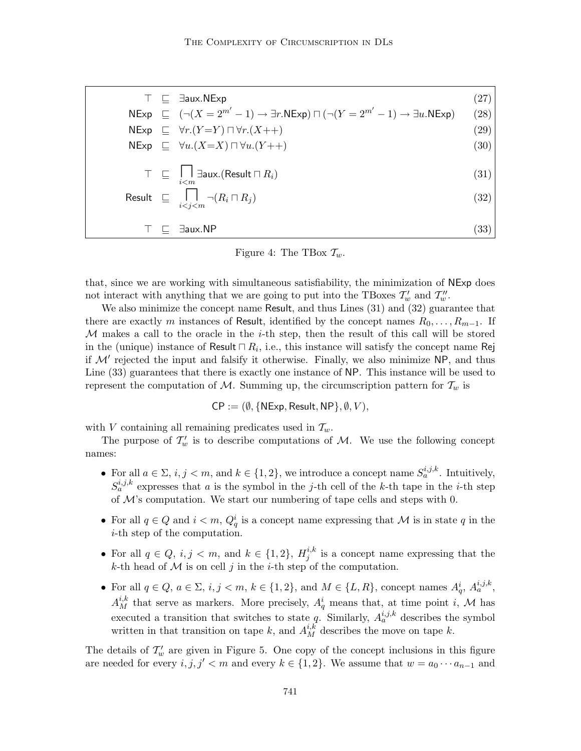$$
\begin{array}{rcll}
\top & \sqsubseteq & \exists \mathsf{aux}.\mathsf{NExp} & (27)\\
\mathsf{NExp} & \sqsubseteq & (\neg(X = 2^{m'}-1) \rightarrow \exists r.\mathsf{NExp}) \sqcap (\neg(Y = 2^{m'}-1) \rightarrow \exists u.\mathsf{NExp}) & (28)\\
\mathsf{NExp} & \sqsubseteq & \forall r.(Y{=}Y) \sqcap \forall r.(X{+}{+}) & (29)\\
\mathsf{NExp} & \sqsubseteq & \forall u.(X{=}X) \sqcap \forall u.(Y{+}{+}) & (30)\\
\top & \sqsubseteq & \displaystyle\bigsqcap_{i<m} \exists \mathsf{aux}.(\mathsf{Result} \sqcap R_i) & (31)\\
\mathsf{Result} & \sqsubseteq & \displaystyle\bigsqcap_{i<j<m} \neg(R_i \sqcap R_j) & (32)\\
\top & \sqsubseteq & \exists \mathsf{aux}.\mathsf{NP} & (33)
\end{array}
$$

Figure 4: The TBox $\mathcal{T}_w$.

that, since we are working with simultaneous satisfiability, the minimization of NExp does not interact with anything that we are going to put into the TBoxes $\mathcal{T}'_w$ and $\mathcal{T}''_w$.

We also minimize the concept name Result, and thus Lines (31) and (32) guarantee that there are exactly $m$ instances of Result, identified by the concept names $R_0, \ldots, R_{m-1}$. If $\mathcal{M}$ makes a call to the oracle in the $i$-th step, then the result of this call will be stored in the (unique) instance of $\mathsf{Result} \sqcap R_i$, i.e., this instance will satisfy the concept name Rej if $\mathcal{M}'$ rejected the input and falsify it otherwise. Finally, we also minimize NP, and thus Line (33) guarantees that there is exactly one instance of NP. This instance will be used to represent the computation of $\mathcal{M}$. Summing up, the circumscription pattern for $\mathcal{T}_w$ is

$$\mathsf{CP} := (\emptyset, \{\mathsf{NExp}, \mathsf{Result}, \mathsf{NP}\}, \emptyset, V),$$

with $V$ containing all remaining predicates used in $\mathcal{T}_w$.

The purpose of $\mathcal{T}'_w$ is to describe computations of $\mathcal{M}$. We use the following concept names:

- For all $a \in \Sigma$, $i, j < m$, and $k \in \{1, 2\}$, we introduce a concept name $S_a^{i,j,k}$. Intuitively, $S_a^{i,j,k}$ expresses that $a$ is the symbol in the $j$-th cell of the $k$-th tape in the $i$-th step of $\mathcal{M}$'s computation. We start our numbering of tape cells and steps with 0.
- For all $q \in Q$ and $i < m$, $Q_q^i$ is a concept name expressing that $\mathcal{M}$ is in state $q$ in the $i$-th step of the computation.
- For all $q \in Q$, $i, j < m$, and $k \in \{1, 2\}$, $H_j^{i,k}$ is a concept name expressing that the $k$-th head of $\mathcal{M}$ is on cell $j$ in the $i$-th step of the computation.
- For all $q \in Q$, $a \in \Sigma$, $i, j < m$, $k \in \{1, 2\}$, and $M \in \{L, R\}$, concept names $A_q^i$, $A_a^{i,j,k}$, $A_M^{i,k}$ that serve as markers. More precisely, $A_q^i$ means that, at time point $i$, $\mathcal{M}$ has executed a transition that switches to state $q$. Similarly, $A_a^{i,j,k}$ describes the symbol written in that transition on tape $k$, and $A_M^{i,k}$ describes the move on tape $k$.

The details of $\mathcal{T}'_w$ are given in Figure 5. One copy of the concept inclusions in this figure are needed for every $i, j, j' < m$ and every $k \in \{1, 2\}$. We assume that $w = a_0 \cdots a_{n-1}$ and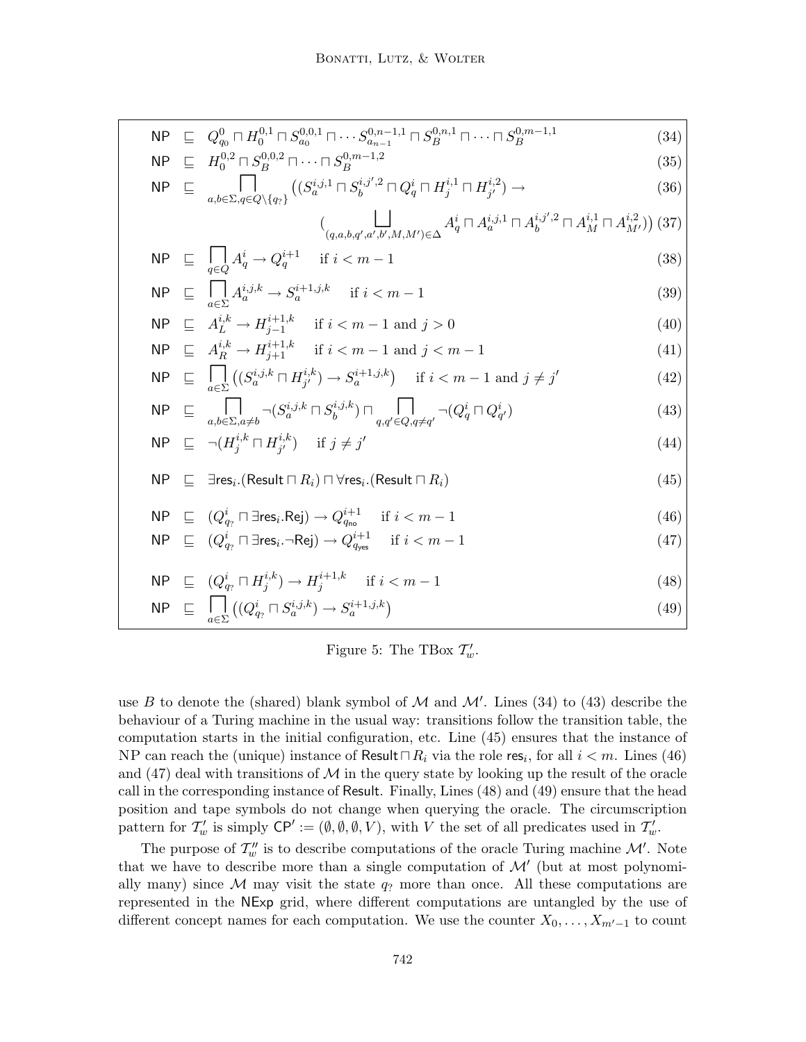$$
\begin{array}{llll}
\mathsf{NP} & \sqsubseteq & Q^0_{q_0} \sqcap H^{0,1}_0 \sqcap S^{0,0,1}_{a_0} \sqcap \cdots S^{0,n-1,1}_{a_{n-1}} \sqcap S^{0,n,1}_B \sqcap \cdots \sqcap S^{0,m-1,1}_B & (34) \\
\mathsf{NP} & \sqsubseteq & H^{0,2}_0 \sqcap S^{0,0,2}_B \sqcap \cdots \sqcap S^{0,m-1,2}_B & (35) \\
\mathsf{NP} & \sqsubseteq & \displaystyle\bigsqcap_{a,b \in \Sigma, q \in Q \setminus \{q_?\}} \big( (S^{i,j,1}_a \sqcap S^{i,j',2}_b \sqcap Q^i_q \sqcap H^{i,1}_j \sqcap H^{i,2}_{j'}) \rightarrow & (36) \\
& & \qquad \big( \displaystyle\bigsqcup_{(q,a,b,q',a',b',M,M') \in \Delta} A^i_q \sqcap A^{i,j,1}_a \sqcap A^{i,j',2}_b \sqcap A^{i,1}_M \sqcap A^{i,2}_{M'} \big) \big) & (37) \\
\mathsf{NP} & \sqsubseteq & \displaystyle\bigsqcap_{q \in Q} A^i_q \rightarrow Q^{i+1}_q \quad \text{if } i < m-1 & (38) \\
\mathsf{NP} & \sqsubseteq & \displaystyle\bigsqcap_{a \in \Sigma} A^{i,j,k}_a \rightarrow S^{i+1,j,k}_a \quad \text{if } i < m-1 & (39) \\
\mathsf{NP} & \sqsubseteq & A^{i,k}_L \rightarrow H^{i+1,k}_{j-1} \quad \text{if } i < m-1 \text{ and } j > 0 & (40) \\
\mathsf{NP} & \sqsubseteq & A^{i,k}_R \rightarrow H^{i+1,k}_{j+1} \quad \text{if } i < m-1 \text{ and } j < m-1 & (41) \\
\mathsf{NP} & \sqsubseteq & \displaystyle\bigsqcap_{a \in \Sigma} \big( (S^{i,j,k}_a \sqcap H^{i,k}_{j'}) \rightarrow S^{i+1,j,k}_a \big) \quad \text{if } i < m-1 \text{ and } j \neq j' & (42) \\
\mathsf{NP} & \sqsubseteq & \displaystyle\bigsqcap_{a,b \in \Sigma, a \neq b} \neg (S^{i,j,k}_a \sqcap S^{i,j,k}_b) \sqcap \bigsqcap_{q,q' \in Q, q \neq q'} \neg (Q^i_q \sqcap Q^i_{q'}) & (43) \\
\mathsf{NP} & \sqsubseteq & \neg (H^{i,k}_j \sqcap H^{i,k}_{j'}) \quad \text{if } j \neq j' & (44) \\
\mathsf{NP} & \sqsubseteq & \exists \mathsf{res}_i.(\mathsf{Result} \sqcap R_i) \sqcap \forall \mathsf{res}_i.(\mathsf{Result} \sqcap R_i) & (45) \\
\mathsf{NP} & \sqsubseteq & (Q^i_{q_?} \sqcap \exists \mathsf{res}_i.\mathsf{Rej}) \rightarrow Q^{i+1}_{q_{\mathsf{no}}} \quad \text{if } i < m-1 & (46) \\
\mathsf{NP} & \sqsubseteq & (Q^i_{q_?} \sqcap \exists \mathsf{res}_i.\neg\mathsf{Rej}) \rightarrow Q^{i+1}_{q_{\mathsf{yes}}} \quad \text{if } i < m-1 & (47) \\
\mathsf{NP} & \sqsubseteq & (Q^i_{q_?} \sqcap H^{i,k}_j) \rightarrow H^{i+1,k}_j \quad \text{if } i < m-1 & (48) \\
\mathsf{NP} & \sqsubseteq & \displaystyle\bigsqcap_{a \in \Sigma} \big( (Q^i_{q_?} \sqcap S^{i,j,k}_a) \rightarrow S^{i+1,j,k}_a \big) & (49)
\end{array}
$$

Figure 5: The TBox $\mathcal{T}'_w$.

use $B$ to denote the (shared) blank symbol of $\mathcal{M}$ and $\mathcal{M}'$. Lines (34) to (43) describe the behaviour of a Turing machine in the usual way: transitions follow the transition table, the computation starts in the initial configuration, etc. Line (45) ensures that the instance of NP can reach the (unique) instance of $\mathsf{Result} \sqcap R_i$ via the role $\mathsf{res}_i$, for all $i < m$. Lines (46) and (47) deal with transitions of $\mathcal{M}$ in the query state by looking up the result of the oracle call in the corresponding instance of $\mathsf{Result}$. Finally, Lines (48) and (49) ensure that the head position and tape symbols do not change when querying the oracle. The circumscription pattern for $\mathcal{T}'_w$ is simply $\mathsf{CP}' := (\emptyset, \emptyset, \emptyset, V)$, with $V$ the set of all predicates used in $\mathcal{T}'_w$.

The purpose of $\mathcal{T}''_w$ is to describe computations of the oracle Turing machine $\mathcal{M}'$. Note that we have to describe more than a single computation of $\mathcal{M}'$ (but at most polynomially many) since $\mathcal{M}$ may visit the state $q_?$ more than once. All these computations are represented in the NExp grid, where different computations are untangled by the use of different concept names for each computation. We use the counter $X_0, \ldots, X_{m'-1}$ to count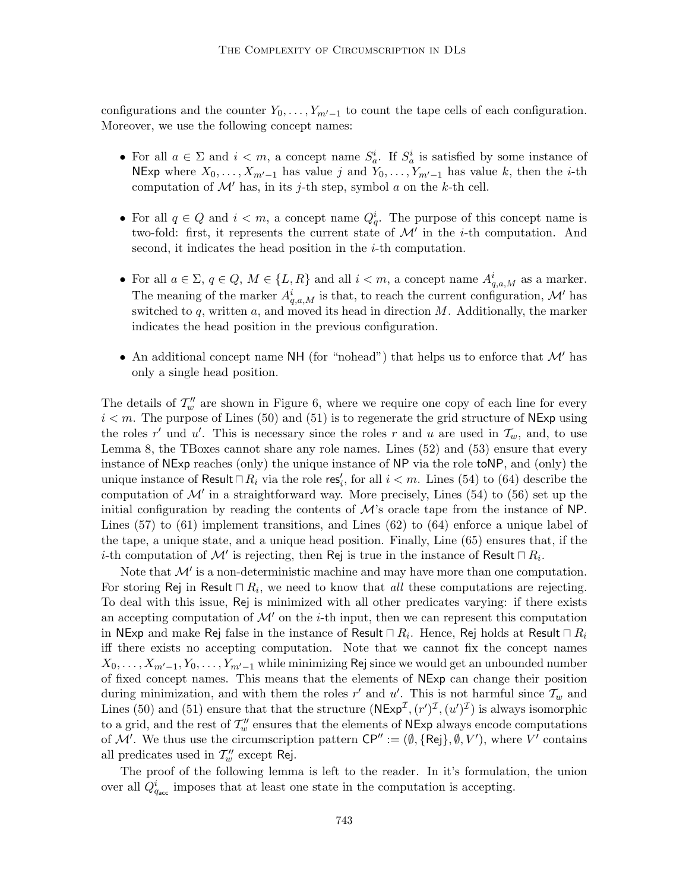configurations and the counter $Y_0, \ldots, Y_{m'-1}$ to count the tape cells of each configuration. Moreover, we use the following concept names:

- For all $a \in \Sigma$ and $i < m$, a concept name $S_a^i$. If $S_a^i$ is satisfied by some instance of $\mathsf{NExp}$ where $X_0, \ldots, X_{m'-1}$ has value $j$ and $Y_0, \ldots, Y_{m'-1}$ has value $k$, then the $i$-th computation of $\mathcal{M}'$ has, in its $j$-th step, symbol $a$ on the $k$-th cell.

- For all $q \in Q$ and $i < m$, a concept name $Q_q^i$. The purpose of this concept name is two-fold: first, it represents the current state of $\mathcal{M}'$ in the $i$-th computation. And second, it indicates the head position in the $i$-th computation.

- For all $a \in \Sigma$, $q \in Q$, $M \in \{L, R\}$ and all $i < m$, a concept name $A_{q,a,M}^i$ as a marker. The meaning of the marker $A_{q,a,M}^i$ is that, to reach the current configuration, $\mathcal{M}'$ has switched to $q$, written $a$, and moved its head in direction $M$. Additionally, the marker indicates the head position in the previous configuration.

- An additional concept name $\mathsf{NH}$ (for "nohead") that helps us to enforce that $\mathcal{M}'$ has only a single head position.

The details of $\mathcal{T}''_w$ are shown in Figure 6, where we require one copy of each line for every $i < m$. The purpose of Lines (50) and (51) is to regenerate the grid structure of $\mathsf{NExp}$ using the roles $r'$ und $u'$. This is necessary since the roles $r$ and $u$ are used in $\mathcal{T}_w$, and, to use Lemma 8, the TBoxes cannot share any role names. Lines (52) and (53) ensure that every instance of $\mathsf{NExp}$ reaches (only) the unique instance of $\mathsf{NP}$ via the role $\mathsf{toNP}$, and (only) the unique instance of $\mathsf{Result} \sqcap R_i$ via the role $\mathsf{res}'_i$, for all $i < m$. Lines (54) to (64) describe the computation of $\mathcal{M}'$ in a straightforward way. More precisely, Lines (54) to (56) set up the initial configuration by reading the contents of $\mathcal{M}$'s oracle tape from the instance of $\mathsf{NP}$. Lines (57) to (61) implement transitions, and Lines (62) to (64) enforce a unique label of the tape, a unique state, and a unique head position. Finally, Line (65) ensures that, if the $i$-th computation of $\mathcal{M}'$ is rejecting, then $\mathsf{Rej}$ is true in the instance of $\mathsf{Result} \sqcap R_i$.

Note that $\mathcal{M}'$ is a non-deterministic machine and may have more than one computation. For storing $\mathsf{Rej}$ in $\mathsf{Result} \sqcap R_i$, we need to know that *all* these computations are rejecting. To deal with this issue, $\mathsf{Rej}$ is minimized with all other predicates varying: if there exists an accepting computation of $\mathcal{M}'$ on the $i$-th input, then we can represent this computation in $\mathsf{NExp}$ and make $\mathsf{Rej}$ false in the instance of $\mathsf{Result} \sqcap R_i$. Hence, $\mathsf{Rej}$ holds at $\mathsf{Result} \sqcap R_i$ iff there exists no accepting computation. Note that we cannot fix the concept names $X_0, \ldots, X_{m'-1}, Y_0, \ldots, Y_{m'-1}$ while minimizing $\mathsf{Rej}$ since we would get an unbounded number of fixed concept names. This means that the elements of $\mathsf{NExp}$ can change their position during minimization, and with them the roles $r'$ and $u'$. This is not harmful since $\mathcal{T}_w$ and Lines (50) and (51) ensure that that the structure $(\mathsf{NExp}^{\mathcal{I}}, (r')^{\mathcal{I}}, (u')^{\mathcal{I}})$ is always isomorphic to a grid, and the rest of $\mathcal{T}''_w$ ensures that the elements of $\mathsf{NExp}$ always encode computations of $\mathcal{M}'$. We thus use the circumscription pattern $\mathsf{CP}'' := (\emptyset, \{\mathsf{Rej}\}, \emptyset, V')$, where $V'$ contains all predicates used in $\mathcal{T}''_w$ except $\mathsf{Rej}$.

The proof of the following lemma is left to the reader. In it's formulation, the union over all $Q_{q_{\mathsf{acc}}}^i$ imposes that at least one state in the computation is accepting.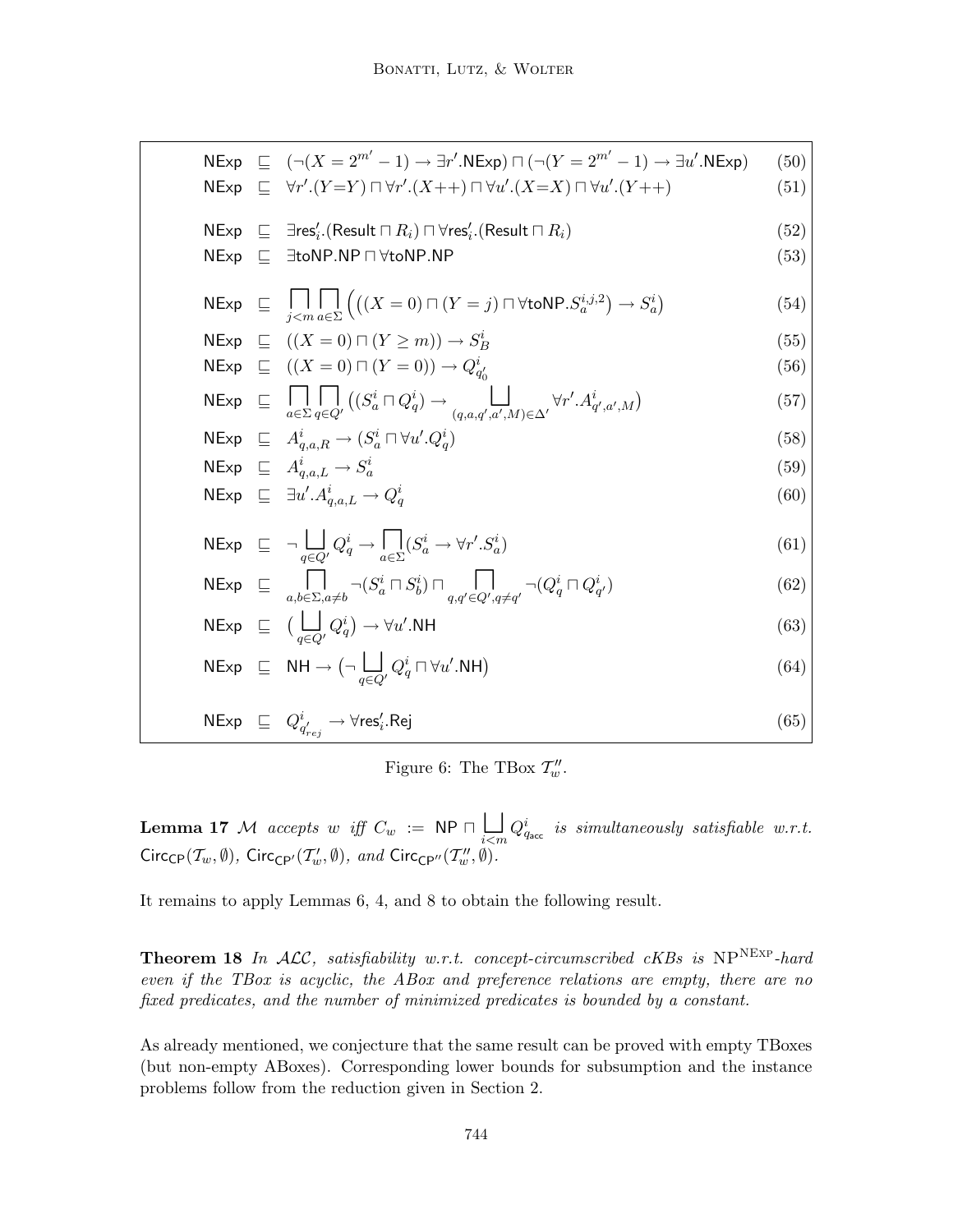$$\mathsf{NExp} \sqsubseteq (\neg(X = 2^{m'} - 1) \rightarrow \exists r'.\mathsf{NExp}) \sqcap (\neg(Y = 2^{m'} - 1) \rightarrow \exists u'.\mathsf{NExp}) \quad (50)$$

$$\mathsf{NExp} \sqsubseteq \forall r'.(Y{=}Y) \sqcap \forall r'.(X{+}{+}) \sqcap \forall u'.(X{=}X) \sqcap \forall u'.(Y{+}{+}) \quad (51)$$

$$\mathsf{NExp} \sqsubseteq \exists \mathsf{res}'_i.(\mathsf{Result} \sqcap R_i) \sqcap \forall \mathsf{res}'_i.(\mathsf{Result} \sqcap R_i) \quad (52)$$

$$\mathsf{NExp} \sqsubseteq \exists \mathsf{toNP}.\mathsf{NP} \sqcap \forall \mathsf{toNP}.\mathsf{NP} \quad (53)$$

$$\mathsf{NExp} \sqsubseteq \bigsqcap_{j<m} \bigsqcap_{a \in \Sigma} \Big( \big((X = 0) \sqcap (Y = j) \sqcap \forall \mathsf{toNP}.S_a^{i,j,2}\big) \rightarrow S_a^i \Big) \quad (54)$$

$$\mathsf{NExp} \sqsubseteq ((X = 0) \sqcap (Y \geq m)) \rightarrow S_B^i \quad (55)$$

$$\mathsf{NExp} \sqsubseteq ((X = 0) \sqcap (Y = 0)) \rightarrow Q_{q'_0}^i \quad (56)$$

$$\mathsf{NExp} \sqsubseteq \bigsqcap_{a \in \Sigma} \bigsqcap_{q \in Q'} \big((S_a^i \sqcap Q_q^i) \rightarrow \bigsqcup_{(q,a,q',a',M) \in \Delta'} \forall r'.A_{q',a',M}^i\big) \quad (57)$$

$$\mathsf{NExp} \sqsubseteq A_{q,a,R}^i \rightarrow (S_a^i \sqcap \forall u'.Q_q^i) \quad (58)$$

$$\mathsf{NExp} \sqsubseteq A_{q,a,L}^i \rightarrow S_a^i \quad (59)$$

$$\mathsf{NExp} \sqsubseteq \exists u'.A_{q,a,L}^i \rightarrow Q_q^i \quad (60)$$

$$\mathsf{NExp} \sqsubseteq \neg \bigsqcup_{q \in Q'} Q_q^i \rightarrow \bigsqcap_{a \in \Sigma} (S_a^i \rightarrow \forall r'.S_a^i) \quad (61)$$

$$\mathsf{NExp} \sqsubseteq \bigsqcap_{a,b \in \Sigma, a \neq b} \neg(S_a^i \sqcap S_b^i) \sqcap \bigsqcap_{q,q' \in Q', q \neq q'} \neg(Q_q^i \sqcap Q_{q'}^i) \quad (62)$$

$$\mathsf{NExp} \sqsubseteq \big(\bigsqcup_{q \in Q'} Q_q^i\big) \rightarrow \forall u'.\mathsf{NH} \quad (63)$$

$$\mathsf{NExp} \sqsubseteq \mathsf{NH} \rightarrow \big(\neg \bigsqcup_{q \in Q'} Q_q^i \sqcap \forall u'.\mathsf{NH}\big) \quad (64)$$

$$\mathsf{NExp} \sqsubseteq Q_{q'_{rej}}^i \rightarrow \forall \mathsf{res}'_i.\mathsf{Rej} \quad (65)$$

Figure 6: The TBox $\mathcal{T}''_w$.

**Lemma 17** *$\mathcal{M}$ accepts $w$ iff $C_w := \mathsf{NP} \sqcap \bigsqcup_{i<m} Q_{q_{\mathsf{acc}}}^i$ is simultaneously satisfiable w.r.t. $\mathsf{Circ}_{\mathsf{CP}}(\mathcal{T}_w, \emptyset)$, $\mathsf{Circ}_{\mathsf{CP}'}(\mathcal{T}'_w, \emptyset)$, and $\mathsf{Circ}_{\mathsf{CP}''}(\mathcal{T}''_w, \emptyset)$.*

It remains to apply Lemmas 6, 4, and 8 to obtain the following result.

**Theorem 18** *In $\mathcal{ALC}$, satisfiability w.r.t. concept-circumscribed cKBs is $\text{NP}^{\text{NExp}}$-hard even if the TBox is acyclic, the ABox and preference relations are empty, there are no fixed predicates, and the number of minimized predicates is bounded by a constant.*

As already mentioned, we conjecture that the same result can be proved with empty TBoxes (but non-empty ABoxes). Corresponding lower bounds for subsumption and the instance problems follow from the reduction given in Section 2.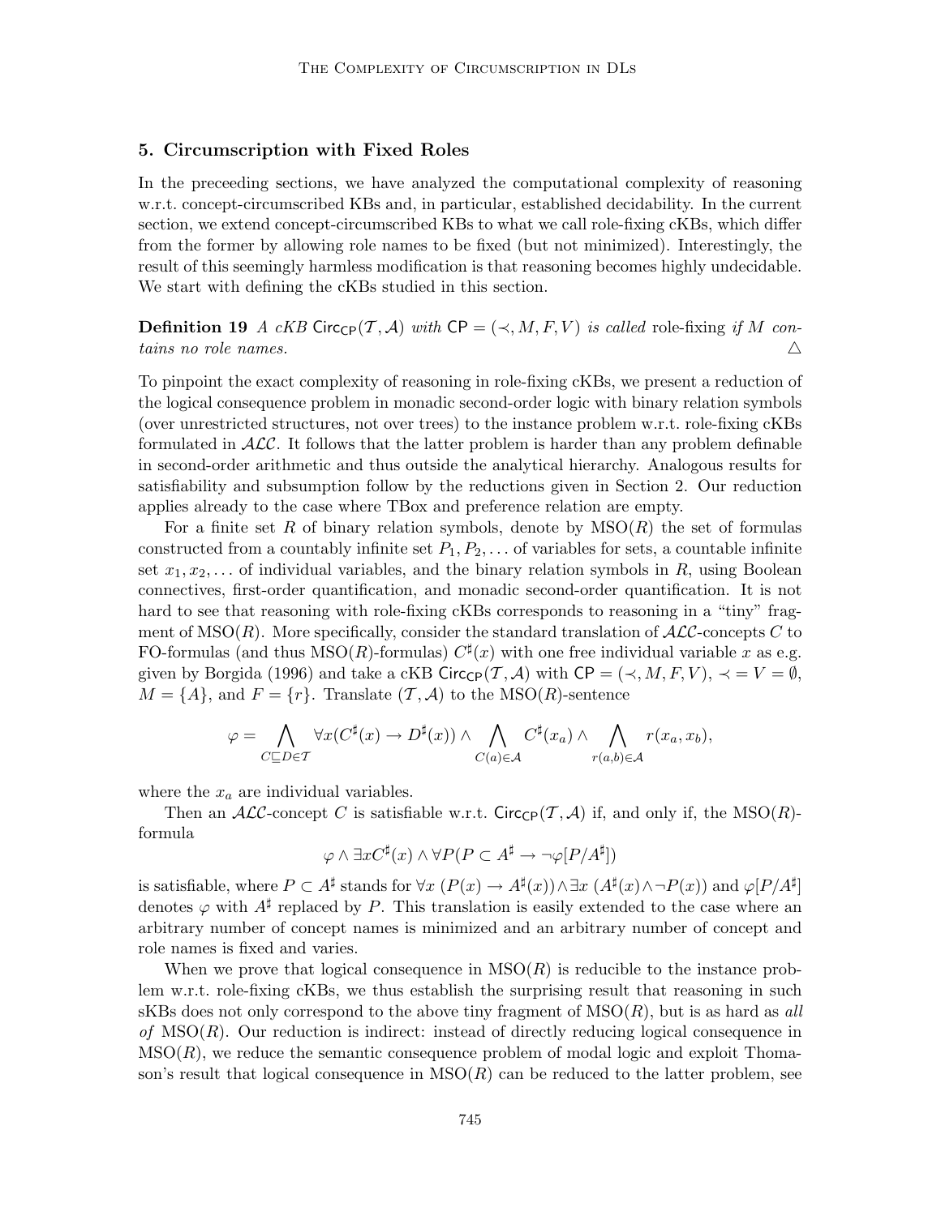## 5. Circumscription with Fixed Roles

In the preceeding sections, we have analyzed the computational complexity of reasoning w.r.t. concept-circumscribed KBs and, in particular, established decidability. In the current section, we extend concept-circumscribed KBs to what we call role-fixing cKBs, which differ from the former by allowing role names to be fixed (but not minimized). Interestingly, the result of this seemingly harmless modification is that reasoning becomes highly undecidable. We start with defining the cKBs studied in this section.

**Definition 19** *A cKB* $\mathsf{Circ}_{\mathsf{CP}}(\mathcal{T}, \mathcal{A})$ *with* $\mathsf{CP} = (\prec, M, F, V)$ *is called* role-fixing *if* $M$ *contains no role names.* △

To pinpoint the exact complexity of reasoning in role-fixing cKBs, we present a reduction of the logical consequence problem in monadic second-order logic with binary relation symbols (over unrestricted structures, not over trees) to the instance problem w.r.t. role-fixing cKBs formulated in $\mathcal{ALC}$. It follows that the latter problem is harder than any problem definable in second-order arithmetic and thus outside the analytical hierarchy. Analogous results for satisfiability and subsumption follow by the reductions given in Section 2. Our reduction applies already to the case where TBox and preference relation are empty.

For a finite set $R$ of binary relation symbols, denote by $\text{MSO}(R)$ the set of formulas constructed from a countably infinite set $P_1, P_2, \ldots$ of variables for sets, a countable infinite set $x_1, x_2, \ldots$ of individual variables, and the binary relation symbols in $R$, using Boolean connectives, first-order quantification, and monadic second-order quantification. It is not hard to see that reasoning with role-fixing cKBs corresponds to reasoning in a "tiny" fragment of $\text{MSO}(R)$. More specifically, consider the standard translation of $\mathcal{ALC}$-concepts $C$ to FO-formulas (and thus $\text{MSO}(R)$-formulas) $C^\sharp(x)$ with one free individual variable $x$ as e.g. given by Borgida (1996) and take a cKB $\mathsf{Circ}_{\mathsf{CP}}(\mathcal{T}, \mathcal{A})$ with $\mathsf{CP} = (\prec, M, F, V)$, $\prec = V = \emptyset$, $M = \{A\}$, and $F = \{r\}$. Translate $(\mathcal{T}, \mathcal{A})$ to the $\text{MSO}(R)$-sentence

$$\varphi = \bigwedge_{C \sqsubseteq D \in \mathcal{T}} \forall x (C^\sharp(x) \rightarrow D^\sharp(x)) \wedge \bigwedge_{C(a) \in \mathcal{A}} C^\sharp(x_a) \wedge \bigwedge_{r(a,b) \in \mathcal{A}} r(x_a, x_b),$$

where the $x_a$ are individual variables.

Then an $\mathcal{ALC}$-concept $C$ is satisfiable w.r.t. $\mathsf{Circ}_{\mathsf{CP}}(\mathcal{T}, \mathcal{A})$ if, and only if, the $\text{MSO}(R)$-formula

$$\varphi \wedge \exists x C^\sharp(x) \wedge \forall P (P \subset A^\sharp \rightarrow \neg \varphi[P/A^\sharp])$$

is satisfiable, where $P \subset A^\sharp$ stands for $\forall x\, (P(x) \rightarrow A^\sharp(x)) \wedge \exists x\, (A^\sharp(x) \wedge \neg P(x))$ and $\varphi[P/A^\sharp]$ denotes $\varphi$ with $A^\sharp$ replaced by $P$. This translation is easily extended to the case where an arbitrary number of concept names is minimized and an arbitrary number of concept and role names is fixed and varies.

When we prove that logical consequence in $\text{MSO}(R)$ is reducible to the instance problem w.r.t. role-fixing cKBs, we thus establish the surprising result that reasoning in such sKBs does not only correspond to the above tiny fragment of $\text{MSO}(R)$, but is as hard as *all of* $\text{MSO}(R)$. Our reduction is indirect: instead of directly reducing logical consequence in $\text{MSO}(R)$, we reduce the semantic consequence problem of modal logic and exploit Thomason's result that logical consequence in $\text{MSO}(R)$ can be reduced to the latter problem, see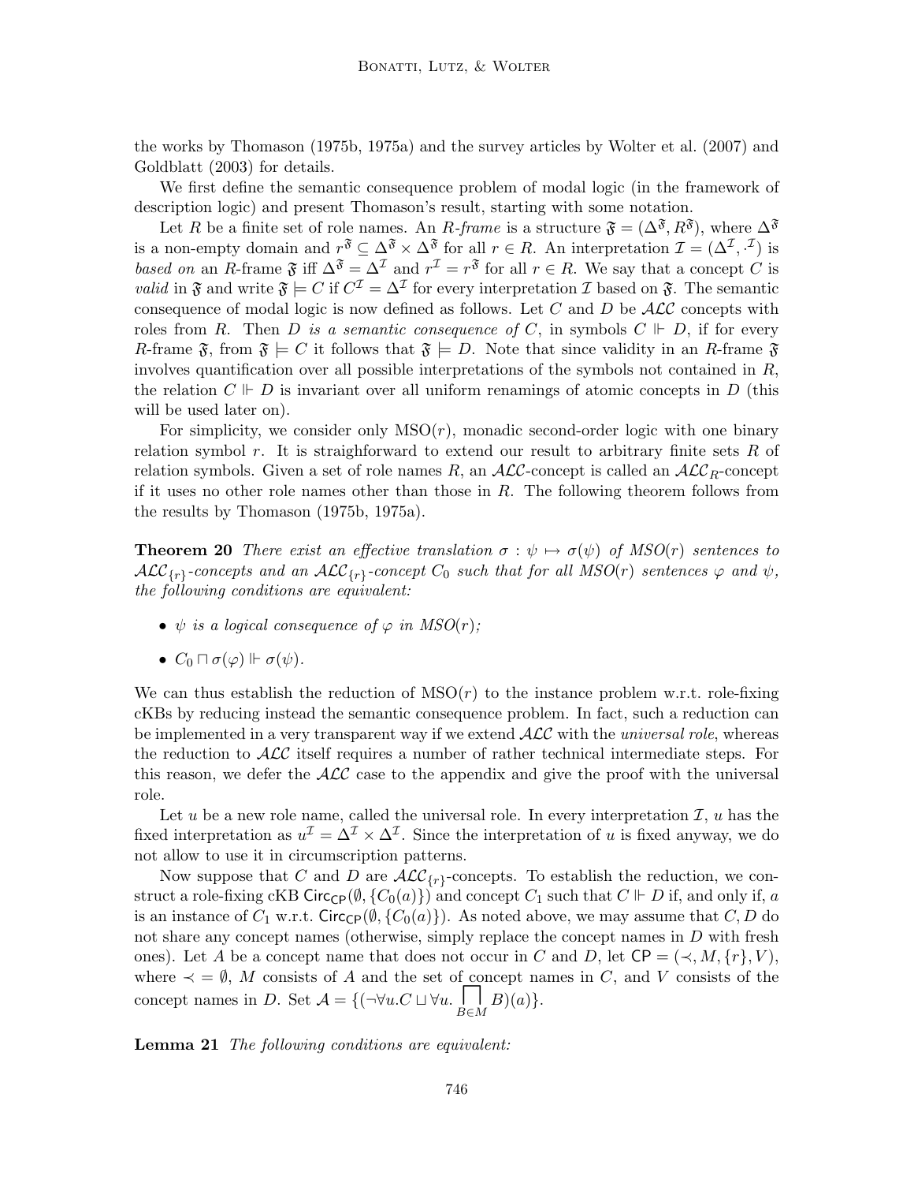the works by Thomason (1975b, 1975a) and the survey articles by Wolter et al. (2007) and Goldblatt (2003) for details.

We first define the semantic consequence problem of modal logic (in the framework of description logic) and present Thomason's result, starting with some notation.

Let $R$ be a finite set of role names. An *$R$-frame* is a structure $\mathfrak{F} = (\Delta^{\mathfrak{F}}, R^{\mathfrak{F}})$, where $\Delta^{\mathfrak{F}}$ is a non-empty domain and $r^{\mathfrak{F}} \subseteq \Delta^{\mathfrak{F}} \times \Delta^{\mathfrak{F}}$ for all $r \in R$. An interpretation $\mathcal{I} = (\Delta^{\mathcal{I}}, \cdot^{\mathcal{I}})$ is *based on* an $R$-frame $\mathfrak{F}$ iff $\Delta^{\mathfrak{F}} = \Delta^{\mathcal{I}}$ and $r^{\mathcal{I}} = r^{\mathfrak{F}}$ for all $r \in R$. We say that a concept $C$ is *valid* in $\mathfrak{F}$ and write $\mathfrak{F} \models C$ if $C^{\mathcal{I}} = \Delta^{\mathcal{I}}$ for every interpretation $\mathcal{I}$ based on $\mathfrak{F}$. The semantic consequence of modal logic is now defined as follows. Let $C$ and $D$ be $\mathcal{ALC}$ concepts with roles from $R$. Then *$D$ is a semantic consequence of $C$*, in symbols $C \Vdash D$, if for every $R$-frame $\mathfrak{F}$, from $\mathfrak{F} \models C$ it follows that $\mathfrak{F} \models D$. Note that since validity in an $R$-frame $\mathfrak{F}$ involves quantification over all possible interpretations of the symbols not contained in $R$, the relation $C \Vdash D$ is invariant over all uniform renamings of atomic concepts in $D$ (this will be used later on).

For simplicity, we consider only MSO($r$), monadic second-order logic with one binary relation symbol $r$. It is straighforward to extend our result to arbitrary finite sets $R$ of relation symbols. Given a set of role names $R$, an $\mathcal{ALC}$-concept is called an $\mathcal{ALC}_R$-concept if it uses no other role names other than those in $R$. The following theorem follows from the results by Thomason (1975b, 1975a).

**Theorem 20** *There exist an effective translation $\sigma : \psi \mapsto \sigma(\psi)$ of MSO($r$) sentences to $\mathcal{ALC}_{\{r\}}$-concepts and an $\mathcal{ALC}_{\{r\}}$-concept $C_0$ such that for all MSO($r$) sentences $\varphi$ and $\psi$, the following conditions are equivalent:*

- *$\psi$ is a logical consequence of $\varphi$ in MSO($r$);*
- *$C_0 \sqcap \sigma(\varphi) \Vdash \sigma(\psi)$.*

We can thus establish the reduction of MSO($r$) to the instance problem w.r.t. role-fixing cKBs by reducing instead the semantic consequence problem. In fact, such a reduction can be implemented in a very transparent way if we extend $\mathcal{ALC}$ with the *universal role*, whereas the reduction to $\mathcal{ALC}$ itself requires a number of rather technical intermediate steps. For this reason, we defer the $\mathcal{ALC}$ case to the appendix and give the proof with the universal role.

Let $u$ be a new role name, called the universal role. In every interpretation $\mathcal{I}$, $u$ has the fixed interpretation as $u^{\mathcal{I}} = \Delta^{\mathcal{I}} \times \Delta^{\mathcal{I}}$. Since the interpretation of $u$ is fixed anyway, we do not allow to use it in circumscription patterns.

Now suppose that $C$ and $D$ are $\mathcal{ALC}_{\{r\}}$-concepts. To establish the reduction, we construct a role-fixing cKB $\mathsf{Circ}_{\mathsf{CP}}(\emptyset, \{C_0(a)\})$ and concept $C_1$ such that $C \Vdash D$ if, and only if, $a$ is an instance of $C_1$ w.r.t. $\mathsf{Circ}_{\mathsf{CP}}(\emptyset, \{C_0(a)\})$. As noted above, we may assume that $C, D$ do not share any concept names (otherwise, simply replace the concept names in $D$ with fresh ones). Let $A$ be a concept name that does not occur in $C$ and $D$, let $\mathsf{CP} = (\prec, M, \{r\}, V)$, where $\prec = \emptyset$, $M$ consists of $A$ and the set of concept names in $C$, and $V$ consists of the concept names in $D$. Set $\mathcal{A} = \{(\neg\forall u.C \sqcup \forall u. \bigsqcap_{B \in M} B)(a)\}$.

**Lemma 21** *The following conditions are equivalent:*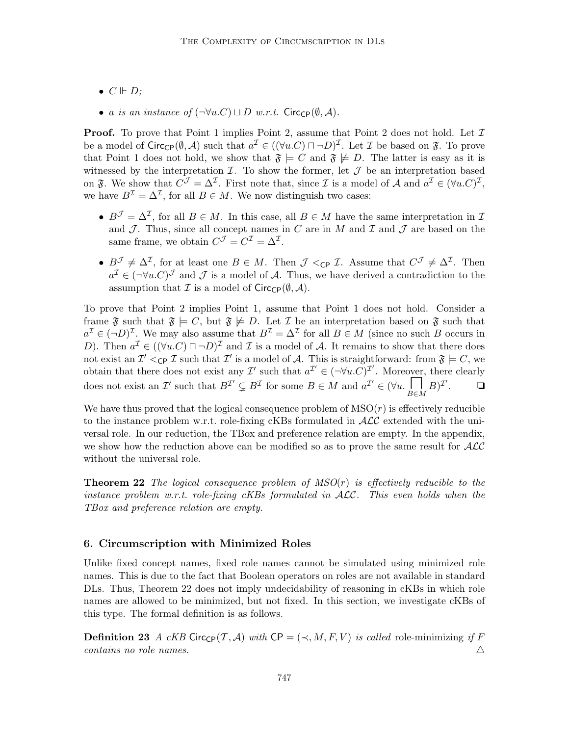- $C \Vdash D$;
- *a is an instance of* $(\neg\forall u.C) \sqcup D$ *w.r.t.* $\mathsf{Circ}_{\mathsf{CP}}(\emptyset, \mathcal{A})$.

**Proof.** To prove that Point 1 implies Point 2, assume that Point 2 does not hold. Let $\mathcal{I}$ be a model of $\mathsf{Circ}_{\mathsf{CP}}(\emptyset, \mathcal{A})$ such that $a^{\mathcal{I}} \in ((\forall u.C) \sqcap \neg D)^{\mathcal{I}}$. Let $\mathcal{I}$ be based on $\mathfrak{F}$. To prove that Point 1 does not hold, we show that $\mathfrak{F} \models C$ and $\mathfrak{F} \not\models D$. The latter is easy as it is witnessed by the interpretation $\mathcal{I}$. To show the former, let $\mathcal{J}$ be an interpretation based on $\mathfrak{F}$. We show that $C^{\mathcal{J}} = \Delta^{\mathcal{I}}$. First note that, since $\mathcal{I}$ is a model of $\mathcal{A}$ and $a^{\mathcal{I}} \in (\forall u.C)^{\mathcal{I}}$, we have $B^{\mathcal{I}} = \Delta^{\mathcal{I}}$, for all $B \in M$. We now distinguish two cases:

- $B^{\mathcal{J}} = \Delta^{\mathcal{I}}$, for all $B \in M$. In this case, all $B \in M$ have the same interpretation in $\mathcal{I}$ and $\mathcal{J}$. Thus, since all concept names in $C$ are in $M$ and $\mathcal{I}$ and $\mathcal{J}$ are based on the same frame, we obtain $C^{\mathcal{J}} = C^{\mathcal{I}} = \Delta^{\mathcal{I}}$.
- $B^{\mathcal{J}} \neq \Delta^{\mathcal{I}}$, for at least one $B \in M$. Then $\mathcal{J} <_{\mathsf{CP}} \mathcal{I}$. Assume that $C^{\mathcal{J}} \neq \Delta^{\mathcal{I}}$. Then $a^{\mathcal{I}} \in (\neg\forall u.C)^{\mathcal{J}}$ and $\mathcal{J}$ is a model of $\mathcal{A}$. Thus, we have derived a contradiction to the assumption that $\mathcal{I}$ is a model of $\mathsf{Circ}_{\mathsf{CP}}(\emptyset, \mathcal{A})$.

To prove that Point 2 implies Point 1, assume that Point 1 does not hold. Consider a frame $\mathfrak{F}$ such that $\mathfrak{F} \models C$, but $\mathfrak{F} \not\models D$. Let $\mathcal{I}$ be an interpretation based on $\mathfrak{F}$ such that $a^{\mathcal{I}} \in (\neg D)^{\mathcal{I}}$. We may also assume that $B^{\mathcal{I}} = \Delta^{\mathcal{I}}$ for all $B \in M$ (since no such $B$ occurs in $D$). Then $a^{\mathcal{I}} \in ((\forall u.C) \sqcap \neg D)^{\mathcal{I}}$ and $\mathcal{I}$ is a model of $\mathcal{A}$. It remains to show that there does not exist an $\mathcal{I}' <_{\mathsf{CP}} \mathcal{I}$ such that $\mathcal{I}'$ is a model of $\mathcal{A}$. This is straightforward: from $\mathfrak{F} \models C$, we obtain that there does not exist any $\mathcal{I}'$ such that $a^{\mathcal{I}'} \in (\neg\forall u.C)^{\mathcal{I}'}$. Moreover, there clearly does not exist an $\mathcal{I}'$ such that $B^{\mathcal{I}'} \subsetneq B^{\mathcal{I}}$ for some $B \in M$ and $a^{\mathcal{I}'} \in (\forall u. \bigsqcap_{B \in M} B)^{\mathcal{I}'}$. ❑

We have thus proved that the logical consequence problem of $\mathrm{MSO}(r)$ is effectively reducible to the instance problem w.r.t. role-fixing cKBs formulated in $\mathcal{ALC}$ extended with the universal role. In our reduction, the TBox and preference relation are empty. In the appendix, we show how the reduction above can be modified so as to prove the same result for $\mathcal{ALC}$ without the universal role.

**Theorem 22** *The logical consequence problem of MSO(r) is effectively reducible to the instance problem w.r.t. role-fixing cKBs formulated in $\mathcal{ALC}$. This even holds when the TBox and preference relation are empty.*

## 6. Circumscription with Minimized Roles

Unlike fixed concept names, fixed role names cannot be simulated using minimized role names. This is due to the fact that Boolean operators on roles are not available in standard DLs. Thus, Theorem 22 does not imply undecidability of reasoning in cKBs in which role names are allowed to be minimized, but not fixed. In this section, we investigate cKBs of this type. The formal definition is as follows.

**Definition 23** *A cKB $\mathsf{Circ}_{\mathsf{CP}}(\mathcal{T}, \mathcal{A})$ with $\mathsf{CP} = (\prec, M, F, V)$ is called* role-minimizing *if $F$ contains no role names.* △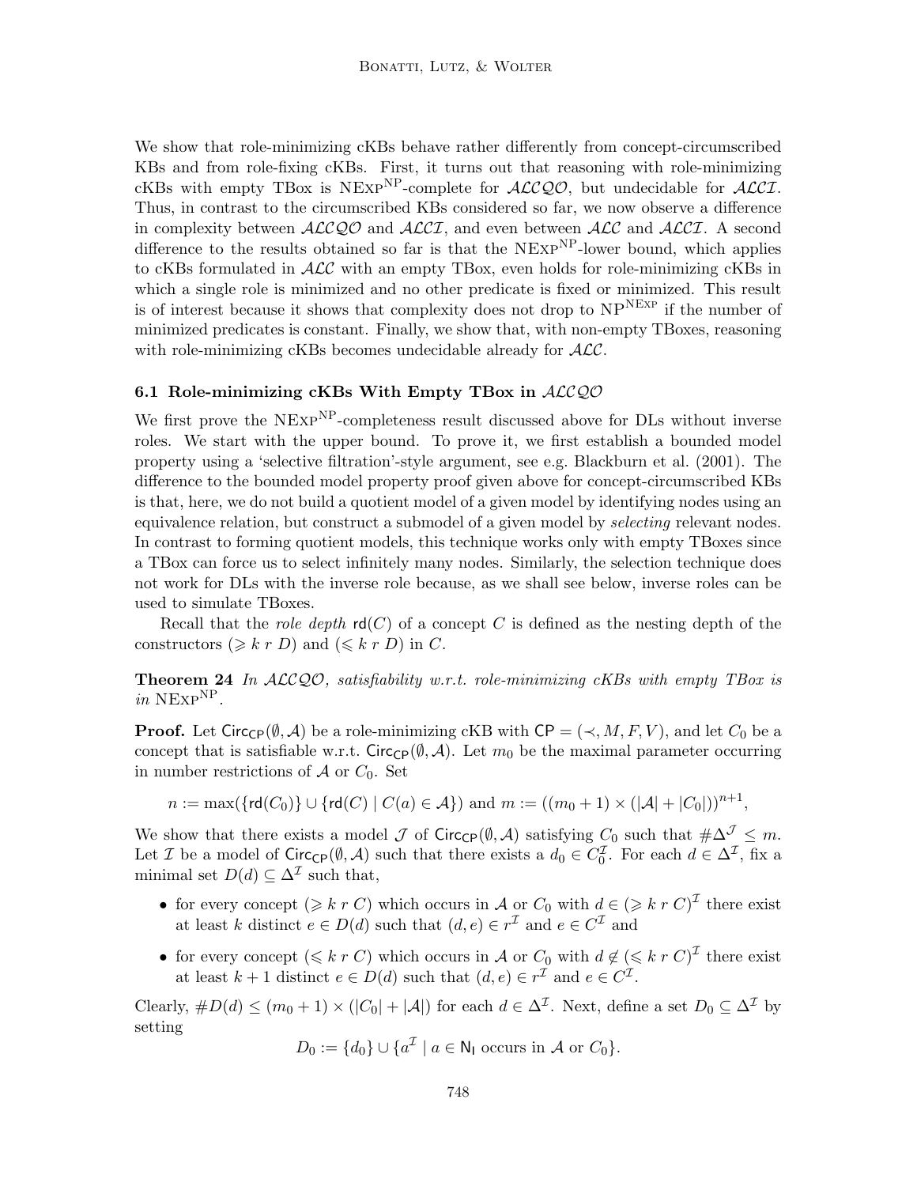We show that role-minimizing cKBs behave rather differently from concept-circumscribed KBs and from role-fixing cKBs. First, it turns out that reasoning with role-minimizing cKBs with empty TBox is $\text{NExp}^{\text{NP}}$-complete for $\mathcal{ALCQO}$, but undecidable for $\mathcal{ALCI}$. Thus, in contrast to the circumscribed KBs considered so far, we now observe a difference in complexity between $\mathcal{ALCQO}$ and $\mathcal{ALCI}$, and even between $\mathcal{ALC}$ and $\mathcal{ALCI}$. A second difference to the results obtained so far is that the $\text{NExp}^{\text{NP}}$-lower bound, which applies to cKBs formulated in $\mathcal{ALC}$ with an empty TBox, even holds for role-minimizing cKBs in which a single role is minimized and no other predicate is fixed or minimized. This result is of interest because it shows that complexity does not drop to $\text{NP}^{\text{NExp}}$ if the number of minimized predicates is constant. Finally, we show that, with non-empty TBoxes, reasoning with role-minimizing cKBs becomes undecidable already for $\mathcal{ALC}$.

### 6.1 Role-minimizing cKBs With Empty TBox in $\mathcal{ALCQO}$

We first prove the $\text{NExp}^{\text{NP}}$-completeness result discussed above for DLs without inverse roles. We start with the upper bound. To prove it, we first establish a bounded model property using a 'selective filtration'-style argument, see e.g. Blackburn et al. (2001). The difference to the bounded model property proof given above for concept-circumscribed KBs is that, here, we do not build a quotient model of a given model by identifying nodes using an equivalence relation, but construct a submodel of a given model by *selecting* relevant nodes. In contrast to forming quotient models, this technique works only with empty TBoxes since a TBox can force us to select infinitely many nodes. Similarly, the selection technique does not work for DLs with the inverse role because, as we shall see below, inverse roles can be used to simulate TBoxes.

Recall that the *role depth* $\mathsf{rd}(C)$ of a concept $C$ is defined as the nesting depth of the constructors $(\geqslant k\ r\ D)$ and $(\leqslant k\ r\ D)$ in $C$.

**Theorem 24** *In $\mathcal{ALCQO}$, satisfiability w.r.t. role-minimizing cKBs with empty TBox is in $\text{NExp}^{\text{NP}}$.*

**Proof.** Let $\mathsf{Circ}_{\mathsf{CP}}(\emptyset, \mathcal{A})$ be a role-minimizing cKB with $\mathsf{CP} = (\prec, M, F, V)$, and let $C_0$ be a concept that is satisfiable w.r.t. $\mathsf{Circ}_{\mathsf{CP}}(\emptyset, \mathcal{A})$. Let $m_0$ be the maximal parameter occurring in number restrictions of $\mathcal{A}$ or $C_0$. Set

$$n := \max(\{\mathsf{rd}(C_0)\} \cup \{\mathsf{rd}(C) \mid C(a) \in \mathcal{A}\}) \text{ and } m := ((m_0 + 1) \times (|\mathcal{A}| + |C_0|))^{n+1},$$

We show that there exists a model $\mathcal{J}$ of $\mathsf{Circ}_{\mathsf{CP}}(\emptyset, \mathcal{A})$ satisfying $C_0$ such that $\#\Delta^{\mathcal{J}} \leq m$. Let $\mathcal{I}$ be a model of $\mathsf{Circ}_{\mathsf{CP}}(\emptyset, \mathcal{A})$ such that there exists a $d_0 \in C_0^{\mathcal{I}}$. For each $d \in \Delta^{\mathcal{I}}$, fix a minimal set $D(d) \subseteq \Delta^{\mathcal{I}}$ such that,

- for every concept $(\geqslant k\ r\ C)$ which occurs in $\mathcal{A}$ or $C_0$ with $d \in (\geqslant k\ r\ C)^{\mathcal{I}}$ there exist at least $k$ distinct $e \in D(d)$ such that $(d, e) \in r^{\mathcal{I}}$ and $e \in C^{\mathcal{I}}$ and
- for every concept $(\leqslant k\ r\ C)$ which occurs in $\mathcal{A}$ or $C_0$ with $d \notin (\leqslant k\ r\ C)^{\mathcal{I}}$ there exist at least $k+1$ distinct $e \in D(d)$ such that $(d, e) \in r^{\mathcal{I}}$ and $e \in C^{\mathcal{I}}$.

Clearly, $\#D(d) \leq (m_0 + 1) \times (|C_0| + |\mathcal{A}|)$ for each $d \in \Delta^{\mathcal{I}}$. Next, define a set $D_0 \subseteq \Delta^{\mathcal{I}}$ by setting

$$D_0 := \{d_0\} \cup \{a^{\mathcal{I}} \mid a \in \mathsf{N_I} \text{ occurs in } \mathcal{A} \text{ or } C_0\}.$$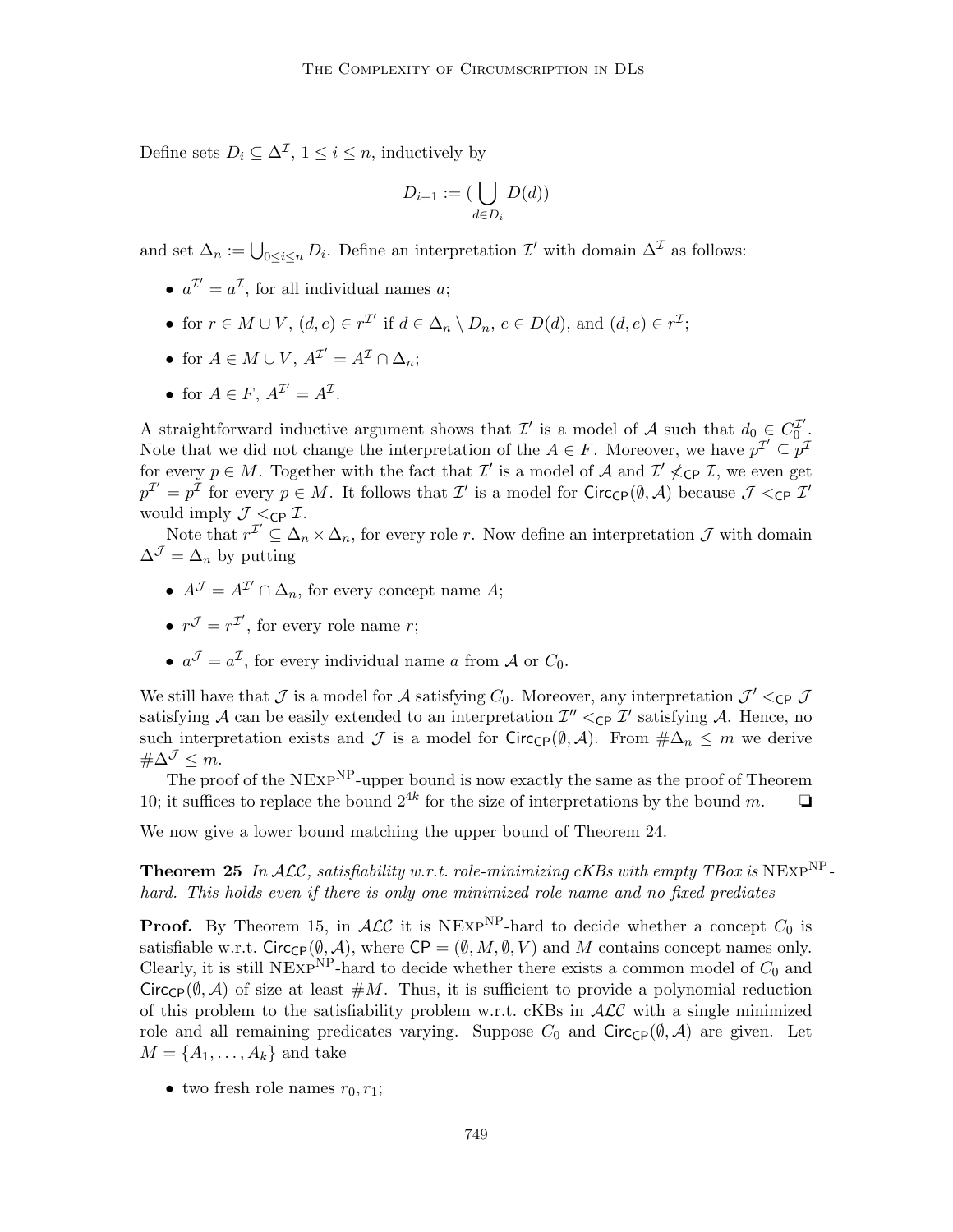Define sets $D_i \subseteq \Delta^{\mathcal{I}}$, $1 \leq i \leq n$, inductively by

$$D_{i+1} := (\bigcup_{d \in D_i} D(d))$$

and set $\Delta_n := \bigcup_{0 \leq i \leq n} D_i$. Define an interpretation $\mathcal{I}'$ with domain $\Delta^{\mathcal{I}}$ as follows:

- $a^{\mathcal{I}'} = a^{\mathcal{I}}$, for all individual names $a$;
- for $r \in M \cup V$, $(d, e) \in r^{\mathcal{I}'}$ if $d \in \Delta_n \setminus D_n$, $e \in D(d)$, and $(d, e) \in r^{\mathcal{I}}$;
- for $A \in M \cup V$, $A^{\mathcal{I}'} = A^{\mathcal{I}} \cap \Delta_n$;
- for $A \in F$, $A^{\mathcal{I}'} = A^{\mathcal{I}}$.

A straightforward inductive argument shows that $\mathcal{I}'$ is a model of $\mathcal{A}$ such that $d_0 \in C_0^{\mathcal{I}'}$. Note that we did not change the interpretation of the $A \in F$. Moreover, we have $p^{\mathcal{I}'} \subseteq p^{\mathcal{I}}$ for every $p \in M$. Together with the fact that $\mathcal{I}'$ is a model of $\mathcal{A}$ and $\mathcal{I}' \not<_{\mathsf{CP}} \mathcal{I}$, we even get $p^{\mathcal{I}'} = p^{\mathcal{I}}$ for every $p \in M$. It follows that $\mathcal{I}'$ is a model for $\mathsf{Circ}_{\mathsf{CP}}(\emptyset, \mathcal{A})$ because $\mathcal{J} <_{\mathsf{CP}} \mathcal{I}'$ would imply $\mathcal{J} <_{\mathsf{CP}} \mathcal{I}$.

Note that $r^{\mathcal{I}'} \subseteq \Delta_n \times \Delta_n$, for every role $r$. Now define an interpretation $\mathcal{J}$ with domain $\Delta^{\mathcal{J}} = \Delta_n$ by putting

- $A^{\mathcal{J}} = A^{\mathcal{I}'} \cap \Delta_n$, for every concept name $A$;
- $r^{\mathcal{J}} = r^{\mathcal{I}'}$, for every role name $r$;
- $a^{\mathcal{J}} = a^{\mathcal{I}}$, for every individual name $a$ from $\mathcal{A}$ or $C_0$.

We still have that $\mathcal{J}$ is a model for $\mathcal{A}$ satisfying $C_0$. Moreover, any interpretation $\mathcal{J}' <_{\mathsf{CP}} \mathcal{J}$ satisfying $\mathcal{A}$ can be easily extended to an interpretation $\mathcal{I}'' <_{\mathsf{CP}} \mathcal{I}'$ satisfying $\mathcal{A}$. Hence, no such interpretation exists and $\mathcal{J}$ is a model for $\mathsf{Circ}_{\mathsf{CP}}(\emptyset, \mathcal{A})$. From $\#\Delta_n \leq m$ we derive $\#\Delta^{\mathcal{J}} \leq m$.

The proof of the $\text{NExp}^{\text{NP}}$-upper bound is now exactly the same as the proof of Theorem 10; it suffices to replace the bound $2^{4k}$ for the size of interpretations by the bound $m$. ❑

We now give a lower bound matching the upper bound of Theorem 24.

**Theorem 25** *In $\mathcal{ALC}$, satisfiability w.r.t. role-minimizing cKBs with empty TBox is $\text{NExp}^{\text{NP}}$-hard. This holds even if there is only one minimized role name and no fixed prediates*

**Proof.** By Theorem 15, in $\mathcal{ALC}$ it is $\text{NExp}^{\text{NP}}$-hard to decide whether a concept $C_0$ is satisfiable w.r.t. $\mathsf{Circ}_{\mathsf{CP}}(\emptyset, \mathcal{A})$, where $\mathsf{CP} = (\emptyset, M, \emptyset, V)$ and $M$ contains concept names only. Clearly, it is still $\text{NExp}^{\text{NP}}$-hard to decide whether there exists a common model of $C_0$ and $\mathsf{Circ}_{\mathsf{CP}}(\emptyset, \mathcal{A})$ of size at least $\#M$. Thus, it is sufficient to provide a polynomial reduction of this problem to the satisfiability problem w.r.t. cKBs in $\mathcal{ALC}$ with a single minimized role and all remaining predicates varying. Suppose $C_0$ and $\mathsf{Circ}_{\mathsf{CP}}(\emptyset, \mathcal{A})$ are given. Let $M = \{A_1, \dots, A_k\}$ and take

- two fresh role names $r_0, r_1$;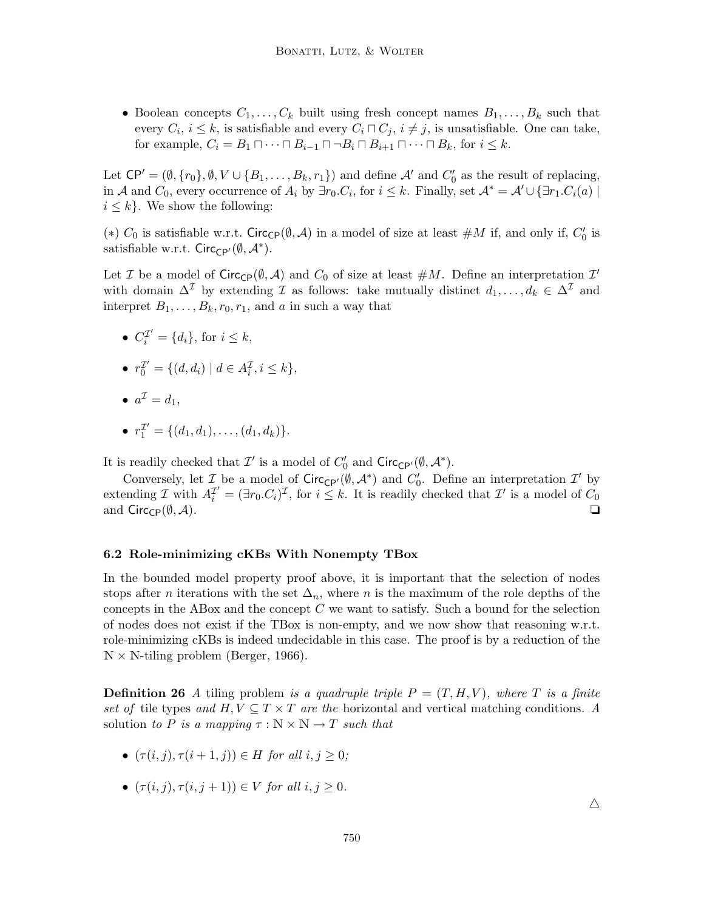- Boolean concepts $C_1, \dots, C_k$ built using fresh concept names $B_1, \dots, B_k$ such that every $C_i$, $i \leq k$, is satisfiable and every $C_i \sqcap C_j$, $i \neq j$, is unsatisfiable. One can take, for example, $C_i = B_1 \sqcap \dots \sqcap B_{i-1} \sqcap \neg B_i \sqcap B_{i+1} \sqcap \dots \sqcap B_k$, for $i \leq k$.

Let $\mathsf{CP}' = (\emptyset, \{r_0\}, \emptyset, V \cup \{B_1, \dots, B_k, r_1\})$ and define $\mathcal{A}'$ and $C_0'$ as the result of replacing, in $\mathcal{A}$ and $C_0$, every occurrence of $A_i$ by $\exists r_0.C_i$, for $i \leq k$. Finally, set $\mathcal{A}^* = \mathcal{A}' \cup \{\exists r_1.C_i(a) \mid i \leq k\}$. We show the following:

($*$) $C_0$ is satisfiable w.r.t. $\mathsf{Circ}_{\mathsf{CP}}(\emptyset, \mathcal{A})$ in a model of size at least $\#M$ if, and only if, $C_0'$ is satisfiable w.r.t. $\mathsf{Circ}_{\mathsf{CP}'}(\emptyset, \mathcal{A}^*)$.

Let $\mathcal{I}$ be a model of $\mathsf{Circ}_{\mathsf{CP}}(\emptyset, \mathcal{A})$ and $C_0$ of size at least $\#M$. Define an interpretation $\mathcal{I}'$ with domain $\Delta^{\mathcal{I}}$ by extending $\mathcal{I}$ as follows: take mutually distinct $d_1, \dots, d_k \in \Delta^{\mathcal{I}}$ and interpret $B_1, \dots, B_k, r_0, r_1$, and $a$ in such a way that

- $C_i^{\mathcal{I}'} = \{d_i\}$, for $i \leq k$,
- $r_0^{\mathcal{I}'} = \{(d, d_i) \mid d \in A_i^{\mathcal{I}}, i \leq k\}$,
- $a^{\mathcal{I}} = d_1$,
- $r_1^{\mathcal{I}'} = \{(d_1, d_1), \dots, (d_1, d_k)\}$.

It is readily checked that $\mathcal{I}'$ is a model of $C_0'$ and $\mathsf{Circ}_{\mathsf{CP}'}(\emptyset, \mathcal{A}^*)$.

Conversely, let $\mathcal{I}$ be a model of $\mathsf{Circ}_{\mathsf{CP}'}(\emptyset, \mathcal{A}^*)$ and $C_0'$. Define an interpretation $\mathcal{I}'$ by extending $\mathcal{I}$ with $A_i^{\mathcal{I}'} = (\exists r_0.C_i)^{\mathcal{I}}$, for $i \leq k$. It is readily checked that $\mathcal{I}'$ is a model of $C_0$ and $\mathsf{Circ}_{\mathsf{CP}}(\emptyset, \mathcal{A})$. ❑

### 6.2 Role-minimizing cKBs With Nonempty TBox

In the bounded model property proof above, it is important that the selection of nodes stops after $n$ iterations with the set $\Delta_n$, where $n$ is the maximum of the role depths of the concepts in the ABox and the concept $C$ we want to satisfy. Such a bound for the selection of nodes does not exist if the TBox is non-empty, and we now show that reasoning w.r.t. role-minimizing cKBs is indeed undecidable in this case. The proof is by a reduction of the $\mathbb{N} \times \mathbb{N}$-tiling problem (Berger, 1966).

**Definition 26** *A* tiling problem *is a quadruple triple $P = (T, H, V)$, where $T$ is a finite set of* tile types *and $H, V \subseteq T \times T$ are the* horizontal and vertical matching conditions. *A* solution *to $P$ is a mapping $\tau : \mathbb{N} \times \mathbb{N} \to T$ such that*

- *$(\tau(i, j), \tau(i + 1, j)) \in H$ for all $i, j \geq 0$;*
- *$(\tau(i, j), \tau(i, j + 1)) \in V$ for all $i, j \geq 0$.*

△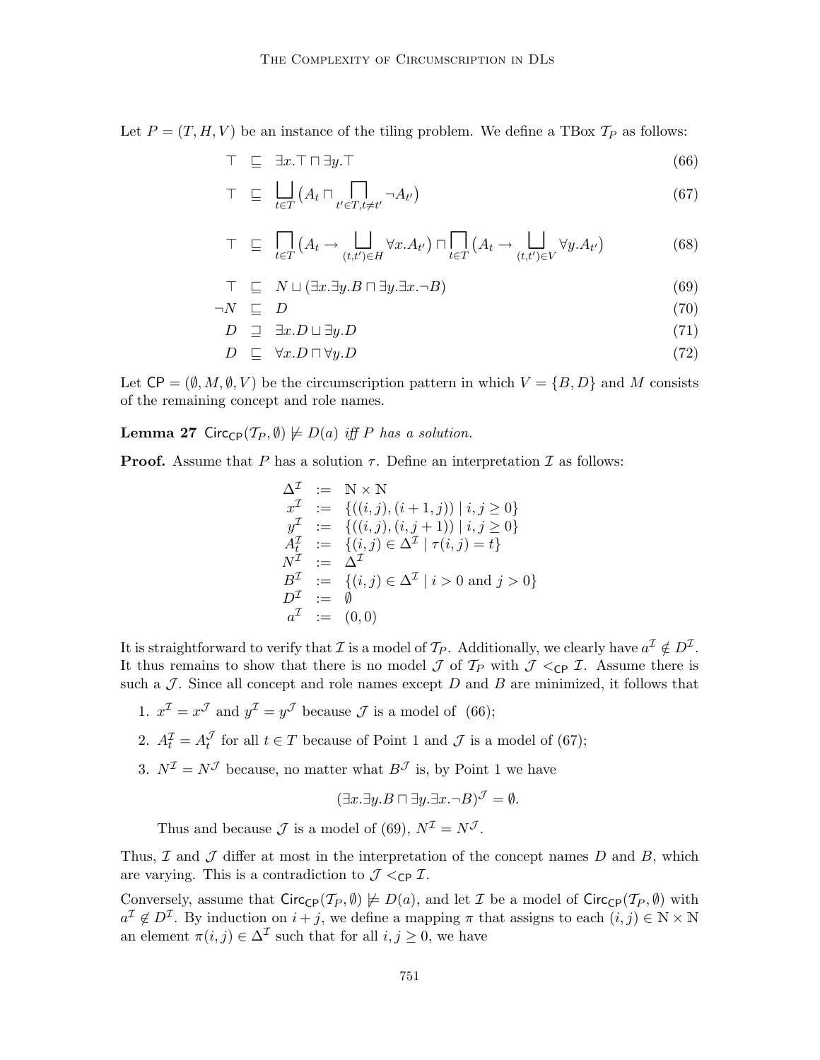Let $P = (T, H, V)$ be an instance of the tiling problem. We define a TBox $\mathcal{T}_P$ as follows:

$$\top \sqsubseteq \exists x.\top \sqcap \exists y.\top \tag{66}$$

$$\top \sqsubseteq \bigsqcup_{t \in T} \big(A_t \sqcap \bigsqcap_{t' \in T, t \neq t'} \neg A_{t'}\big) \tag{67}$$

$$\top \sqsubseteq \bigsqcap_{t \in T} \big(A_t \rightarrow \bigsqcup_{(t,t') \in H} \forall x.A_{t'}\big) \sqcap \bigsqcap_{t \in T} \big(A_t \rightarrow \bigsqcup_{(t,t') \in V} \forall y.A_{t'}\big) \tag{68}$$

$$\top \sqsubseteq N \sqcup (\exists x.\exists y.B \sqcap \exists y.\exists x.\neg B) \tag{69}$$

$$\neg N \sqsubseteq D \tag{70}$$

$$D \sqsupseteq \exists x.D \sqcup \exists y.D \tag{71}$$

$$D \sqsubseteq \forall x.D \sqcap \forall y.D \tag{72}$$

Let $\mathsf{CP} = (\emptyset, M, \emptyset, V)$ be the circumscription pattern in which $V = \{B, D\}$ and $M$ consists of the remaining concept and role names.

**Lemma 27** $\mathsf{Circ}_{\mathsf{CP}}(\mathcal{T}_P, \emptyset) \not\models D(a)$ *iff $P$ has a solution.*

**Proof.** Assume that $P$ has a solution $\tau$. Define an interpretation $\mathcal{I}$ as follows:

$$\begin{array}{lcl}
\Delta^{\mathcal{I}} & := & \mathbb{N} \times \mathbb{N} \\
x^{\mathcal{I}} & := & \{((i,j),(i+1,j)) \mid i,j \geq 0\} \\
y^{\mathcal{I}} & := & \{((i,j),(i,j+1)) \mid i,j \geq 0\} \\
A_t^{\mathcal{I}} & := & \{(i,j) \in \Delta^{\mathcal{I}} \mid \tau(i,j) = t\} \\
N^{\mathcal{I}} & := & \Delta^{\mathcal{I}} \\
B^{\mathcal{I}} & := & \{(i,j) \in \Delta^{\mathcal{I}} \mid i > 0 \text{ and } j > 0\} \\
D^{\mathcal{I}} & := & \emptyset \\
a^{\mathcal{I}} & := & (0,0)
\end{array}$$

It is straightforward to verify that $\mathcal{I}$ is a model of $\mathcal{T}_P$. Additionally, we clearly have $a^{\mathcal{I}} \notin D^{\mathcal{I}}$. It thus remains to show that there is no model $\mathcal{J}$ of $\mathcal{T}_P$ with $\mathcal{J} <_{\mathsf{CP}} \mathcal{I}$. Assume there is such a $\mathcal{J}$. Since all concept and role names except $D$ and $B$ are minimized, it follows that

1. $x^{\mathcal{I}} = x^{\mathcal{J}}$ and $y^{\mathcal{I}} = y^{\mathcal{J}}$ because $\mathcal{J}$ is a model of (66);
2. $A_t^{\mathcal{I}} = A_t^{\mathcal{J}}$ for all $t \in T$ because of Point 1 and $\mathcal{J}$ is a model of (67);
3. $N^{\mathcal{I}} = N^{\mathcal{J}}$ because, no matter what $B^{\mathcal{J}}$ is, by Point 1 we have

$$(\exists x.\exists y.B \sqcap \exists y.\exists x.\neg B)^{\mathcal{J}} = \emptyset.$$

   Thus and because $\mathcal{J}$ is a model of (69), $N^{\mathcal{I}} = N^{\mathcal{J}}$.

Thus, $\mathcal{I}$ and $\mathcal{J}$ differ at most in the interpretation of the concept names $D$ and $B$, which are varying. This is a contradiction to $\mathcal{J} <_{\mathsf{CP}} \mathcal{I}$.

Conversely, assume that $\mathsf{Circ}_{\mathsf{CP}}(\mathcal{T}_P, \emptyset) \not\models D(a)$, and let $\mathcal{I}$ be a model of $\mathsf{Circ}_{\mathsf{CP}}(\mathcal{T}_P, \emptyset)$ with $a^{\mathcal{I}} \notin D^{\mathcal{I}}$. By induction on $i + j$, we define a mapping $\pi$ that assigns to each $(i,j) \in \mathbb{N} \times \mathbb{N}$ an element $\pi(i,j) \in \Delta^{\mathcal{I}}$ such that for all $i, j \geq 0$, we have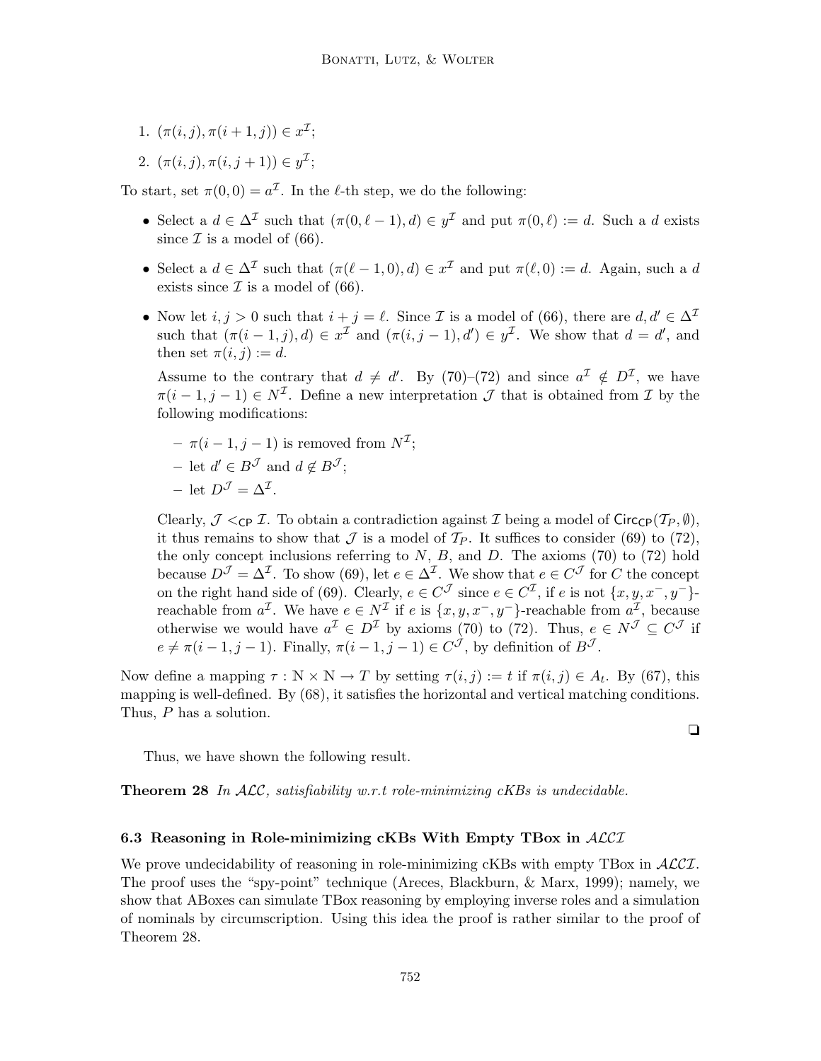1. $(\pi(i,j), \pi(i+1,j)) \in x^{\mathcal{I}}$;
2. $(\pi(i,j), \pi(i,j+1)) \in y^{\mathcal{I}}$;

To start, set $\pi(0,0) = a^{\mathcal{I}}$. In the $\ell$-th step, we do the following:

- Select a $d \in \Delta^{\mathcal{I}}$ such that $(\pi(0,\ell-1), d) \in y^{\mathcal{I}}$ and put $\pi(0,\ell) := d$. Such a $d$ exists since $\mathcal{I}$ is a model of (66).
- Select a $d \in \Delta^{\mathcal{I}}$ such that $(\pi(\ell-1,0), d) \in x^{\mathcal{I}}$ and put $\pi(\ell,0) := d$. Again, such a $d$ exists since $\mathcal{I}$ is a model of (66).
- Now let $i,j > 0$ such that $i + j = \ell$. Since $\mathcal{I}$ is a model of (66), there are $d, d' \in \Delta^{\mathcal{I}}$ such that $(\pi(i-1,j), d) \in x^{\mathcal{I}}$ and $(\pi(i,j-1), d') \in y^{\mathcal{I}}$. We show that $d = d'$, and then set $\pi(i,j) := d$.

  Assume to the contrary that $d \neq d'$. By (70)–(72) and since $a^{\mathcal{I}} \notin D^{\mathcal{I}}$, we have $\pi(i-1,j-1) \in N^{\mathcal{I}}$. Define a new interpretation $\mathcal{J}$ that is obtained from $\mathcal{I}$ by the following modifications:

  - $\pi(i-1,j-1)$ is removed from $N^{\mathcal{I}}$;
  - let $d' \in B^{\mathcal{J}}$ and $d \notin B^{\mathcal{J}}$;
  - let $D^{\mathcal{J}} = \Delta^{\mathcal{I}}$.

  Clearly, $\mathcal{J} <_{\mathsf{CP}} \mathcal{I}$. To obtain a contradiction against $\mathcal{I}$ being a model of $\mathsf{Circ}_{\mathsf{CP}}(\mathcal{T}_P, \emptyset)$, it thus remains to show that $\mathcal{J}$ is a model of $\mathcal{T}_P$. It suffices to consider (69) to (72), the only concept inclusions referring to $N$, $B$, and $D$. The axioms (70) to (72) hold because $D^{\mathcal{J}} = \Delta^{\mathcal{I}}$. To show (69), let $e \in \Delta^{\mathcal{I}}$. We show that $e \in C^{\mathcal{J}}$ for $C$ the concept on the right hand side of (69). Clearly, $e \in C^{\mathcal{J}}$ since $e \in C^{\mathcal{I}}$, if $e$ is not $\{x, y, x^-, y^-\}$-reachable from $a^{\mathcal{I}}$. We have $e \in N^{\mathcal{I}}$ if $e$ is $\{x, y, x^-, y^-\}$-reachable from $a^{\mathcal{I}}$, because otherwise we would have $a^{\mathcal{I}} \in D^{\mathcal{I}}$ by axioms (70) to (72). Thus, $e \in N^{\mathcal{J}} \subseteq C^{\mathcal{J}}$ if $e \neq \pi(i-1,j-1)$. Finally, $\pi(i-1,j-1) \in C^{\mathcal{J}}$, by definition of $B^{\mathcal{J}}$.

Now define a mapping $\tau : \mathbb{N} \times \mathbb{N} \to T$ by setting $\tau(i,j) := t$ if $\pi(i,j) \in A_t$. By (67), this mapping is well-defined. By (68), it satisfies the horizontal and vertical matching conditions. Thus, $P$ has a solution.

❏

Thus, we have shown the following result.

**Theorem 28** *In $\mathcal{ALC}$, satisfiability w.r.t role-minimizing cKBs is undecidable.*

### 6.3 Reasoning in Role-minimizing cKBs With Empty TBox in $\mathcal{ALCI}$

We prove undecidability of reasoning in role-minimizing cKBs with empty TBox in $\mathcal{ALCI}$. The proof uses the "spy-point" technique (Areces, Blackburn, & Marx, 1999); namely, we show that ABoxes can simulate TBox reasoning by employing inverse roles and a simulation of nominals by circumscription. Using this idea the proof is rather similar to the proof of Theorem 28.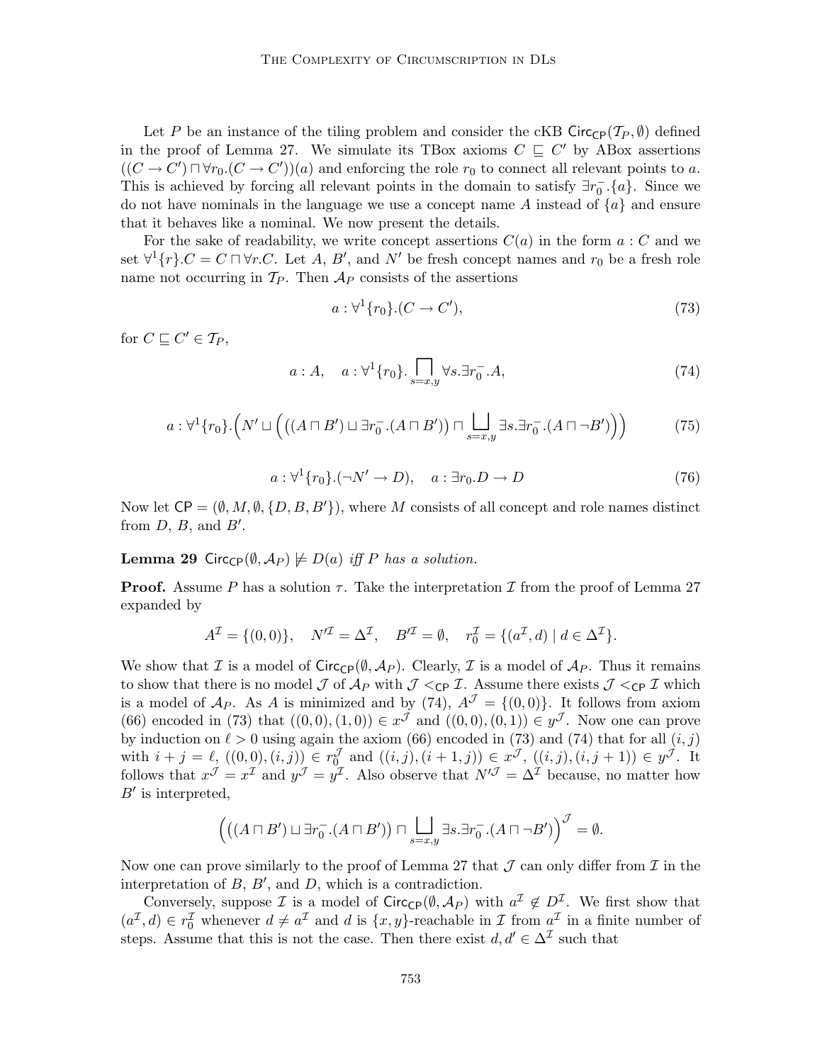Let $P$ be an instance of the tiling problem and consider the cKB $\mathsf{Circ}_{\mathsf{CP}}(\mathcal{T}_P, \emptyset)$ defined in the proof of Lemma 27. We simulate its TBox axioms $C \sqsubseteq C'$ by ABox assertions $((C \rightarrow C') \sqcap \forall r_0.(C \rightarrow C'))(a)$ and enforcing the role $r_0$ to connect all relevant points to $a$. This is achieved by forcing all relevant points in the domain to satisfy $\exists r_0^-.\{a\}$. Since we do not have nominals in the language we use a concept name $A$ instead of $\{a\}$ and ensure that it behaves like a nominal. We now present the details.

For the sake of readability, we write concept assertions $C(a)$ in the form $a : C$ and we set $\forall^1\{r\}.C = C \sqcap \forall r.C$. Let $A$, $B'$, and $N'$ be fresh concept names and $r_0$ be a fresh role name not occurring in $\mathcal{T}_P$. Then $\mathcal{A}_P$ consists of the assertions

$$a : \forall^1\{r_0\}.(C \rightarrow C'), \tag{73}$$

for $C \sqsubseteq C' \in \mathcal{T}_P$,

$$a : A, \quad a : \forall^1\{r_0\}. \bigsqcap_{s=x,y} \forall s.\exists r_0^-.A, \tag{74}$$

$$a : \forall^1\{r_0\}.\Big(N' \sqcup \Big(\big((A \sqcap B') \sqcup \exists r_0^-.(A \sqcap B')\big) \sqcap \bigsqcup_{s=x,y} \exists s.\exists r_0^-.(A \sqcap \neg B')\Big)\Big) \tag{75}$$

$$a : \forall^1\{r_0\}.(\neg N' \rightarrow D), \quad a : \exists r_0.D \rightarrow D \tag{76}$$

Now let $\mathsf{CP} = (\emptyset, M, \emptyset, \{D, B, B'\})$, where $M$ consists of all concept and role names distinct from $D$, $B$, and $B'$.

**Lemma 29** *$\mathsf{Circ}_{\mathsf{CP}}(\emptyset, \mathcal{A}_P) \not\models D(a)$ iff $P$ has a solution.*

**Proof.** Assume $P$ has a solution $\tau$. Take the interpretation $\mathcal{I}$ from the proof of Lemma 27 expanded by

$$A^{\mathcal{I}} = \{(0,0)\}, \quad N'^{\mathcal{I}} = \Delta^{\mathcal{I}}, \quad B'^{\mathcal{I}} = \emptyset, \quad r_0^{\mathcal{I}} = \{(a^{\mathcal{I}}, d) \mid d \in \Delta^{\mathcal{I}}\}.$$

We show that $\mathcal{I}$ is a model of $\mathsf{Circ}_{\mathsf{CP}}(\emptyset, \mathcal{A}_P)$. Clearly, $\mathcal{I}$ is a model of $\mathcal{A}_P$. Thus it remains to show that there is no model $\mathcal{J}$ of $\mathcal{A}_P$ with $\mathcal{J} <_{\mathsf{CP}} \mathcal{I}$. Assume there exists $\mathcal{J} <_{\mathsf{CP}} \mathcal{I}$ which is a model of $\mathcal{A}_P$. As $A$ is minimized and by (74), $A^{\mathcal{J}} = \{(0,0)\}$. It follows from axiom (66) encoded in (73) that $((0,0),(1,0)) \in x^{\mathcal{J}}$ and $((0,0),(0,1)) \in y^{\mathcal{J}}$. Now one can prove by induction on $\ell > 0$ using again the axiom (66) encoded in (73) and (74) that for all $(i,j)$ with $i + j = \ell$, $((0,0),(i,j)) \in r_0^{\mathcal{J}}$ and $((i,j),(i+1,j)) \in x^{\mathcal{J}}$, $((i,j),(i,j+1)) \in y^{\mathcal{J}}$. It follows that $x^{\mathcal{J}} = x^{\mathcal{I}}$ and $y^{\mathcal{J}} = y^{\mathcal{I}}$. Also observe that $N'^{\mathcal{J}} = \Delta^{\mathcal{I}}$ because, no matter how $B'$ is interpreted,

$$\Big(\big((A \sqcap B') \sqcup \exists r_0^-.(A \sqcap B')\big) \sqcap \bigsqcup_{s=x,y} \exists s.\exists r_0^-.(A \sqcap \neg B')\Big)^{\mathcal{J}} = \emptyset.$$

Now one can prove similarly to the proof of Lemma 27 that $\mathcal{J}$ can only differ from $\mathcal{I}$ in the interpretation of $B$, $B'$, and $D$, which is a contradiction.

Conversely, suppose $\mathcal{I}$ is a model of $\mathsf{Circ}_{\mathsf{CP}}(\emptyset, \mathcal{A}_P)$ with $a^{\mathcal{I}} \notin D^{\mathcal{I}}$. We first show that $(a^{\mathcal{I}}, d) \in r_0^{\mathcal{I}}$ whenever $d \neq a^{\mathcal{I}}$ and $d$ is $\{x,y\}$-reachable in $\mathcal{I}$ from $a^{\mathcal{I}}$ in a finite number of steps. Assume that this is not the case. Then there exist $d, d' \in \Delta^{\mathcal{I}}$ such that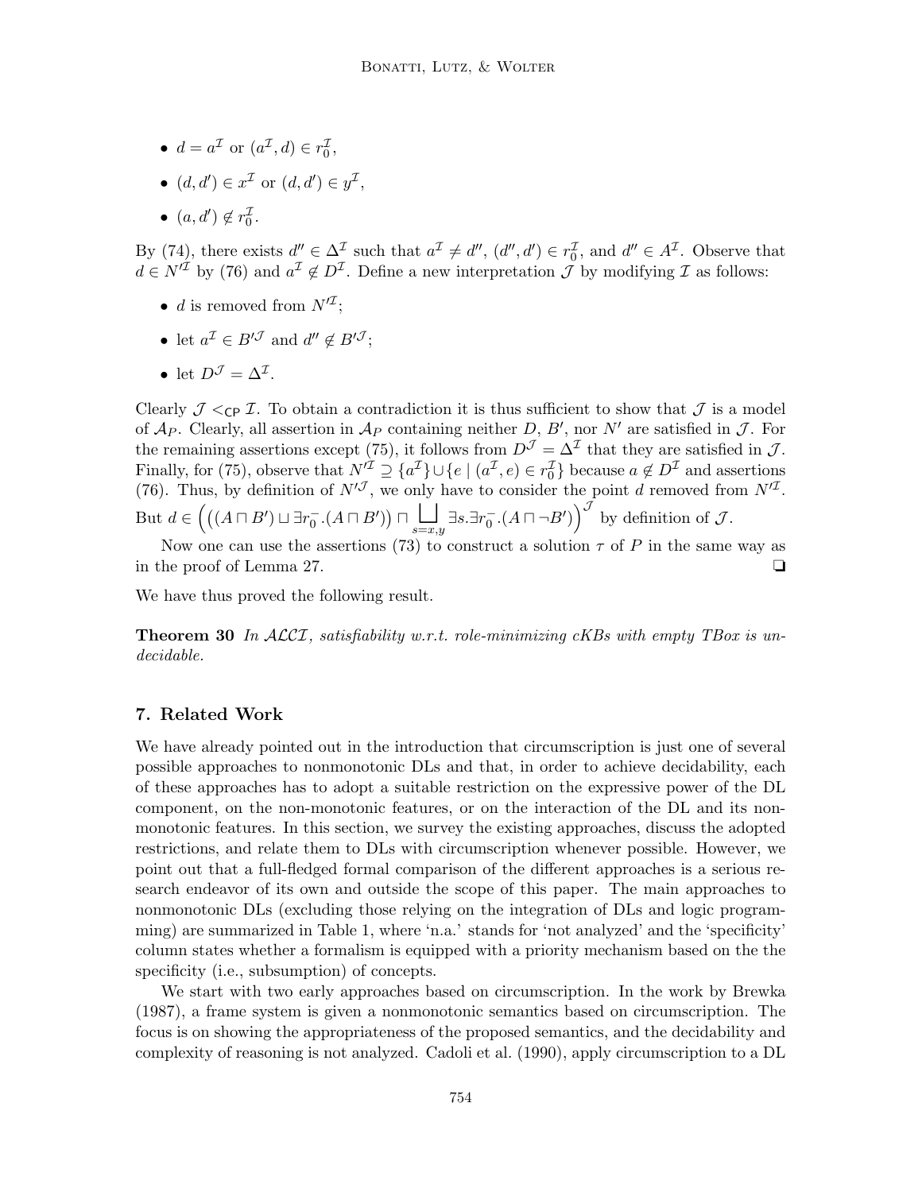- $d = a^{\mathcal{I}}$ or $(a^{\mathcal{I}}, d) \in r_0^{\mathcal{I}}$,
- $(d, d') \in x^{\mathcal{I}}$ or $(d, d') \in y^{\mathcal{I}}$,
- $(a, d') \notin r_0^{\mathcal{I}}$.

By (74), there exists $d'' \in \Delta^{\mathcal{I}}$ such that $a^{\mathcal{I}} \neq d''$, $(d'', d') \in r_0^{\mathcal{I}}$, and $d'' \in A^{\mathcal{I}}$. Observe that $d \in N'^{\mathcal{I}}$ by (76) and $a^{\mathcal{I}} \notin D^{\mathcal{I}}$. Define a new interpretation $\mathcal{J}$ by modifying $\mathcal{I}$ as follows:

- $d$ is removed from $N'^{\mathcal{I}}$;
- let $a^{\mathcal{I}} \in B'^{\mathcal{J}}$ and $d'' \notin B'^{\mathcal{J}}$;
- let $D^{\mathcal{J}} = \Delta^{\mathcal{I}}$.

Clearly $\mathcal{J} <_{\mathsf{CP}} \mathcal{I}$. To obtain a contradiction it is thus sufficient to show that $\mathcal{J}$ is a model of $\mathcal{A}_P$. Clearly, all assertion in $\mathcal{A}_P$ containing neither $D$, $B'$, nor $N'$ are satisfied in $\mathcal{J}$. For the remaining assertions except (75), it follows from $D^{\mathcal{J}} = \Delta^{\mathcal{I}}$ that they are satisfied in $\mathcal{J}$. Finally, for (75), observe that $N'^{\mathcal{I}} \supseteq \{a^{\mathcal{I}}\} \cup \{e \mid (a^{\mathcal{I}}, e) \in r_0^{\mathcal{I}}\}$ because $a \notin D^{\mathcal{I}}$ and assertions (76). Thus, by definition of $N'^{\mathcal{J}}$, we only have to consider the point $d$ removed from $N'^{\mathcal{I}}$. But $d \in \Big(\big((A \sqcap B') \sqcup \exists r_0^-.(A \sqcap B')\big) \sqcap \bigsqcup_{s=x,y} \exists s.\exists r_0^-.(A \sqcap \neg B')\Big)^{\mathcal{J}}$ by definition of $\mathcal{J}$.

Now one can use the assertions (73) to construct a solution $\tau$ of $P$ in the same way as in the proof of Lemma 27. ❏

We have thus proved the following result.

**Theorem 30** *In $\mathcal{ALCI}$, satisfiability w.r.t. role-minimizing cKBs with empty TBox is undecidable.*

## 7. Related Work

We have already pointed out in the introduction that circumscription is just one of several possible approaches to nonmonotonic DLs and that, in order to achieve decidability, each of these approaches has to adopt a suitable restriction on the expressive power of the DL component, on the non-monotonic features, or on the interaction of the DL and its nonmonotonic features. In this section, we survey the existing approaches, discuss the adopted restrictions, and relate them to DLs with circumscription whenever possible. However, we point out that a full-fledged formal comparison of the different approaches is a serious research endeavor of its own and outside the scope of this paper. The main approaches to nonmonotonic DLs (excluding those relying on the integration of DLs and logic programming) are summarized in Table 1, where 'n.a.' stands for 'not analyzed' and the 'specificity' column states whether a formalism is equipped with a priority mechanism based on the the specificity (i.e., subsumption) of concepts.

We start with two early approaches based on circumscription. In the work by Brewka (1987), a frame system is given a nonmonotonic semantics based on circumscription. The focus is on showing the appropriateness of the proposed semantics, and the decidability and complexity of reasoning is not analyzed. Cadoli et al. (1990), apply circumscription to a DL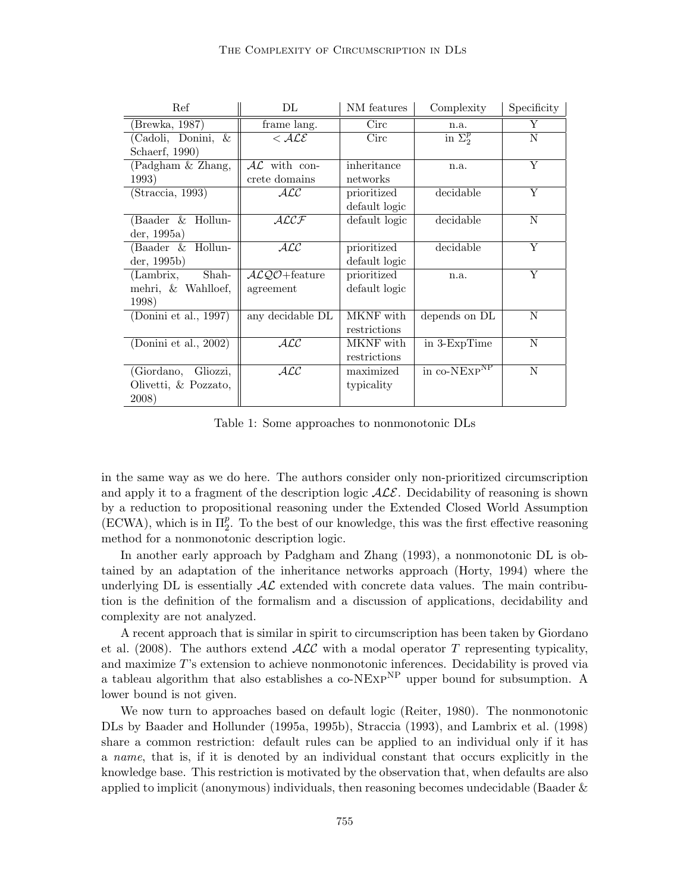| Ref | DL | NM features | Complexity | Specificity |
|---|---|---|---|---|
| (Brewka, 1987) | frame lang. | Circ | n.a. | Y |
| (Cadoli, Donini, & Schaerf, 1990) | $< \mathcal{ALE}$ | Circ | in $\Sigma_2^p$ | N |
| (Padgham & Zhang, 1993) | $\mathcal{AL}$ with concrete domains | inheritance networks | n.a. | Y |
| (Straccia, 1993) | $\mathcal{ALC}$ | prioritized default logic | decidable | Y |
| (Baader & Hollunder, 1995a) | $\mathcal{ALCF}$ | default logic | decidable | N |
| (Baader & Hollunder, 1995b) | $\mathcal{ALC}$ | prioritized default logic | decidable | Y |
| (Lambrix, Shahmehri, & Wahlloef, 1998) | $\mathcal{ALQO}$+feature agreement | prioritized default logic | n.a. | Y |
| (Donini et al., 1997) | any decidable DL | MKNF with restrictions | depends on DL | N |
| (Donini et al., 2002) | $\mathcal{ALC}$ | MKNF with restrictions | in 3-ExpTime | N |
| (Giordano, Gliozzi, Olivetti, & Pozzato, 2008) | $\mathcal{ALC}$ | maximized typicality | in co-NExp$^{\text{NP}}$ | N |

Table 1: Some approaches to nonmonotonic DLs

in the same way as we do here. The authors consider only non-prioritized circumscription and apply it to a fragment of the description logic $\mathcal{ALE}$. Decidability of reasoning is shown by a reduction to propositional reasoning under the Extended Closed World Assumption (ECWA), which is in $\Pi_2^p$. To the best of our knowledge, this was the first effective reasoning method for a nonmonotonic description logic.

In another early approach by Padgham and Zhang (1993), a nonmonotonic DL is obtained by an adaptation of the inheritance networks approach (Horty, 1994) where the underlying DL is essentially $\mathcal{AL}$ extended with concrete data values. The main contribution is the definition of the formalism and a discussion of applications, decidability and complexity are not analyzed.

A recent approach that is similar in spirit to circumscription has been taken by Giordano et al. (2008). The authors extend $\mathcal{ALC}$ with a modal operator $T$ representing typicality, and maximize $T$'s extension to achieve nonmonotonic inferences. Decidability is proved via a tableau algorithm that also establishes a co-NExp$^{\text{NP}}$ upper bound for subsumption. A lower bound is not given.

We now turn to approaches based on default logic (Reiter, 1980). The nonmonotonic DLs by Baader and Hollunder (1995a, 1995b), Straccia (1993), and Lambrix et al. (1998) share a common restriction: default rules can be applied to an individual only if it has a *name*, that is, if it is denoted by an individual constant that occurs explicitly in the knowledge base. This restriction is motivated by the observation that, when defaults are also applied to implicit (anonymous) individuals, then reasoning becomes undecidable (Baader &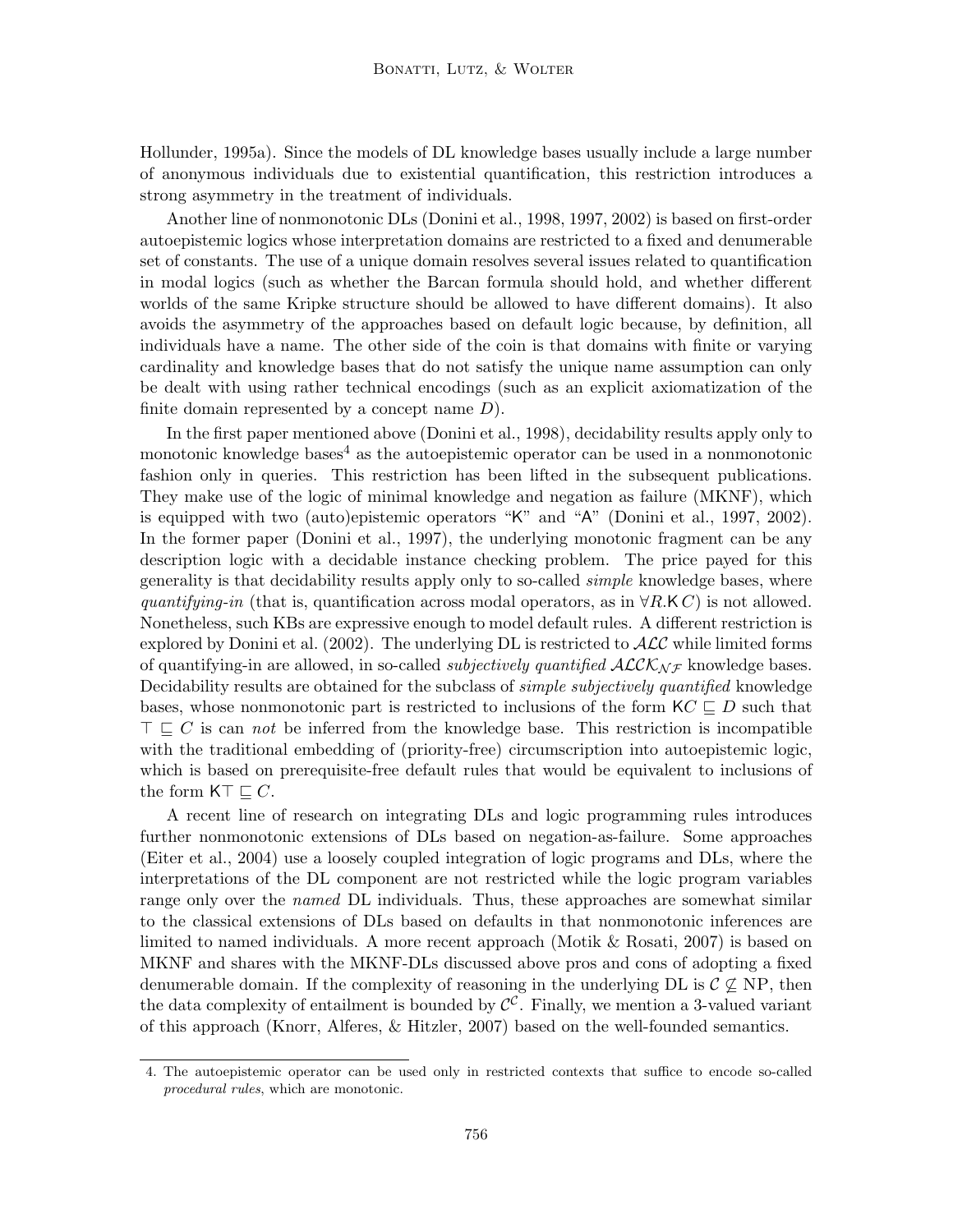Hollunder, 1995a). Since the models of DL knowledge bases usually include a large number of anonymous individuals due to existential quantification, this restriction introduces a strong asymmetry in the treatment of individuals.

Another line of nonmonotonic DLs (Donini et al., 1998, 1997, 2002) is based on first-order autoepistemic logics whose interpretation domains are restricted to a fixed and denumerable set of constants. The use of a unique domain resolves several issues related to quantification in modal logics (such as whether the Barcan formula should hold, and whether different worlds of the same Kripke structure should be allowed to have different domains). It also avoids the asymmetry of the approaches based on default logic because, by definition, all individuals have a name. The other side of the coin is that domains with finite or varying cardinality and knowledge bases that do not satisfy the unique name assumption can only be dealt with using rather technical encodings (such as an explicit axiomatization of the finite domain represented by a concept name $D$).

In the first paper mentioned above (Donini et al., 1998), decidability results apply only to monotonic knowledge bases[4] as the autoepistemic operator can be used in a nonmonotonic fashion only in queries. This restriction has been lifted in the subsequent publications. They make use of the logic of minimal knowledge and negation as failure (MKNF), which is equipped with two (auto)epistemic operators "$\mathsf{K}$" and "$\mathsf{A}$" (Donini et al., 1997, 2002). In the former paper (Donini et al., 1997), the underlying monotonic fragment can be any description logic with a decidable instance checking problem. The price payed for this generality is that decidability results apply only to so-called *simple* knowledge bases, where *quantifying-in* (that is, quantification across modal operators, as in $\forall R.\mathsf{K}\,C$) is not allowed. Nonetheless, such KBs are expressive enough to model default rules. A different restriction is explored by Donini et al. (2002). The underlying DL is restricted to $\mathcal{ALC}$ while limited forms of quantifying-in are allowed, in so-called *subjectively quantified* $\mathcal{ALCK}_{\mathcal{NF}}$ knowledge bases. Decidability results are obtained for the subclass of *simple subjectively quantified* knowledge bases, whose nonmonotonic part is restricted to inclusions of the form $\mathsf{K}C \sqsubseteq D$ such that $\top \sqsubseteq C$ is can *not* be inferred from the knowledge base. This restriction is incompatible with the traditional embedding of (priority-free) circumscription into autoepistemic logic, which is based on prerequisite-free default rules that would be equivalent to inclusions of the form $\mathsf{K}\top \sqsubseteq C$.

A recent line of research on integrating DLs and logic programming rules introduces further nonmonotonic extensions of DLs based on negation-as-failure. Some approaches (Eiter et al., 2004) use a loosely coupled integration of logic programs and DLs, where the interpretations of the DL component are not restricted while the logic program variables range only over the *named* DL individuals. Thus, these approaches are somewhat similar to the classical extensions of DLs based on defaults in that nonmonotonic inferences are limited to named individuals. A more recent approach (Motik & Rosati, 2007) is based on MKNF and shares with the MKNF-DLs discussed above pros and cons of adopting a fixed denumerable domain. If the complexity of reasoning in the underlying DL is $\mathcal{C} \not\subseteq \mathrm{NP}$, then the data complexity of entailment is bounded by $\mathcal{C}^{\mathcal{C}}$. Finally, we mention a 3-valued variant of this approach (Knorr, Alferes, & Hitzler, 2007) based on the well-founded semantics.

4. The autoepistemic operator can be used only in restricted contexts that suffice to encode so-called *procedural rules*, which are monotonic.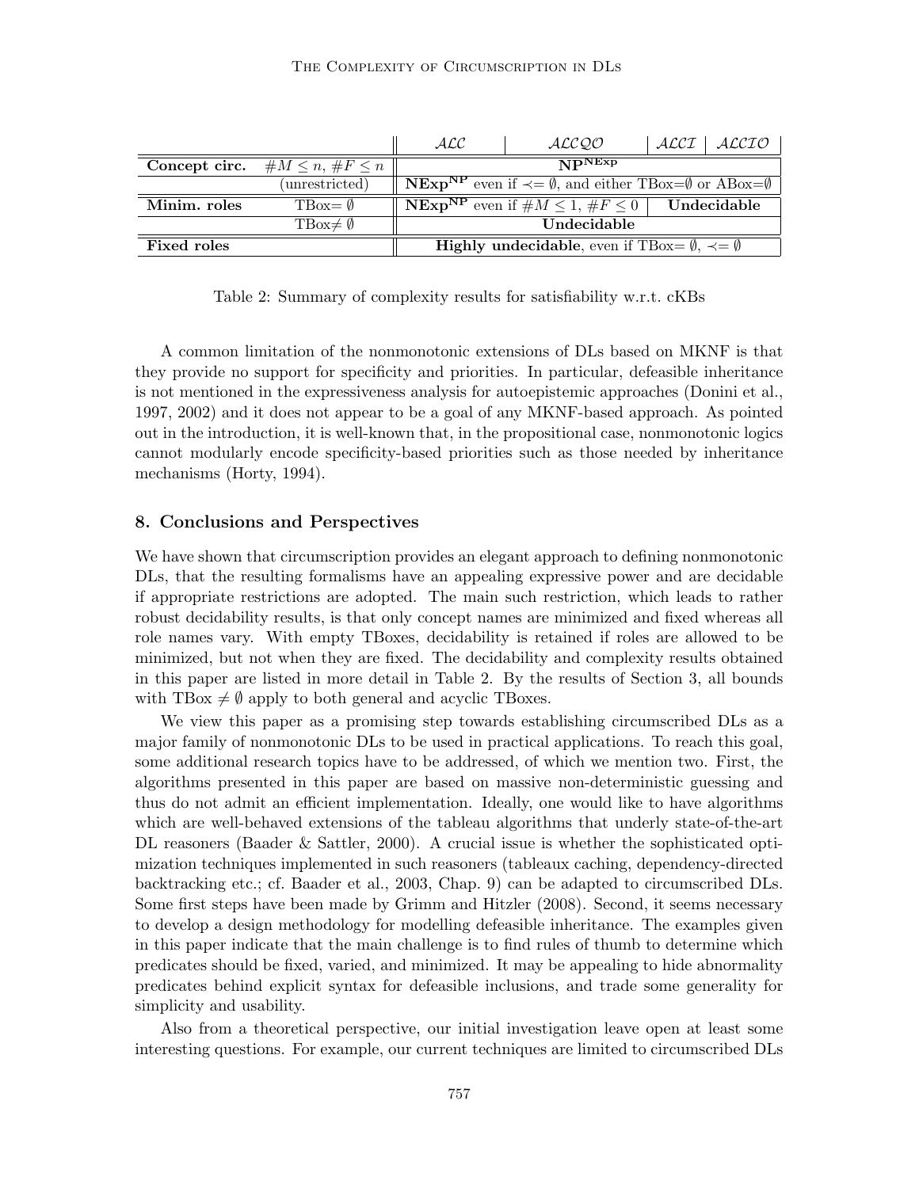|  |  | $\mathcal{ALC}$ | $\mathcal{ALCQO}$ | $\mathcal{ALCI}$ | $\mathcal{ALCIO}$ |
|---|---|---|---|---|---|
| **Concept circ.** | $\#M \leq n$, $\#F \leq n$ | $\mathbf{NP^{NExp}}$ |  |  |  |
|  | (unrestricted) | $\mathbf{NExp^{NP}}$ even if $\prec = \emptyset$, and either TBox=$\emptyset$ or ABox=$\emptyset$ |  |  |  |
| **Minim. roles** | TBox= $\emptyset$ | $\mathbf{NExp^{NP}}$ even if $\#M \leq 1$, $\#F \leq 0$ |  | **Undecidable** |  |
|  | TBox$\neq \emptyset$ | **Undecidable** |  |  |  |
| **Fixed roles** |  | **Highly undecidable**, even if TBox= $\emptyset$, $\prec = \emptyset$ |  |  |  |

Table 2: Summary of complexity results for satisfiability w.r.t. cKBs

A common limitation of the nonmonotonic extensions of DLs based on MKNF is that they provide no support for specificity and priorities. In particular, defeasible inheritance is not mentioned in the expressiveness analysis for autoepistemic approaches (Donini et al., 1997, 2002) and it does not appear to be a goal of any MKNF-based approach. As pointed out in the introduction, it is well-known that, in the propositional case, nonmonotonic logics cannot modularly encode specificity-based priorities such as those needed by inheritance mechanisms (Horty, 1994).

## 8. Conclusions and Perspectives

We have shown that circumscription provides an elegant approach to defining nonmonotonic DLs, that the resulting formalisms have an appealing expressive power and are decidable if appropriate restrictions are adopted. The main such restriction, which leads to rather robust decidability results, is that only concept names are minimized and fixed whereas all role names vary. With empty TBoxes, decidability is retained if roles are allowed to be minimized, but not when they are fixed. The decidability and complexity results obtained in this paper are listed in more detail in Table 2. By the results of Section 3, all bounds with TBox $\neq \emptyset$ apply to both general and acyclic TBoxes.

We view this paper as a promising step towards establishing circumscribed DLs as a major family of nonmonotonic DLs to be used in practical applications. To reach this goal, some additional research topics have to be addressed, of which we mention two. First, the algorithms presented in this paper are based on massive non-deterministic guessing and thus do not admit an efficient implementation. Ideally, one would like to have algorithms which are well-behaved extensions of the tableau algorithms that underly state-of-the-art DL reasoners (Baader & Sattler, 2000). A crucial issue is whether the sophisticated optimization techniques implemented in such reasoners (tableaux caching, dependency-directed backtracking etc.; cf. Baader et al., 2003, Chap. 9) can be adapted to circumscribed DLs. Some first steps have been made by Grimm and Hitzler (2008). Second, it seems necessary to develop a design methodology for modelling defeasible inheritance. The examples given in this paper indicate that the main challenge is to find rules of thumb to determine which predicates should be fixed, varied, and minimized. It may be appealing to hide abnormality predicates behind explicit syntax for defeasible inclusions, and trade some generality for simplicity and usability.

Also from a theoretical perspective, our initial investigation leave open at least some interesting questions. For example, our current techniques are limited to circumscribed DLs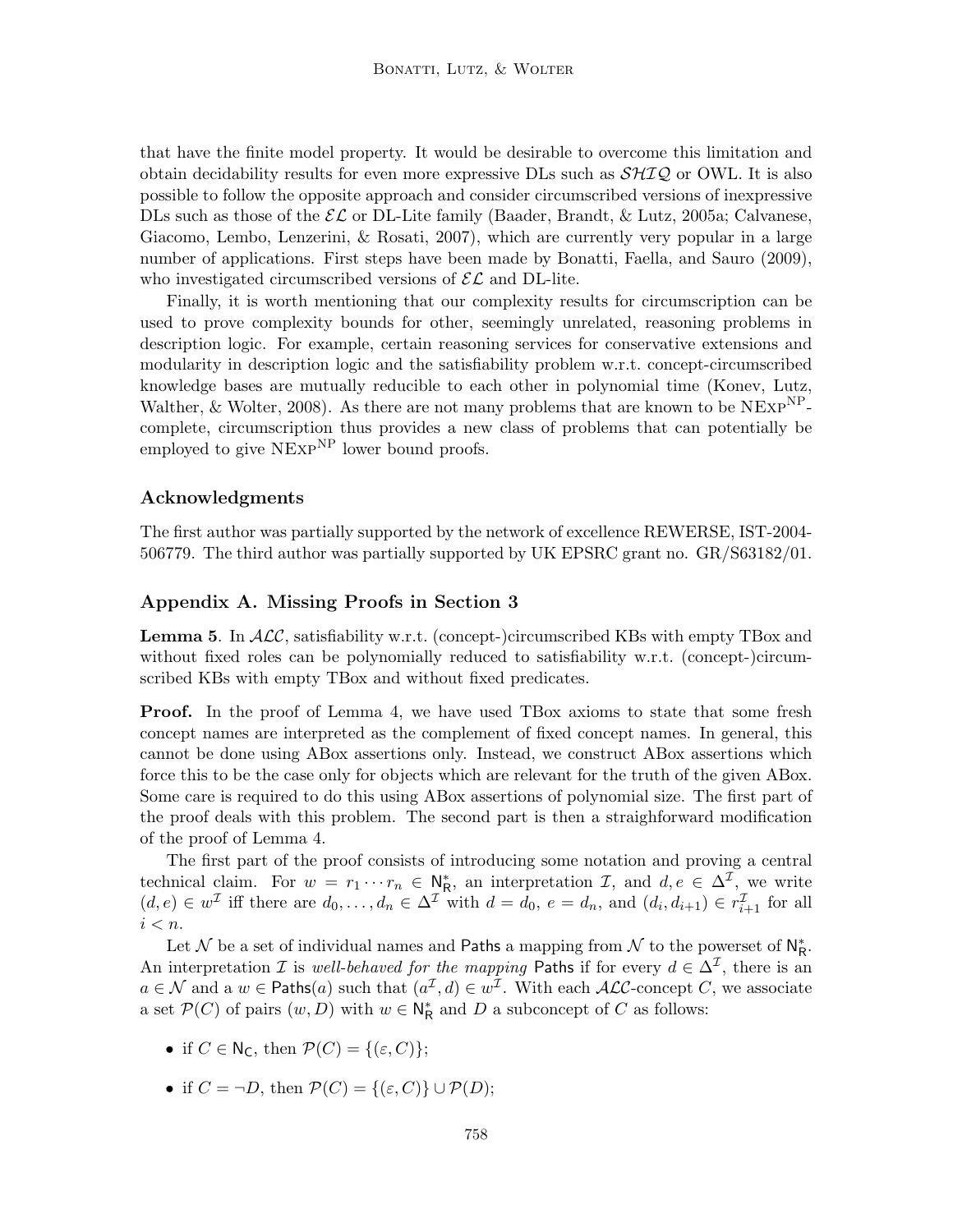that have the finite model property. It would be desirable to overcome this limitation and obtain decidability results for even more expressive DLs such as $\mathcal{SHIQ}$ or OWL. It is also possible to follow the opposite approach and consider circumscribed versions of inexpressive DLs such as those of the $\mathcal{EL}$ or DL-Lite family (Baader, Brandt, & Lutz, 2005a; Calvanese, Giacomo, Lembo, Lenzerini, & Rosati, 2007), which are currently very popular in a large number of applications. First steps have been made by Bonatti, Faella, and Sauro (2009), who investigated circumscribed versions of $\mathcal{EL}$ and DL-lite.

Finally, it is worth mentioning that our complexity results for circumscription can be used to prove complexity bounds for other, seemingly unrelated, reasoning problems in description logic. For example, certain reasoning services for conservative extensions and modularity in description logic and the satisfiability problem w.r.t. concept-circumscribed knowledge bases are mutually reducible to each other in polynomial time (Konev, Lutz, Walther, & Wolter, 2008). As there are not many problems that are known to be $\text{NExp}^{\text{NP}}$-complete, circumscription thus provides a new class of problems that can potentially be employed to give $\text{NExp}^{\text{NP}}$ lower bound proofs.

### Acknowledgments

The first author was partially supported by the network of excellence REWERSE, IST-2004-506779. The third author was partially supported by UK EPSRC grant no. GR/S63182/01.

## Appendix A. Missing Proofs in Section 3

**Lemma 5**. In $\mathcal{ALC}$, satisfiability w.r.t. (concept-)circumscribed KBs with empty TBox and without fixed roles can be polynomially reduced to satisfiability w.r.t. (concept-)circumscribed KBs with empty TBox and without fixed predicates.

**Proof.** In the proof of Lemma 4, we have used TBox axioms to state that some fresh concept names are interpreted as the complement of fixed concept names. In general, this cannot be done using ABox assertions only. Instead, we construct ABox assertions which force this to be the case only for objects which are relevant for the truth of the given ABox. Some care is required to do this using ABox assertions of polynomial size. The first part of the proof deals with this problem. The second part is then a straighforward modification of the proof of Lemma 4.

The first part of the proof consists of introducing some notation and proving a central technical claim. For $w = r_1 \cdots r_n \in \mathsf{N}_\mathsf{R}^*$, an interpretation $\mathcal{I}$, and $d, e \in \Delta^\mathcal{I}$, we write $(d, e) \in w^\mathcal{I}$ iff there are $d_0, \dots, d_n \in \Delta^\mathcal{I}$ with $d = d_0$, $e = d_n$, and $(d_i, d_{i+1}) \in r_{i+1}^\mathcal{I}$ for all $i < n$.

Let $\mathcal{N}$ be a set of individual names and $\mathsf{Paths}$ a mapping from $\mathcal{N}$ to the powerset of $\mathsf{N}_\mathsf{R}^*$. An interpretation $\mathcal{I}$ is *well-behaved for the mapping* $\mathsf{Paths}$ if for every $d \in \Delta^\mathcal{I}$, there is an $a \in \mathcal{N}$ and a $w \in \mathsf{Paths}(a)$ such that $(a^\mathcal{I}, d) \in w^\mathcal{I}$. With each $\mathcal{ALC}$-concept $C$, we associate a set $\mathcal{P}(C)$ of pairs $(w, D)$ with $w \in \mathsf{N}_\mathsf{R}^*$ and $D$ a subconcept of $C$ as follows:

- if $C \in \mathsf{N}_\mathsf{C}$, then $\mathcal{P}(C) = \{(\varepsilon, C)\}$;
- if $C = \neg D$, then $\mathcal{P}(C) = \{(\varepsilon, C)\} \cup \mathcal{P}(D)$;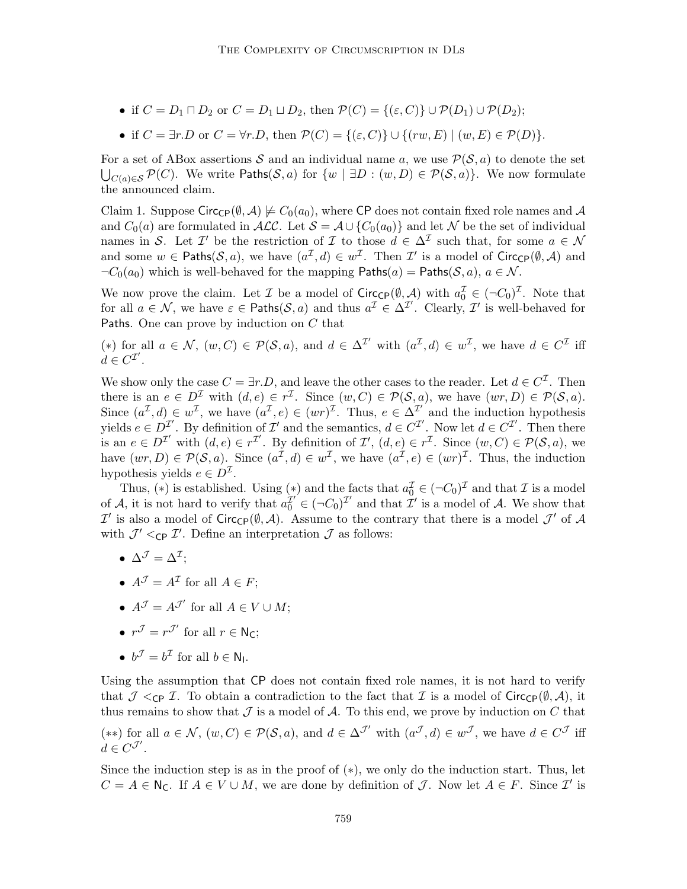- if $C = D_1 \sqcap D_2$ or $C = D_1 \sqcup D_2$, then $\mathcal{P}(C) = \{(\varepsilon, C)\} \cup \mathcal{P}(D_1) \cup \mathcal{P}(D_2)$;
- if $C = \exists r.D$ or $C = \forall r.D$, then $\mathcal{P}(C) = \{(\varepsilon, C)\} \cup \{(rw, E) \mid (w, E) \in \mathcal{P}(D)\}$.

For a set of ABox assertions $\mathcal{S}$ and an individual name $a$, we use $\mathcal{P}(\mathcal{S}, a)$ to denote the set $\bigcup_{C(a) \in \mathcal{S}} \mathcal{P}(C)$. We write $\mathsf{Paths}(\mathcal{S}, a)$ for $\{w \mid \exists D : (w, D) \in \mathcal{P}(\mathcal{S}, a)\}$. We now formulate the announced claim.

Claim 1. Suppose $\mathsf{Circ}_{\mathsf{CP}}(\emptyset, \mathcal{A}) \not\models C_0(a_0)$, where $\mathsf{CP}$ does not contain fixed role names and $\mathcal{A}$ and $C_0(a)$ are formulated in $\mathcal{ALC}$. Let $\mathcal{S} = \mathcal{A} \cup \{C_0(a_0)\}$ and let $\mathcal{N}$ be the set of individual names in $\mathcal{S}$. Let $\mathcal{I}'$ be the restriction of $\mathcal{I}$ to those $d \in \Delta^{\mathcal{I}}$ such that, for some $a \in \mathcal{N}$ and some $w \in \mathsf{Paths}(\mathcal{S}, a)$, we have $(a^{\mathcal{I}}, d) \in w^{\mathcal{I}}$. Then $\mathcal{I}'$ is a model of $\mathsf{Circ}_{\mathsf{CP}}(\emptyset, \mathcal{A})$ and $\neg C_0(a_0)$ which is well-behaved for the mapping $\mathsf{Paths}(a) = \mathsf{Paths}(\mathcal{S}, a)$, $a \in \mathcal{N}$.

We now prove the claim. Let $\mathcal{I}$ be a model of $\mathsf{Circ}_{\mathsf{CP}}(\emptyset, \mathcal{A})$ with $a_0^{\mathcal{I}} \in (\neg C_0)^{\mathcal{I}}$. Note that for all $a \in \mathcal{N}$, we have $\varepsilon \in \mathsf{Paths}(\mathcal{S}, a)$ and thus $a^{\mathcal{I}} \in \Delta^{\mathcal{I}'}$. Clearly, $\mathcal{I}'$ is well-behaved for $\mathsf{Paths}$. One can prove by induction on $C$ that

($*$) for all $a \in \mathcal{N}$, $(w, C) \in \mathcal{P}(\mathcal{S}, a)$, and $d \in \Delta^{\mathcal{I}'}$ with $(a^{\mathcal{I}}, d) \in w^{\mathcal{I}}$, we have $d \in C^{\mathcal{I}}$ iff $d \in C^{\mathcal{I}'}$.

We show only the case $C = \exists r.D$, and leave the other cases to the reader. Let $d \in C^{\mathcal{I}}$. Then there is an $e \in D^{\mathcal{I}}$ with $(d, e) \in r^{\mathcal{I}}$. Since $(w, C) \in \mathcal{P}(\mathcal{S}, a)$, we have $(wr, D) \in \mathcal{P}(\mathcal{S}, a)$. Since $(a^{\mathcal{I}}, d) \in w^{\mathcal{I}}$, we have $(a^{\mathcal{I}}, e) \in (wr)^{\mathcal{I}}$. Thus, $e \in \Delta^{\mathcal{I}'}$ and the induction hypothesis yields $e \in D^{\mathcal{I}'}$. By definition of $\mathcal{I}'$ and the semantics, $d \in C^{\mathcal{I}'}$. Now let $d \in C^{\mathcal{I}'}$. Then there is an $e \in D^{\mathcal{I}'}$ with $(d, e) \in r^{\mathcal{I}'}$. By definition of $\mathcal{I}'$, $(d, e) \in r^{\mathcal{I}}$. Since $(w, C) \in \mathcal{P}(\mathcal{S}, a)$, we have $(wr, D) \in \mathcal{P}(\mathcal{S}, a)$. Since $(a^{\mathcal{I}}, d) \in w^{\mathcal{I}}$, we have $(a^{\mathcal{I}}, e) \in (wr)^{\mathcal{I}}$. Thus, the induction hypothesis yields $e \in D^{\mathcal{I}}$.

Thus, ($*$) is established. Using ($*$) and the facts that $a_0^{\mathcal{I}} \in (\neg C_0)^{\mathcal{I}}$ and that $\mathcal{I}$ is a model of $\mathcal{A}$, it is not hard to verify that $a_0^{\mathcal{I}'} \in (\neg C_0)^{\mathcal{I}'}$ and that $\mathcal{I}'$ is a model of $\mathcal{A}$. We show that $\mathcal{I}'$ is also a model of $\mathsf{Circ}_{\mathsf{CP}}(\emptyset, \mathcal{A})$. Assume to the contrary that there is a model $\mathcal{J}'$ of $\mathcal{A}$ with $\mathcal{J}' <_{\mathsf{CP}} \mathcal{I}'$. Define an interpretation $\mathcal{J}$ as follows:

- $\Delta^{\mathcal{J}} = \Delta^{\mathcal{I}}$;
- $A^{\mathcal{J}} = A^{\mathcal{I}}$ for all $A \in F$;
- $A^{\mathcal{J}} = A^{\mathcal{J}'}$ for all $A \in V \cup M$;
- $r^{\mathcal{J}} = r^{\mathcal{J}'}$ for all $r \in \mathsf{N_C}$;
- $b^{\mathcal{J}} = b^{\mathcal{I}}$ for all $b \in \mathsf{N_I}$.

Using the assumption that $\mathsf{CP}$ does not contain fixed role names, it is not hard to verify that $\mathcal{J} <_{\mathsf{CP}} \mathcal{I}$. To obtain a contradiction to the fact that $\mathcal{I}$ is a model of $\mathsf{Circ}_{\mathsf{CP}}(\emptyset, \mathcal{A})$, it thus remains to show that $\mathcal{J}$ is a model of $\mathcal{A}$. To this end, we prove by induction on $C$ that

($**$) for all $a \in \mathcal{N}$, $(w, C) \in \mathcal{P}(\mathcal{S}, a)$, and $d \in \Delta^{\mathcal{J}'}$ with $(a^{\mathcal{J}}, d) \in w^{\mathcal{J}}$, we have $d \in C^{\mathcal{J}}$ iff $d \in C^{\mathcal{J}'}$.

Since the induction step is as in the proof of ($*$), we only do the induction start. Thus, let $C = A \in \mathsf{N_C}$. If $A \in V \cup M$, we are done by definition of $\mathcal{J}$. Now let $A \in F$. Since $\mathcal{I}'$ is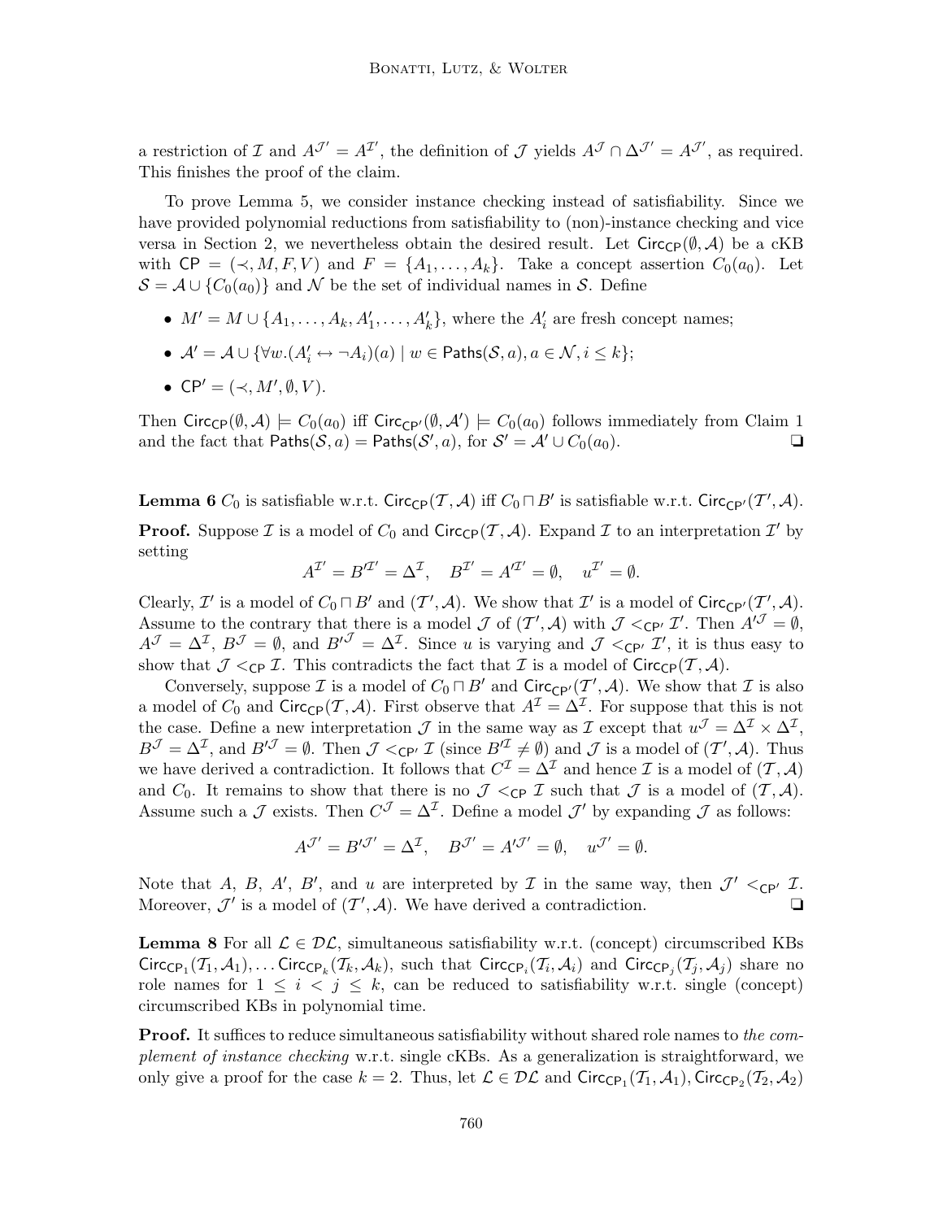a restriction of $\mathcal{I}$ and $A^{\mathcal{J}'} = A^{\mathcal{I}'}$, the definition of $\mathcal{J}$ yields $A^{\mathcal{J}} \cap \Delta^{\mathcal{J}'} = A^{\mathcal{J}'}$, as required. This finishes the proof of the claim.

To prove Lemma 5, we consider instance checking instead of satisfiability. Since we have provided polynomial reductions from satisfiability to (non)-instance checking and vice versa in Section 2, we nevertheless obtain the desired result. Let $\mathsf{Circ}_{\mathsf{CP}}(\emptyset, \mathcal{A})$ be a cKB with $\mathsf{CP} = (\prec, M, F, V)$ and $F = \{A_1, \dots, A_k\}$. Take a concept assertion $C_0(a_0)$. Let $\mathcal{S} = \mathcal{A} \cup \{C_0(a_0)\}$ and $\mathcal{N}$ be the set of individual names in $\mathcal{S}$. Define

- $M' = M \cup \{A_1, \dots, A_k, A'_1, \dots, A'_k\}$, where the $A'_i$ are fresh concept names;
- $\mathcal{A}' = \mathcal{A} \cup \{\forall w.(A'_i \leftrightarrow \neg A_i)(a) \mid w \in \mathsf{Paths}(\mathcal{S}, a), a \in \mathcal{N}, i \leq k\}$;
- $\mathsf{CP}' = (\prec, M', \emptyset, V)$.

Then $\mathsf{Circ}_{\mathsf{CP}}(\emptyset, \mathcal{A}) \models C_0(a_0)$ iff $\mathsf{Circ}_{\mathsf{CP}'}(\emptyset, \mathcal{A}') \models C_0(a_0)$ follows immediately from Claim 1 and the fact that $\mathsf{Paths}(\mathcal{S}, a) = \mathsf{Paths}(\mathcal{S}', a)$, for $\mathcal{S}' = \mathcal{A}' \cup C_0(a_0)$. ❑

**Lemma 6** $C_0$ is satisfiable w.r.t. $\mathsf{Circ}_{\mathsf{CP}}(\mathcal{T}, \mathcal{A})$ iff $C_0 \sqcap B'$ is satisfiable w.r.t. $\mathsf{Circ}_{\mathsf{CP}'}(\mathcal{T}', \mathcal{A})$.

**Proof.** Suppose $\mathcal{I}$ is a model of $C_0$ and $\mathsf{Circ}_{\mathsf{CP}}(\mathcal{T}, \mathcal{A})$. Expand $\mathcal{I}$ to an interpretation $\mathcal{I}'$ by setting

$$A^{\mathcal{I}'} = B'^{\mathcal{I}'} = \Delta^{\mathcal{I}}, \quad B^{\mathcal{I}'} = A'^{\mathcal{I}'} = \emptyset, \quad u^{\mathcal{I}'} = \emptyset.$$

Clearly, $\mathcal{I}'$ is a model of $C_0 \sqcap B'$ and $(\mathcal{T}', \mathcal{A})$. We show that $\mathcal{I}'$ is a model of $\mathsf{Circ}_{\mathsf{CP}'}(\mathcal{T}', \mathcal{A})$. Assume to the contrary that there is a model $\mathcal{J}$ of $(\mathcal{T}', \mathcal{A})$ with $\mathcal{J} <_{\mathsf{CP}'} \mathcal{I}'$. Then $A'^{\mathcal{J}} = \emptyset$, $A^{\mathcal{J}} = \Delta^{\mathcal{I}}$, $B^{\mathcal{J}} = \emptyset$, and $B'^{\mathcal{J}} = \Delta^{\mathcal{I}}$. Since $u$ is varying and $\mathcal{J} <_{\mathsf{CP}'} \mathcal{I}'$, it is thus easy to show that $\mathcal{J} <_{\mathsf{CP}} \mathcal{I}$. This contradicts the fact that $\mathcal{I}$ is a model of $\mathsf{Circ}_{\mathsf{CP}}(\mathcal{T}, \mathcal{A})$.

Conversely, suppose $\mathcal{I}$ is a model of $C_0 \sqcap B'$ and $\mathsf{Circ}_{\mathsf{CP}'}(\mathcal{T}', \mathcal{A})$. We show that $\mathcal{I}$ is also a model of $C_0$ and $\mathsf{Circ}_{\mathsf{CP}}(\mathcal{T}, \mathcal{A})$. First observe that $A^{\mathcal{I}} = \Delta^{\mathcal{I}}$. For suppose that this is not the case. Define a new interpretation $\mathcal{J}$ in the same way as $\mathcal{I}$ except that $u^{\mathcal{J}} = \Delta^{\mathcal{I}} \times \Delta^{\mathcal{I}}$, $B^{\mathcal{J}} = \Delta^{\mathcal{I}}$, and $B'^{\mathcal{J}} = \emptyset$. Then $\mathcal{J} <_{\mathsf{CP}'} \mathcal{I}$ (since $B'^{\mathcal{I}} \neq \emptyset$) and $\mathcal{J}$ is a model of $(\mathcal{T}', \mathcal{A})$. Thus we have derived a contradiction. It follows that $C^{\mathcal{I}} = \Delta^{\mathcal{I}}$ and hence $\mathcal{I}$ is a model of $(\mathcal{T}, \mathcal{A})$ and $C_0$. It remains to show that there is no $\mathcal{J} <_{\mathsf{CP}} \mathcal{I}$ such that $\mathcal{J}$ is a model of $(\mathcal{T}, \mathcal{A})$. Assume such a $\mathcal{J}$ exists. Then $C^{\mathcal{J}} = \Delta^{\mathcal{I}}$. Define a model $\mathcal{J}'$ by expanding $\mathcal{J}$ as follows:

$$A^{\mathcal{J}'} = B'^{\mathcal{J}'} = \Delta^{\mathcal{I}}, \quad B^{\mathcal{J}'} = A'^{\mathcal{J}'} = \emptyset, \quad u^{\mathcal{J}'} = \emptyset.$$

Note that $A$, $B$, $A'$, $B'$, and $u$ are interpreted by $\mathcal{I}$ in the same way, then $\mathcal{J}' <_{\mathsf{CP}'} \mathcal{I}$. Moreover, $\mathcal{J}'$ is a model of $(\mathcal{T}', \mathcal{A})$. We have derived a contradiction. ❑

**Lemma 8** For all $\mathcal{L} \in \mathcal{DL}$, simultaneous satisfiability w.r.t. (concept) circumscribed KBs $\mathsf{Circ}_{\mathsf{CP}_1}(\mathcal{T}_1, \mathcal{A}_1), \dots \mathsf{Circ}_{\mathsf{CP}_k}(\mathcal{T}_k, \mathcal{A}_k)$, such that $\mathsf{Circ}_{\mathsf{CP}_i}(\mathcal{T}_i, \mathcal{A}_i)$ and $\mathsf{Circ}_{\mathsf{CP}_j}(\mathcal{T}_j, \mathcal{A}_j)$ share no role names for $1 \leq i < j \leq k$, can be reduced to satisfiability w.r.t. single (concept) circumscribed KBs in polynomial time.

**Proof.** It suffices to reduce simultaneous satisfiability without shared role names to *the complement of instance checking* w.r.t. single cKBs. As a generalization is straightforward, we only give a proof for the case $k = 2$. Thus, let $\mathcal{L} \in \mathcal{DL}$ and $\mathsf{Circ}_{\mathsf{CP}_1}(\mathcal{T}_1, \mathcal{A}_1), \mathsf{Circ}_{\mathsf{CP}_2}(\mathcal{T}_2, \mathcal{A}_2)$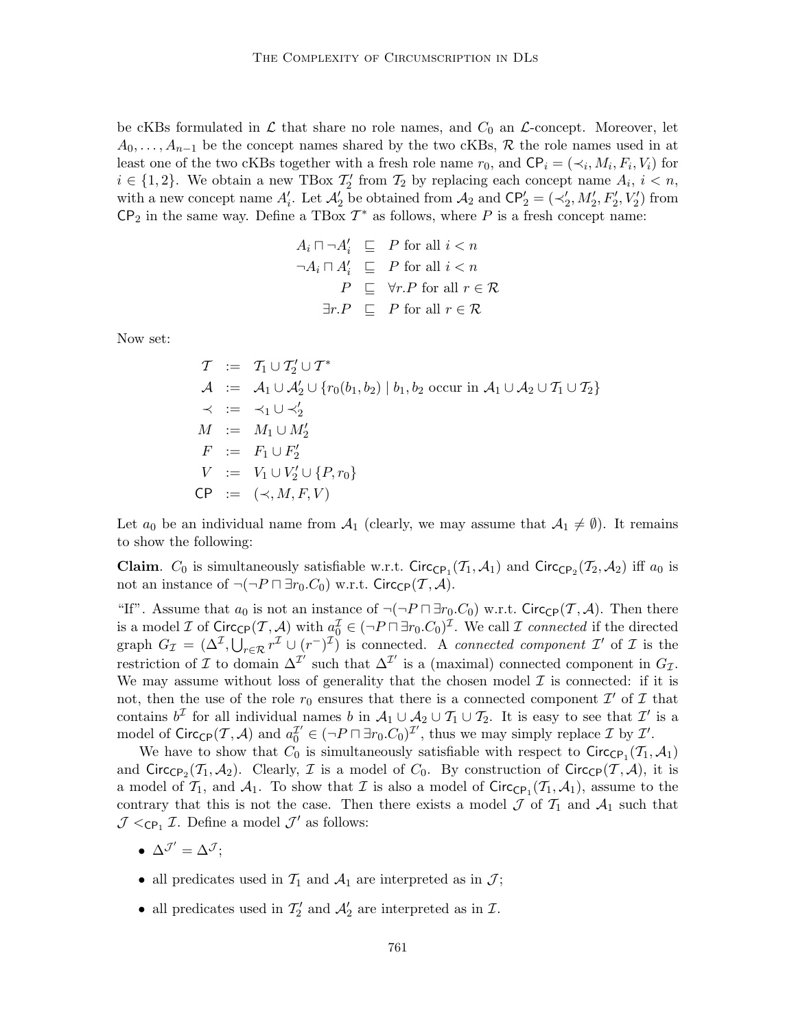be cKBs formulated in $\mathcal{L}$ that share no role names, and $C_0$ an $\mathcal{L}$-concept. Moreover, let $A_0, \dots, A_{n-1}$ be the concept names shared by the two cKBs, $\mathcal{R}$ the role names used in at least one of the two cKBs together with a fresh role name $r_0$, and $\mathsf{CP}_i = (\prec_i, M_i, F_i, V_i)$ for $i \in \{1, 2\}$. We obtain a new TBox $\mathcal{T}_2'$ from $\mathcal{T}_2$ by replacing each concept name $A_i$, $i < n$, with a new concept name $A_i'$. Let $\mathcal{A}_2'$ be obtained from $\mathcal{A}_2$ and $\mathsf{CP}_2' = (\prec_2', M_2', F_2', V_2')$ from $\mathsf{CP}_2$ in the same way. Define a TBox $\mathcal{T}^*$ as follows, where $P$ is a fresh concept name:

$$
\begin{array}{rcl}
A_i \sqcap \neg A_i' & \sqsubseteq & P \text{ for all } i < n \\
\neg A_i \sqcap A_i' & \sqsubseteq & P \text{ for all } i < n \\
P & \sqsubseteq & \forall r.P \text{ for all } r \in \mathcal{R} \\
\exists r.P & \sqsubseteq & P \text{ for all } r \in \mathcal{R}
\end{array}
$$

Now set:

$$
\begin{array}{rcl}
\mathcal{T} & := & \mathcal{T}_1 \cup \mathcal{T}_2' \cup \mathcal{T}^* \\
\mathcal{A} & := & \mathcal{A}_1 \cup \mathcal{A}_2' \cup \{r_0(b_1, b_2) \mid b_1, b_2 \text{ occur in } \mathcal{A}_1 \cup \mathcal{A}_2 \cup \mathcal{T}_1 \cup \mathcal{T}_2\} \\
\prec & := & \prec_1 \cup \prec_2' \\
M & := & M_1 \cup M_2' \\
F & := & F_1 \cup F_2' \\
V & := & V_1 \cup V_2' \cup \{P, r_0\} \\
\mathsf{CP} & := & (\prec, M, F, V)
\end{array}
$$

Let $a_0$ be an individual name from $\mathcal{A}_1$ (clearly, we may assume that $\mathcal{A}_1 \neq \emptyset$). It remains to show the following:

**Claim**. $C_0$ is simultaneously satisfiable w.r.t. $\mathsf{Circ}_{\mathsf{CP}_1}(\mathcal{T}_1, \mathcal{A}_1)$ and $\mathsf{Circ}_{\mathsf{CP}_2}(\mathcal{T}_2, \mathcal{A}_2)$ iff $a_0$ is not an instance of $\neg(\neg P \sqcap \exists r_0.C_0)$ w.r.t. $\mathsf{Circ}_{\mathsf{CP}}(\mathcal{T}, \mathcal{A})$.

"If". Assume that $a_0$ is not an instance of $\neg(\neg P \sqcap \exists r_0.C_0)$ w.r.t. $\mathsf{Circ}_{\mathsf{CP}}(\mathcal{T}, \mathcal{A})$. Then there is a model $\mathcal{I}$ of $\mathsf{Circ}_{\mathsf{CP}}(\mathcal{T}, \mathcal{A})$ with $a_0^{\mathcal{I}} \in (\neg P \sqcap \exists r_0.C_0)^{\mathcal{I}}$. We call $\mathcal{I}$ *connected* if the directed graph $G_{\mathcal{I}} = (\Delta^{\mathcal{I}}, \bigcup_{r \in \mathcal{R}} r^{\mathcal{I}} \cup (r^-)^{\mathcal{I}})$ is connected. A *connected component* $\mathcal{I}'$ of $\mathcal{I}$ is the restriction of $\mathcal{I}$ to domain $\Delta^{\mathcal{I}'}$ such that $\Delta^{\mathcal{I}'}$ is a (maximal) connected component in $G_{\mathcal{I}}$. We may assume without loss of generality that the chosen model $\mathcal{I}$ is connected: if it is not, then the use of the role $r_0$ ensures that there is a connected component $\mathcal{I}'$ of $\mathcal{I}$ that contains $b^{\mathcal{I}}$ for all individual names $b$ in $\mathcal{A}_1 \cup \mathcal{A}_2 \cup \mathcal{T}_1 \cup \mathcal{T}_2$. It is easy to see that $\mathcal{I}'$ is a model of $\mathsf{Circ}_{\mathsf{CP}}(\mathcal{T}, \mathcal{A})$ and $a_0^{\mathcal{I}'} \in (\neg P \sqcap \exists r_0.C_0)^{\mathcal{I}'}$, thus we may simply replace $\mathcal{I}$ by $\mathcal{I}'$.

We have to show that $C_0$ is simultaneously satisfiable with respect to $\mathsf{Circ}_{\mathsf{CP}_1}(\mathcal{T}_1, \mathcal{A}_1)$ and $\mathsf{Circ}_{\mathsf{CP}_2}(\mathcal{T}_1, \mathcal{A}_2)$. Clearly, $\mathcal{I}$ is a model of $C_0$. By construction of $\mathsf{Circ}_{\mathsf{CP}}(\mathcal{T}, \mathcal{A})$, it is a model of $\mathcal{T}_1$, and $\mathcal{A}_1$. To show that $\mathcal{I}$ is also a model of $\mathsf{Circ}_{\mathsf{CP}_1}(\mathcal{T}_1, \mathcal{A}_1)$, assume to the contrary that this is not the case. Then there exists a model $\mathcal{J}$ of $\mathcal{T}_1$ and $\mathcal{A}_1$ such that $\mathcal{J} <_{\mathsf{CP}_1} \mathcal{I}$. Define a model $\mathcal{J}'$ as follows:

- $\Delta^{\mathcal{J}'} = \Delta^{\mathcal{J}}$;
- all predicates used in $\mathcal{T}_1$ and $\mathcal{A}_1$ are interpreted as in $\mathcal{J}$;
- all predicates used in $\mathcal{T}_2'$ and $\mathcal{A}_2'$ are interpreted as in $\mathcal{I}$.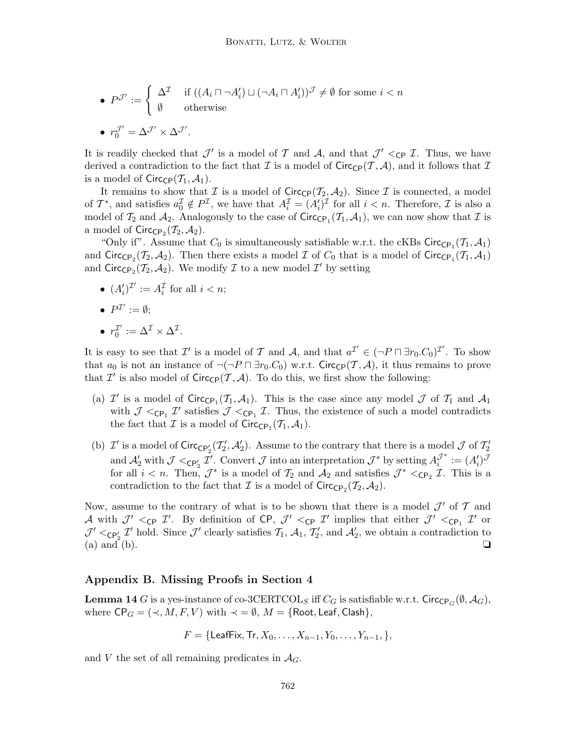- $P^{\mathcal{J}'} := \begin{cases} \Delta^{\mathcal{I}} & \text{if } ((A_i \sqcap \neg A'_i) \sqcup (\neg A_i \sqcap A'_i))^{\mathcal{J}} \neq \emptyset \text{ for some } i < n \\ \emptyset & \text{otherwise} \end{cases}$
- $r_0^{\mathcal{J}'} = \Delta^{\mathcal{J}'} \times \Delta^{\mathcal{J}'}$.

It is readily checked that $\mathcal{J}'$ is a model of $\mathcal{T}$ and $\mathcal{A}$, and that $\mathcal{J}' <_{\mathsf{CP}} \mathcal{I}$. Thus, we have derived a contradiction to the fact that $\mathcal{I}$ is a model of $\mathsf{Circ}_{\mathsf{CP}}(\mathcal{T}, \mathcal{A})$, and it follows that $\mathcal{I}$ is a model of $\mathsf{Circ}_{\mathsf{CP}}(\mathcal{T}_1, \mathcal{A}_1)$.

It remains to show that $\mathcal{I}$ is a model of $\mathsf{Circ}_{\mathsf{CP}}(\mathcal{T}_2, \mathcal{A}_2)$. Since $\mathcal{I}$ is connected, a model of $\mathcal{T}^*$, and satisfies $a_0^{\mathcal{I}} \notin P^{\mathcal{I}}$, we have that $A_i^{\mathcal{I}} = (A'_i)^{\mathcal{I}}$ for all $i < n$. Therefore, $\mathcal{I}$ is also a model of $\mathcal{T}_2$ and $\mathcal{A}_2$. Analogously to the case of $\mathsf{Circ}_{\mathsf{CP}_1}(\mathcal{T}_1, \mathcal{A}_1)$, we can now show that $\mathcal{I}$ is a model of $\mathsf{Circ}_{\mathsf{CP}_2}(\mathcal{T}_2, \mathcal{A}_2)$.

"Only if". Assume that $C_0$ is simultaneously satisfiable w.r.t. the cKBs $\mathsf{Circ}_{\mathsf{CP}_1}(\mathcal{T}_1, \mathcal{A}_1)$ and $\mathsf{Circ}_{\mathsf{CP}_2}(\mathcal{T}_2, \mathcal{A}_2)$. Then there exists a model $\mathcal{I}$ of $C_0$ that is a model of $\mathsf{Circ}_{\mathsf{CP}_1}(\mathcal{T}_1, \mathcal{A}_1)$ and $\mathsf{Circ}_{\mathsf{CP}_2}(\mathcal{T}_2, \mathcal{A}_2)$. We modify $\mathcal{I}$ to a new model $\mathcal{I}'$ by setting

- $(A'_i)^{\mathcal{I}'} := A_i^{\mathcal{I}}$ for all $i < n$;
- $P^{\mathcal{I}'} := \emptyset$;
- $r_0^{\mathcal{I}'} := \Delta^{\mathcal{I}} \times \Delta^{\mathcal{I}}$.

It is easy to see that $\mathcal{I}'$ is a model of $\mathcal{T}$ and $\mathcal{A}$, and that $a^{\mathcal{I}'} \in (\neg P \sqcap \exists r_0.C_0)^{\mathcal{I}'}$. To show that $a_0$ is not an instance of $\neg(\neg P \sqcap \exists r_0.C_0)$ w.r.t. $\mathsf{Circ}_{\mathsf{CP}}(\mathcal{T}, \mathcal{A})$, it thus remains to prove that $\mathcal{I}'$ is also model of $\mathsf{Circ}_{\mathsf{CP}}(\mathcal{T}, \mathcal{A})$. To do this, we first show the following:

(a) $\mathcal{I}'$ is a model of $\mathsf{Circ}_{\mathsf{CP}_1}(\mathcal{T}_1, \mathcal{A}_1)$. This is the case since any model $\mathcal{J}$ of $\mathcal{T}_1$ and $\mathcal{A}_1$ with $\mathcal{J} <_{\mathsf{CP}_1} \mathcal{I}'$ satisfies $\mathcal{J} <_{\mathsf{CP}_1} \mathcal{I}$. Thus, the existence of such a model contradicts the fact that $\mathcal{I}$ is a model of $\mathsf{Circ}_{\mathsf{CP}_1}(\mathcal{T}_1, \mathcal{A}_1)$.

(b) $\mathcal{I}'$ is a model of $\mathsf{Circ}_{\mathsf{CP}'_2}(\mathcal{T}'_2, \mathcal{A}'_2)$. Assume to the contrary that there is a model $\mathcal{J}$ of $\mathcal{T}'_2$ and $\mathcal{A}'_2$ with $\mathcal{J} <_{\mathsf{CP}'_2} \mathcal{I}'$. Convert $\mathcal{J}$ into an interpretation $\mathcal{J}^*$ by setting $A_i^{\mathcal{J}^*} := (A'_i)^{\mathcal{J}}$ for all $i < n$. Then, $\mathcal{J}^*$ is a model of $\mathcal{T}_2$ and $\mathcal{A}_2$ and satisfies $\mathcal{J}^* <_{\mathsf{CP}_2} \mathcal{I}$. This is a contradiction to the fact that $\mathcal{I}$ is a model of $\mathsf{Circ}_{\mathsf{CP}_2}(\mathcal{T}_2, \mathcal{A}_2)$.

Now, assume to the contrary of what is to be shown that there is a model $\mathcal{J}'$ of $\mathcal{T}$ and $\mathcal{A}$ with $\mathcal{J}' <_{\mathsf{CP}} \mathcal{I}'$. By definition of $\mathsf{CP}$, $\mathcal{J}' <_{\mathsf{CP}} \mathcal{I}'$ implies that either $\mathcal{J}' <_{\mathsf{CP}_1} \mathcal{I}'$ or $\mathcal{J}' <_{\mathsf{CP}'_2} \mathcal{I}'$ hold. Since $\mathcal{J}'$ clearly satisfies $\mathcal{T}_1$, $\mathcal{A}_1$, $\mathcal{T}'_2$, and $\mathcal{A}'_2$, we obtain a contradiction to (a) and (b). ❑

## Appendix B. Missing Proofs in Section 4

**Lemma 14** $G$ is a yes-instance of co-3CERTCOL$_S$ iff $C_G$ is satisfiable w.r.t. $\mathsf{Circ}_{\mathsf{CP}_G}(\emptyset, \mathcal{A}_G)$, where $\mathsf{CP}_G = (\prec, M, F, V)$ with $\prec = \emptyset$, $M = \{\mathsf{Root}, \mathsf{Leaf}, \mathsf{Clash}\}$,

$$F = \{\mathsf{LeafFix}, \mathsf{Tr}, X_0, \ldots, X_{n-1}, Y_0, \ldots, Y_{n-1}, \},$$

and $V$ the set of all remaining predicates in $\mathcal{A}_G$.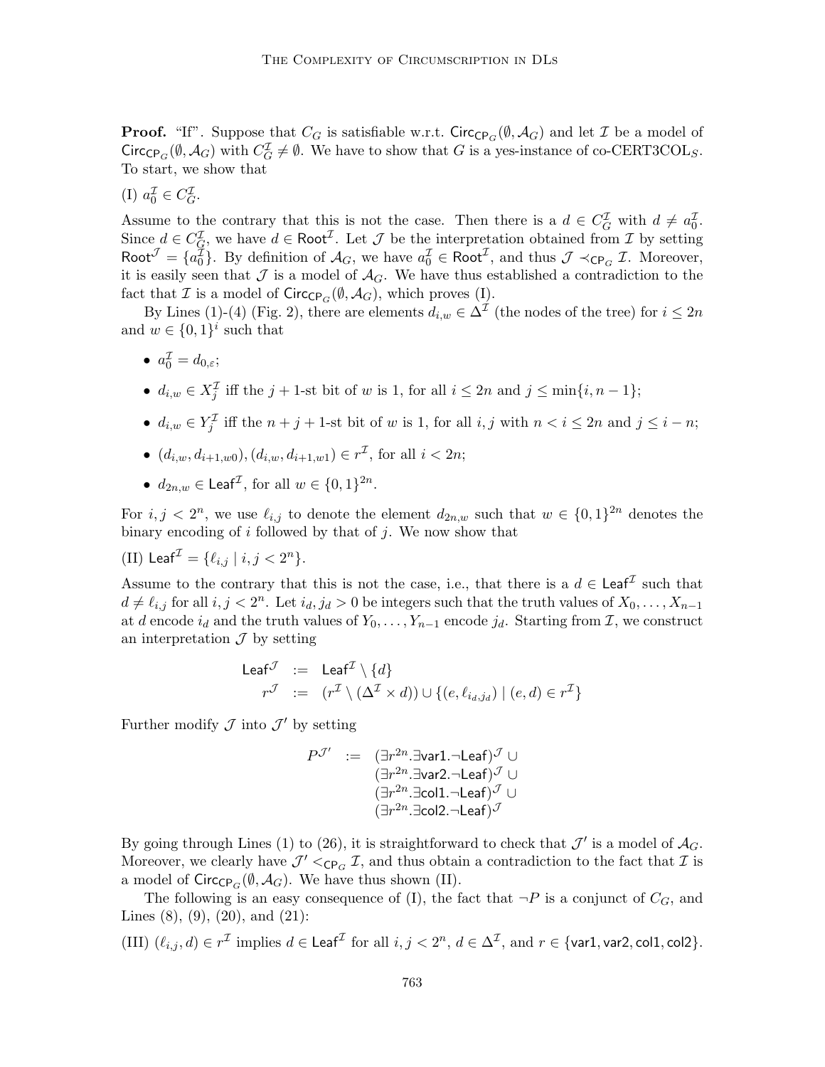**Proof.** "If". Suppose that $C_G$ is satisfiable w.r.t. $\mathsf{Circ}_{\mathsf{CP}_G}(\emptyset, \mathcal{A}_G)$ and let $\mathcal{I}$ be a model of $\mathsf{Circ}_{\mathsf{CP}_G}(\emptyset, \mathcal{A}_G)$ with $C_G^{\mathcal{I}} \neq \emptyset$. We have to show that $G$ is a yes-instance of co-CERT3COL$_S$. To start, we show that

(I) $a_0^{\mathcal{I}} \in C_G^{\mathcal{I}}$.

Assume to the contrary that this is not the case. Then there is a $d \in C_G^{\mathcal{I}}$ with $d \neq a_0^{\mathcal{I}}$. Since $d \in C_G^{\mathcal{I}}$, we have $d \in \mathsf{Root}^{\mathcal{I}}$. Let $\mathcal{J}$ be the interpretation obtained from $\mathcal{I}$ by setting $\mathsf{Root}^{\mathcal{J}} = \{a_0^{\mathcal{I}}\}$. By definition of $\mathcal{A}_G$, we have $a_0^{\mathcal{I}} \in \mathsf{Root}^{\mathcal{I}}$, and thus $\mathcal{J} \prec_{\mathsf{CP}_G} \mathcal{I}$. Moreover, it is easily seen that $\mathcal{J}$ is a model of $\mathcal{A}_G$. We have thus established a contradiction to the fact that $\mathcal{I}$ is a model of $\mathsf{Circ}_{\mathsf{CP}_G}(\emptyset, \mathcal{A}_G)$, which proves (I).

By Lines (1)-(4) (Fig. 2), there are elements $d_{i,w} \in \Delta^{\mathcal{I}}$ (the nodes of the tree) for $i \leq 2n$ and $w \in \{0,1\}^i$ such that

- $a_0^{\mathcal{I}} = d_{0,\varepsilon}$;
- $d_{i,w} \in X_j^{\mathcal{I}}$ iff the $j+1$-st bit of $w$ is 1, for all $i \leq 2n$ and $j \leq \min\{i, n-1\}$;
- $d_{i,w} \in Y_j^{\mathcal{I}}$ iff the $n+j+1$-st bit of $w$ is 1, for all $i,j$ with $n < i \leq 2n$ and $j \leq i - n$;
- $(d_{i,w}, d_{i+1,w0}), (d_{i,w}, d_{i+1,w1}) \in r^{\mathcal{I}}$, for all $i < 2n$;
- $d_{2n,w} \in \mathsf{Leaf}^{\mathcal{I}}$, for all $w \in \{0,1\}^{2n}$.

For $i,j < 2^n$, we use $\ell_{i,j}$ to denote the element $d_{2n,w}$ such that $w \in \{0,1\}^{2n}$ denotes the binary encoding of $i$ followed by that of $j$. We now show that

(II) $\mathsf{Leaf}^{\mathcal{I}} = \{\ell_{i,j} \mid i,j < 2^n\}$.

Assume to the contrary that this is not the case, i.e., that there is a $d \in \mathsf{Leaf}^{\mathcal{I}}$ such that $d \neq \ell_{i,j}$ for all $i,j < 2^n$. Let $i_d, j_d > 0$ be integers such that the truth values of $X_0, \ldots, X_{n-1}$ at $d$ encode $i_d$ and the truth values of $Y_0, \ldots, Y_{n-1}$ encode $j_d$. Starting from $\mathcal{I}$, we construct an interpretation $\mathcal{J}$ by setting

$$
\begin{array}{rcl}
\mathsf{Leaf}^{\mathcal{J}} & := & \mathsf{Leaf}^{\mathcal{I}} \setminus \{d\} \\
r^{\mathcal{J}} & := & (r^{\mathcal{I}} \setminus (\Delta^{\mathcal{I}} \times d)) \cup \{(e, \ell_{i_d,j_d}) \mid (e,d) \in r^{\mathcal{I}}\}
\end{array}
$$

Further modify $\mathcal{J}$ into $\mathcal{J}'$ by setting

$$
\begin{array}{rcl}
P^{\mathcal{J}'} & := & (\exists r^{2n}.\exists \mathsf{var1}.\neg\mathsf{Leaf})^{\mathcal{J}} \cup \\
& & (\exists r^{2n}.\exists \mathsf{var2}.\neg\mathsf{Leaf})^{\mathcal{J}} \cup \\
& & (\exists r^{2n}.\exists \mathsf{col1}.\neg\mathsf{Leaf})^{\mathcal{J}} \cup \\
& & (\exists r^{2n}.\exists \mathsf{col2}.\neg\mathsf{Leaf})^{\mathcal{J}}
\end{array}
$$

By going through Lines (1) to (26), it is straightforward to check that $\mathcal{J}'$ is a model of $\mathcal{A}_G$. Moreover, we clearly have $\mathcal{J}' <_{\mathsf{CP}_G} \mathcal{I}$, and thus obtain a contradiction to the fact that $\mathcal{I}$ is a model of $\mathsf{Circ}_{\mathsf{CP}_G}(\emptyset, \mathcal{A}_G)$. We have thus shown (II).

The following is an easy consequence of (I), the fact that $\neg P$ is a conjunct of $C_G$, and Lines (8), (9), (20), and (21):

(III) $(\ell_{i,j}, d) \in r^{\mathcal{I}}$ implies $d \in \mathsf{Leaf}^{\mathcal{I}}$ for all $i,j < 2^n$, $d \in \Delta^{\mathcal{I}}$, and $r \in \{\mathsf{var1}, \mathsf{var2}, \mathsf{col1}, \mathsf{col2}\}$.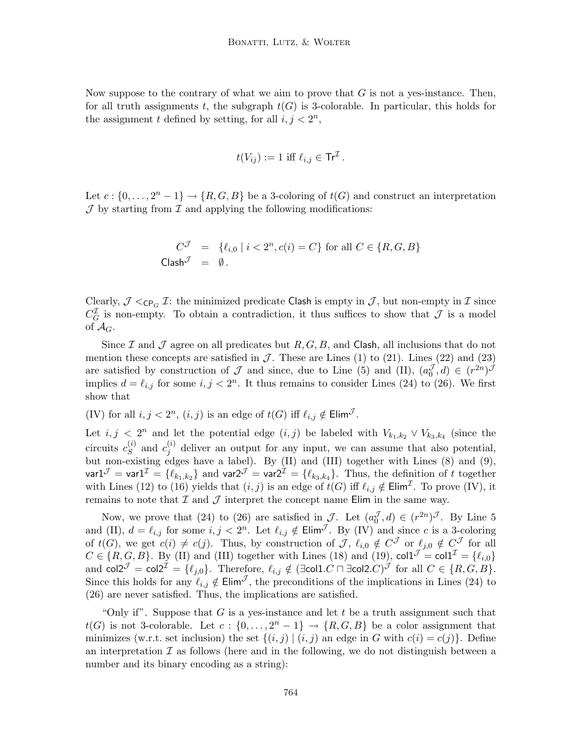Now suppose to the contrary of what we aim to prove that $G$ is not a yes-instance. Then, for all truth assignments $t$, the subgraph $t(G)$ is 3-colorable. In particular, this holds for the assignment $t$ defined by setting, for all $i, j < 2^n$,

$$t(V_{ij}) := 1 \text{ iff } \ell_{i,j} \in \mathsf{Tr}^{\mathcal{I}}.$$

Let $c : \{0, \ldots, 2^n - 1\} \rightarrow \{R, G, B\}$ be a 3-coloring of $t(G)$ and construct an interpretation $\mathcal{J}$ by starting from $\mathcal{I}$ and applying the following modifications:

$$\begin{aligned} C^{\mathcal{J}} &= \{\ell_{i,0} \mid i < 2^n, c(i) = C\} \text{ for all } C \in \{R, G, B\} \\ \mathsf{Clash}^{\mathcal{J}} &= \emptyset. \end{aligned}$$

Clearly, $\mathcal{J} <_{\mathsf{CP}_G} \mathcal{I}$: the minimized predicate $\mathsf{Clash}$ is empty in $\mathcal{J}$, but non-empty in $\mathcal{I}$ since $C_G^{\mathcal{I}}$ is non-empty. To obtain a contradiction, it thus suffices to show that $\mathcal{J}$ is a model of $\mathcal{A}_G$.

Since $\mathcal{I}$ and $\mathcal{J}$ agree on all predicates but $R, G, B$, and $\mathsf{Clash}$, all inclusions that do not mention these concepts are satisfied in $\mathcal{J}$. These are Lines (1) to (21). Lines (22) and (23) are satisfied by construction of $\mathcal{J}$ and since, due to Line (5) and (II), $(a_0^{\mathcal{J}}, d) \in (r^{2n})^{\mathcal{J}}$ implies $d = \ell_{i,j}$ for some $i, j < 2^n$. It thus remains to consider Lines (24) to (26). We first show that

(IV) for all $i, j < 2^n$, $(i, j)$ is an edge of $t(G)$ iff $\ell_{i,j} \notin \mathsf{Elim}^{\mathcal{J}}$.

Let $i, j < 2^n$ and let the potential edge $(i, j)$ be labeled with $V_{k_1,k_2} \vee V_{k_3,k_4}$ (since the circuits $c_S^{(i)}$ and $c_j^{(i)}$ deliver an output for any input, we can assume that also potential, but non-existing edges have a label). By (II) and (III) together with Lines (8) and (9), $\mathsf{var1}^{\mathcal{J}} = \mathsf{var1}^{\mathcal{I}} = \{\ell_{k_1,k_2}\}$ and $\mathsf{var2}^{\mathcal{J}} = \mathsf{var2}^{\mathcal{I}} = \{\ell_{k_3,k_4}\}$. Thus, the definition of $t$ together with Lines (12) to (16) yields that $(i, j)$ is an edge of $t(G)$ iff $\ell_{i,j} \notin \mathsf{Elim}^{\mathcal{I}}$. To prove (IV), it remains to note that $\mathcal{I}$ and $\mathcal{J}$ interpret the concept name $\mathsf{Elim}$ in the same way.

Now, we prove that (24) to (26) are satisfied in $\mathcal{J}$. Let $(a_0^{\mathcal{J}}, d) \in (r^{2n})^{\mathcal{J}}$. By Line 5 and (II), $d = \ell_{i,j}$ for some $i, j < 2^n$. Let $\ell_{i,j} \notin \mathsf{Elim}^{\mathcal{J}}$. By (IV) and since $c$ is a 3-coloring of $t(G)$, we get $c(i) \neq c(j)$. Thus, by construction of $\mathcal{J}$, $\ell_{i,0} \notin C^{\mathcal{J}}$ or $\ell_{j,0} \notin C^{\mathcal{J}}$ for all $C \in \{R, G, B\}$. By (II) and (III) together with Lines (18) and (19), $\mathsf{col1}^{\mathcal{J}} = \mathsf{col1}^{\mathcal{I}} = \{\ell_{i,0}\}$ and $\mathsf{col2}^{\mathcal{J}} = \mathsf{col2}^{\mathcal{I}} = \{\ell_{j,0}\}$. Therefore, $\ell_{i,j} \notin (\exists \mathsf{col1}.C \sqcap \exists \mathsf{col2}.C)^{\mathcal{J}}$ for all $C \in \{R, G, B\}$. Since this holds for any $\ell_{i,j} \notin \mathsf{Elim}^{\mathcal{J}}$, the preconditions of the implications in Lines (24) to (26) are never satisfied. Thus, the implications are satisfied.

"Only if". Suppose that $G$ is a yes-instance and let $t$ be a truth assignment such that $t(G)$ is not 3-colorable. Let $c : \{0, \ldots, 2^n - 1\} \rightarrow \{R, G, B\}$ be a color assignment that minimizes (w.r.t. set inclusion) the set $\{(i, j) \mid (i, j) \text{ an edge in } G \text{ with } c(i) = c(j)\}$. Define an interpretation $\mathcal{I}$ as follows (here and in the following, we do not distinguish between a number and its binary encoding as a string):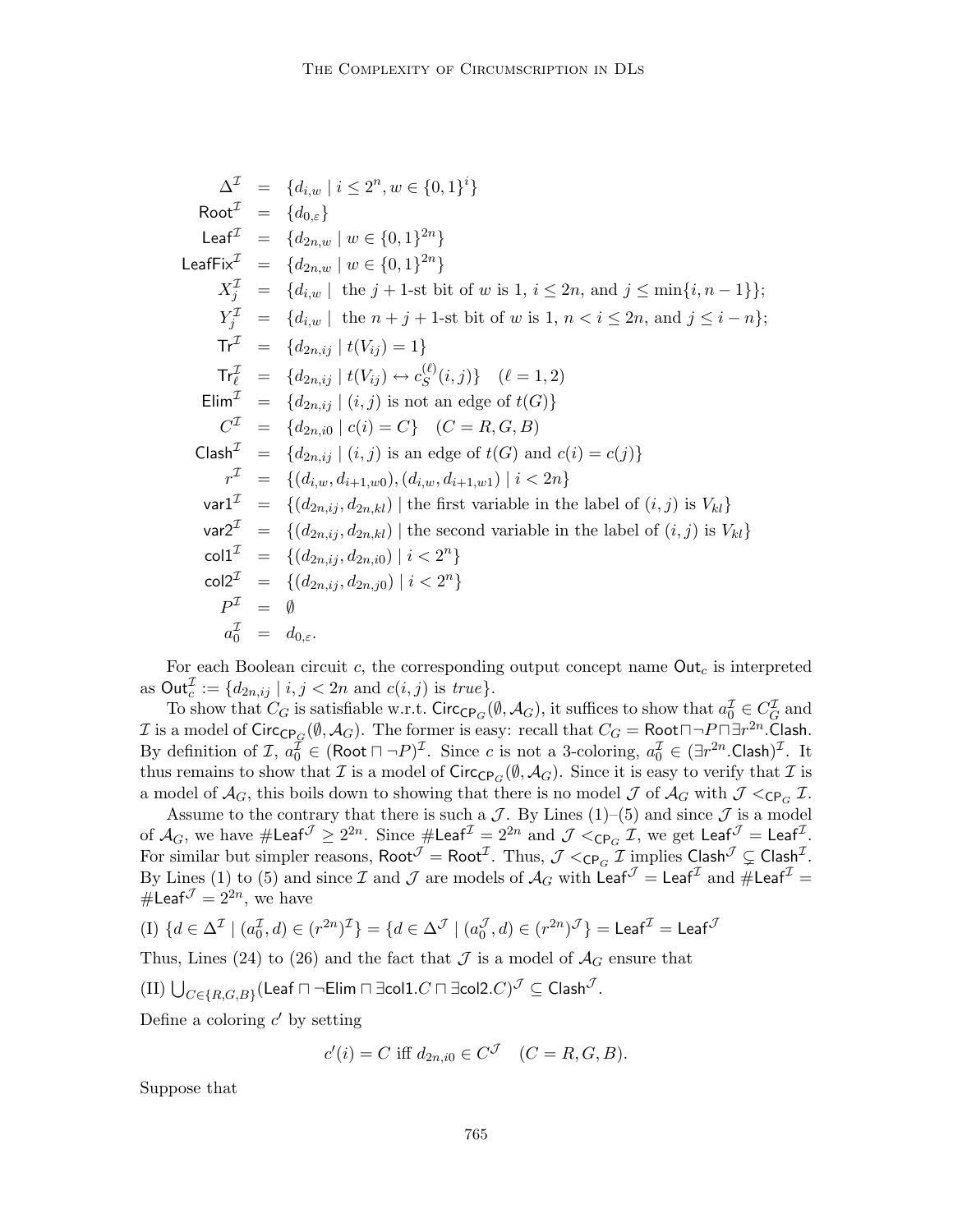$$
\begin{array}{rcl}
\Delta^{\mathcal{I}} & = & \{d_{i,w} \mid i \leq 2^n, w \in \{0,1\}^i\} \\
\mathsf{Root}^{\mathcal{I}} & = & \{d_{0,\varepsilon}\} \\
\mathsf{Leaf}^{\mathcal{I}} & = & \{d_{2n,w} \mid w \in \{0,1\}^{2n}\} \\
\mathsf{LeafFix}^{\mathcal{I}} & = & \{d_{2n,w} \mid w \in \{0,1\}^{2n}\} \\
X_j^{\mathcal{I}} & = & \{d_{i,w} \mid \text{ the } j+1\text{-st bit of } w \text{ is } 1,\ i \leq 2n, \text{ and } j \leq \min\{i, n-1\}\}; \\
Y_j^{\mathcal{I}} & = & \{d_{i,w} \mid \text{ the } n+j+1\text{-st bit of } w \text{ is } 1,\ n < i \leq 2n, \text{ and } j \leq i-n\}; \\
\mathsf{Tr}^{\mathcal{I}} & = & \{d_{2n,ij} \mid t(V_{ij}) = 1\} \\
\mathsf{Tr}_\ell^{\mathcal{I}} & = & \{d_{2n,ij} \mid t(V_{ij}) \leftrightarrow c_S^{(\ell)}(i,j)\} \quad (\ell = 1,2) \\
\mathsf{Elim}^{\mathcal{I}} & = & \{d_{2n,ij} \mid (i,j) \text{ is not an edge of } t(G)\} \\
C^{\mathcal{I}} & = & \{d_{2n,i0} \mid c(i) = C\} \quad (C = R, G, B) \\
\mathsf{Clash}^{\mathcal{I}} & = & \{d_{2n,ij} \mid (i,j) \text{ is an edge of } t(G) \text{ and } c(i) = c(j)\} \\
r^{\mathcal{I}} & = & \{(d_{i,w}, d_{i+1,w0}), (d_{i,w}, d_{i+1,w1}) \mid i < 2n\} \\
\mathsf{var1}^{\mathcal{I}} & = & \{(d_{2n,ij}, d_{2n,kl}) \mid \text{the first variable in the label of } (i,j) \text{ is } V_{kl}\} \\
\mathsf{var2}^{\mathcal{I}} & = & \{(d_{2n,ij}, d_{2n,kl}) \mid \text{the second variable in the label of } (i,j) \text{ is } V_{kl}\} \\
\mathsf{col1}^{\mathcal{I}} & = & \{(d_{2n,ij}, d_{2n,i0}) \mid i < 2^n\} \\
\mathsf{col2}^{\mathcal{I}} & = & \{(d_{2n,ij}, d_{2n,j0}) \mid i < 2^n\} \\
P^{\mathcal{I}} & = & \emptyset \\
a_0^{\mathcal{I}} & = & d_{0,\varepsilon}.
\end{array}
$$

For each Boolean circuit $c$, the corresponding output concept name $\mathsf{Out}_c$ is interpreted as $\mathsf{Out}_c^{\mathcal{I}} := \{d_{2n,ij} \mid i,j < 2n \text{ and } c(i,j) \text{ is } \mathit{true}\}$.

To show that $C_G$ is satisfiable w.r.t. $\mathsf{Circ}_{\mathsf{CP}_G}(\emptyset, \mathcal{A}_G)$, it suffices to show that $a_0^{\mathcal{I}} \in C_G^{\mathcal{I}}$ and $\mathcal{I}$ is a model of $\mathsf{Circ}_{\mathsf{CP}_G}(\emptyset, \mathcal{A}_G)$. The former is easy: recall that $C_G = \mathsf{Root} \sqcap \neg P \sqcap \exists r^{2n}.\mathsf{Clash}$. By definition of $\mathcal{I}$, $a_0^{\mathcal{I}} \in (\mathsf{Root} \sqcap \neg P)^{\mathcal{I}}$. Since $c$ is not a 3-coloring, $a_0^{\mathcal{I}} \in (\exists r^{2n}.\mathsf{Clash})^{\mathcal{I}}$. It thus remains to show that $\mathcal{I}$ is a model of $\mathsf{Circ}_{\mathsf{CP}_G}(\emptyset, \mathcal{A}_G)$. Since it is easy to verify that $\mathcal{I}$ is a model of $\mathcal{A}_G$, this boils down to showing that there is no model $\mathcal{J}$ of $\mathcal{A}_G$ with $\mathcal{J} <_{\mathsf{CP}_G} \mathcal{I}$.

Assume to the contrary that there is such a $\mathcal{J}$. By Lines (1)–(5) and since $\mathcal{J}$ is a model of $\mathcal{A}_G$, we have $\#\mathsf{Leaf}^{\mathcal{J}} \geq 2^{2n}$. Since $\#\mathsf{Leaf}^{\mathcal{I}} = 2^{2n}$ and $\mathcal{J} <_{\mathsf{CP}_G} \mathcal{I}$, we get $\mathsf{Leaf}^{\mathcal{J}} = \mathsf{Leaf}^{\mathcal{I}}$. For similar but simpler reasons, $\mathsf{Root}^{\mathcal{J}} = \mathsf{Root}^{\mathcal{I}}$. Thus, $\mathcal{J} <_{\mathsf{CP}_G} \mathcal{I}$ implies $\mathsf{Clash}^{\mathcal{J}} \subsetneq \mathsf{Clash}^{\mathcal{I}}$. By Lines (1) to (5) and since $\mathcal{I}$ and $\mathcal{J}$ are models of $\mathcal{A}_G$ with $\mathsf{Leaf}^{\mathcal{J}} = \mathsf{Leaf}^{\mathcal{I}}$ and $\#\mathsf{Leaf}^{\mathcal{I}} = \#\mathsf{Leaf}^{\mathcal{J}} = 2^{2n}$, we have

(I) $\{d \in \Delta^{\mathcal{I}} \mid (a_0^{\mathcal{I}}, d) \in (r^{2n})^{\mathcal{I}}\} = \{d \in \Delta^{\mathcal{J}} \mid (a_0^{\mathcal{J}}, d) \in (r^{2n})^{\mathcal{J}}\} = \mathsf{Leaf}^{\mathcal{I}} = \mathsf{Leaf}^{\mathcal{J}}$

Thus, Lines (24) to (26) and the fact that $\mathcal{J}$ is a model of $\mathcal{A}_G$ ensure that

(II) $\bigcup_{C \in \{R,G,B\}} (\mathsf{Leaf} \sqcap \neg \mathsf{Elim} \sqcap \exists \mathsf{col1}.C \sqcap \exists \mathsf{col2}.C)^{\mathcal{J}} \subseteq \mathsf{Clash}^{\mathcal{J}}$.

Define a coloring $c'$ by setting

$$c'(i) = C \text{ iff } d_{2n,i0} \in C^{\mathcal{J}} \quad (C = R, G, B).$$

Suppose that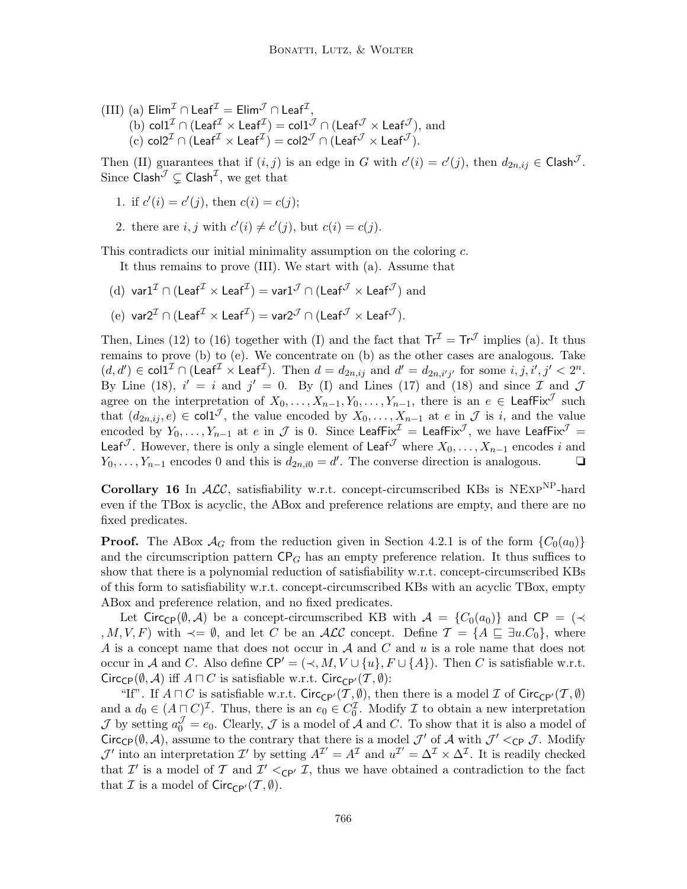(III) (a) $\mathsf{Elim}^\mathcal{I} \cap \mathsf{Leaf}^\mathcal{I} = \mathsf{Elim}^\mathcal{J} \cap \mathsf{Leaf}^\mathcal{I}$,
(b) $\mathsf{col1}^\mathcal{I} \cap (\mathsf{Leaf}^\mathcal{I} \times \mathsf{Leaf}^\mathcal{I}) = \mathsf{col1}^\mathcal{J} \cap (\mathsf{Leaf}^\mathcal{J} \times \mathsf{Leaf}^\mathcal{J})$, and
(c) $\mathsf{col2}^\mathcal{I} \cap (\mathsf{Leaf}^\mathcal{I} \times \mathsf{Leaf}^\mathcal{I}) = \mathsf{col2}^\mathcal{J} \cap (\mathsf{Leaf}^\mathcal{J} \times \mathsf{Leaf}^\mathcal{J})$.

Then (II) guarantees that if $(i,j)$ is an edge in $G$ with $c'(i) = c'(j)$, then $d_{2n,ij} \in \mathsf{Clash}^\mathcal{J}$. Since $\mathsf{Clash}^\mathcal{J} \subsetneq \mathsf{Clash}^\mathcal{I}$, we get that

1. if $c'(i) = c'(j)$, then $c(i) = c(j)$;
2. there are $i, j$ with $c'(i) \neq c'(j)$, but $c(i) = c(j)$.

This contradicts our initial minimality assumption on the coloring $c$.

It thus remains to prove (III). We start with (a). Assume that

(d) $\mathsf{var1}^\mathcal{I} \cap (\mathsf{Leaf}^\mathcal{I} \times \mathsf{Leaf}^\mathcal{I}) = \mathsf{var1}^\mathcal{J} \cap (\mathsf{Leaf}^\mathcal{J} \times \mathsf{Leaf}^\mathcal{J})$ and

(e) $\mathsf{var2}^\mathcal{I} \cap (\mathsf{Leaf}^\mathcal{I} \times \mathsf{Leaf}^\mathcal{I}) = \mathsf{var2}^\mathcal{J} \cap (\mathsf{Leaf}^\mathcal{J} \times \mathsf{Leaf}^\mathcal{J})$.

Then, Lines (12) to (16) together with (I) and the fact that $\mathsf{Tr}^\mathcal{I} = \mathsf{Tr}^\mathcal{J}$ implies (a). It thus remains to prove (b) to (e). We concentrate on (b) as the other cases are analogous. Take $(d, d') \in \mathsf{col1}^\mathcal{I} \cap (\mathsf{Leaf}^\mathcal{I} \times \mathsf{Leaf}^\mathcal{I})$. Then $d = d_{2n,ij}$ and $d' = d_{2n,i'j'}$ for some $i, j, i', j' < 2^n$. By Line (18), $i' = i$ and $j' = 0$. By (I) and Lines (17) and (18) and since $\mathcal{I}$ and $\mathcal{J}$ agree on the interpretation of $X_0, \dots, X_{n-1}, Y_0, \dots, Y_{n-1}$, there is an $e \in \mathsf{LeafFix}^\mathcal{J}$ such that $(d_{2n,ij}, e) \in \mathsf{col1}^\mathcal{J}$, the value encoded by $X_0, \dots, X_{n-1}$ at $e$ in $\mathcal{J}$ is $i$, and the value encoded by $Y_0, \dots, Y_{n-1}$ at $e$ in $\mathcal{J}$ is 0. Since $\mathsf{LeafFix}^\mathcal{I} = \mathsf{LeafFix}^\mathcal{J}$, we have $\mathsf{LeafFix}^\mathcal{J} = \mathsf{Leaf}^\mathcal{J}$. However, there is only a single element of $\mathsf{Leaf}^\mathcal{J}$ where $X_0, \dots, X_{n-1}$ encodes $i$ and $Y_0, \dots, Y_{n-1}$ encodes 0 and this is $d_{2n,i0} = d'$. The converse direction is analogous. ❏

**Corollary 16** In $\mathcal{ALC}$, satisfiability w.r.t. concept-circumscribed KBs is $\text{NExp}^{\text{NP}}$-hard even if the TBox is acyclic, the ABox and preference relations are empty, and there are no fixed predicates.

**Proof.** The ABox $\mathcal{A}_G$ from the reduction given in Section 4.2.1 is of the form $\{C_0(a_0)\}$ and the circumscription pattern $\mathsf{CP}_G$ has an empty preference relation. It thus suffices to show that there is a polynomial reduction of satisfiability w.r.t. concept-circumscribed KBs of this form to satisfiability w.r.t. concept-circumscribed KBs with an acyclic TBox, empty ABox and preference relation, and no fixed predicates.

Let $\mathsf{Circ}_\mathsf{CP}(\emptyset, \mathcal{A})$ be a concept-circumscribed KB with $\mathcal{A} = \{C_0(a_0)\}$ and $\mathsf{CP} = (\prec, M, V, F)$ with $\prec = \emptyset$, and let $C$ be an $\mathcal{ALC}$ concept. Define $\mathcal{T} = \{A \sqsubseteq \exists u.C_0\}$, where $A$ is a concept name that does not occur in $\mathcal{A}$ and $C$ and $u$ is a role name that does not occur in $\mathcal{A}$ and $C$. Also define $\mathsf{CP}' = (\prec, M, V \cup \{u\}, F \cup \{A\})$. Then $C$ is satisfiable w.r.t. $\mathsf{Circ}_\mathsf{CP}(\emptyset, \mathcal{A})$ iff $A \sqcap C$ is satisfiable w.r.t. $\mathsf{Circ}_{\mathsf{CP}'}(\mathcal{T}, \emptyset)$:

"If". If $A \sqcap C$ is satisfiable w.r.t. $\mathsf{Circ}_{\mathsf{CP}'}(\mathcal{T}, \emptyset)$, then there is a model $\mathcal{I}$ of $\mathsf{Circ}_{\mathsf{CP}'}(\mathcal{T}, \emptyset)$ and a $d_0 \in (A \sqcap C)^\mathcal{I}$. Thus, there is an $e_0 \in C_0^\mathcal{I}$. Modify $\mathcal{I}$ to obtain a new interpretation $\mathcal{J}$ by setting $a_0^\mathcal{J} = e_0$. Clearly, $\mathcal{J}$ is a model of $\mathcal{A}$ and $C$. To show that it is also a model of $\mathsf{Circ}_\mathsf{CP}(\emptyset, \mathcal{A})$, assume to the contrary that there is a model $\mathcal{J}'$ of $\mathcal{A}$ with $\mathcal{J}' <_\mathsf{CP} \mathcal{J}$. Modify $\mathcal{J}'$ into an interpretation $\mathcal{I}'$ by setting $A^{\mathcal{I}'} = A^\mathcal{I}$ and $u^{\mathcal{I}'} = \Delta^\mathcal{I} \times \Delta^\mathcal{I}$. It is readily checked that $\mathcal{I}'$ is a model of $\mathcal{T}$ and $\mathcal{I}' <_{\mathsf{CP}'} \mathcal{I}$, thus we have obtained a contradiction to the fact that $\mathcal{I}$ is a model of $\mathsf{Circ}_{\mathsf{CP}'}(\mathcal{T}, \emptyset)$.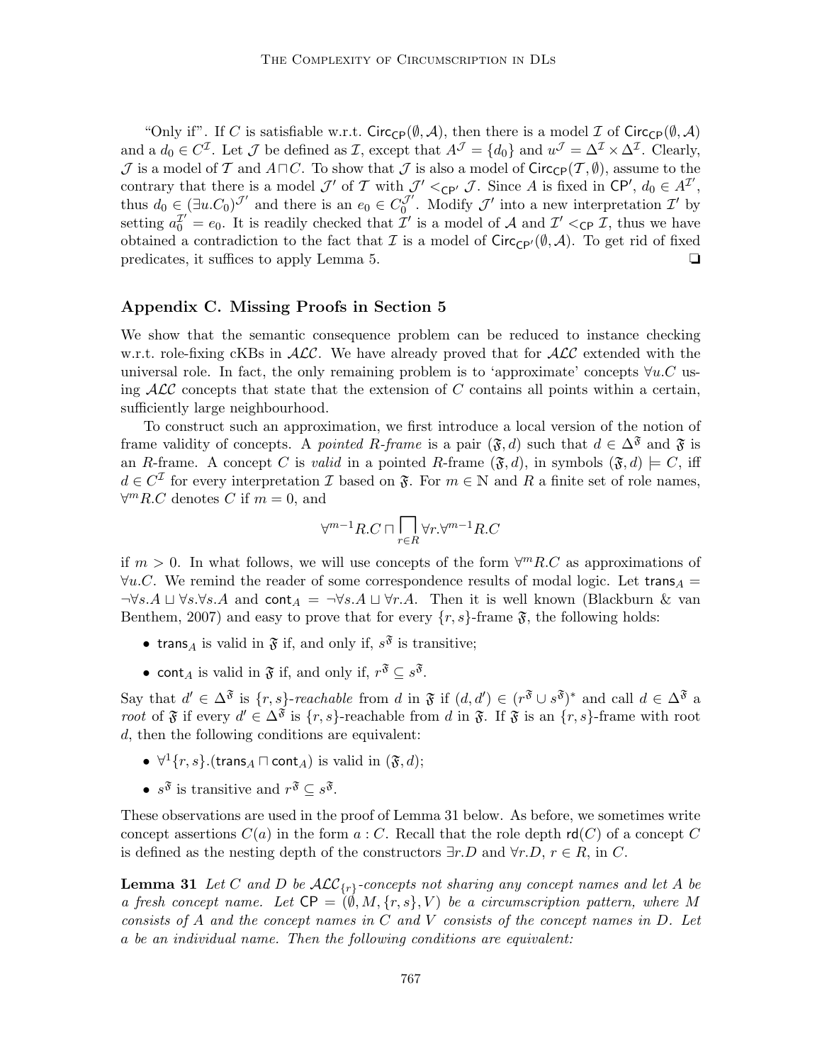"Only if". If $C$ is satisfiable w.r.t. $\mathsf{Circ}_{\mathsf{CP}}(\emptyset, \mathcal{A})$, then there is a model $\mathcal{I}$ of $\mathsf{Circ}_{\mathsf{CP}}(\emptyset, \mathcal{A})$ and a $d_0 \in C^{\mathcal{I}}$. Let $\mathcal{J}$ be defined as $\mathcal{I}$, except that $A^{\mathcal{J}} = \{d_0\}$ and $u^{\mathcal{J}} = \Delta^{\mathcal{I}} \times \Delta^{\mathcal{I}}$. Clearly, $\mathcal{J}$ is a model of $\mathcal{T}$ and $A \sqcap C$. To show that $\mathcal{J}$ is also a model of $\mathsf{Circ}_{\mathsf{CP}}(\mathcal{T}, \emptyset)$, assume to the contrary that there is a model $\mathcal{J}'$ of $\mathcal{T}$ with $\mathcal{J}' <_{\mathsf{CP}'} \mathcal{J}$. Since $A$ is fixed in $\mathsf{CP}'$, $d_0 \in A^{\mathcal{I}'}$, thus $d_0 \in (\exists u.C_0)^{\mathcal{J}'}$ and there is an $e_0 \in C_0^{\mathcal{J}'}$. Modify $\mathcal{J}'$ into a new interpretation $\mathcal{I}'$ by setting $a_0^{\mathcal{I}'} = e_0$. It is readily checked that $\mathcal{I}'$ is a model of $\mathcal{A}$ and $\mathcal{I}' <_{\mathsf{CP}} \mathcal{I}$, thus we have obtained a contradiction to the fact that $\mathcal{I}$ is a model of $\mathsf{Circ}_{\mathsf{CP}'}(\emptyset, \mathcal{A})$. To get rid of fixed predicates, it suffices to apply Lemma 5. ❑

## Appendix C. Missing Proofs in Section 5

We show that the semantic consequence problem can be reduced to instance checking w.r.t. role-fixing cKBs in $\mathcal{ALC}$. We have already proved that for $\mathcal{ALC}$ extended with the universal role. In fact, the only remaining problem is to 'approximate' concepts $\forall u.C$ using $\mathcal{ALC}$ concepts that state that the extension of $C$ contains all points within a certain, sufficiently large neighbourhood.

To construct such an approximation, we first introduce a local version of the notion of frame validity of concepts. A *pointed R-frame* is a pair $(\mathfrak{F}, d)$ such that $d \in \Delta^{\mathfrak{F}}$ and $\mathfrak{F}$ is an $R$-frame. A concept $C$ is *valid* in a pointed $R$-frame $(\mathfrak{F}, d)$, in symbols $(\mathfrak{F}, d) \models C$, iff $d \in C^{\mathcal{I}}$ for every interpretation $\mathcal{I}$ based on $\mathfrak{F}$. For $m \in \mathbb{N}$ and $R$ a finite set of role names, $\forall^m R.C$ denotes $C$ if $m = 0$, and

$$\forall^{m-1}R.C \sqcap \bigsqcap_{r \in R} \forall r.\forall^{m-1}R.C$$

if $m > 0$. In what follows, we will use concepts of the form $\forall^m R.C$ as approximations of $\forall u.C$. We remind the reader of some correspondence results of modal logic. Let $\mathsf{trans}_A = \neg\forall s.A \sqcup \forall s.\forall s.A$ and $\mathsf{cont}_A = \neg\forall s.A \sqcup \forall r.A$. Then it is well known (Blackburn & van Benthem, 2007) and easy to prove that for every $\{r, s\}$-frame $\mathfrak{F}$, the following holds:

- $\mathsf{trans}_A$ is valid in $\mathfrak{F}$ if, and only if, $s^{\mathfrak{F}}$ is transitive;
- $\mathsf{cont}_A$ is valid in $\mathfrak{F}$ if, and only if, $r^{\mathfrak{F}} \subseteq s^{\mathfrak{F}}$.

Say that $d' \in \Delta^{\mathfrak{F}}$ is *$\{r, s\}$-reachable* from $d$ in $\mathfrak{F}$ if $(d, d') \in (r^{\mathfrak{F}} \cup s^{\mathfrak{F}})^*$ and call $d \in \Delta^{\mathfrak{F}}$ a *root* of $\mathfrak{F}$ if every $d' \in \Delta^{\mathfrak{F}}$ is $\{r, s\}$-reachable from $d$ in $\mathfrak{F}$. If $\mathfrak{F}$ is an $\{r, s\}$-frame with root $d$, then the following conditions are equivalent:

- $\forall^1\{r, s\}.(\mathsf{trans}_A \sqcap \mathsf{cont}_A)$ is valid in $(\mathfrak{F}, d)$;
- $s^{\mathfrak{F}}$ is transitive and $r^{\mathfrak{F}} \subseteq s^{\mathfrak{F}}$.

These observations are used in the proof of Lemma 31 below. As before, we sometimes write concept assertions $C(a)$ in the form $a : C$. Recall that the role depth $\mathsf{rd}(C)$ of a concept $C$ is defined as the nesting depth of the constructors $\exists r.D$ and $\forall r.D$, $r \in R$, in $C$.

**Lemma 31** *Let $C$ and $D$ be $\mathcal{ALC}_{\{r\}}$-concepts not sharing any concept names and let $A$ be a fresh concept name. Let $\mathsf{CP} = (\emptyset, M, \{r, s\}, V)$ be a circumscription pattern, where $M$ consists of $A$ and the concept names in $C$ and $V$ consists of the concept names in $D$. Let $a$ be an individual name. Then the following conditions are equivalent:*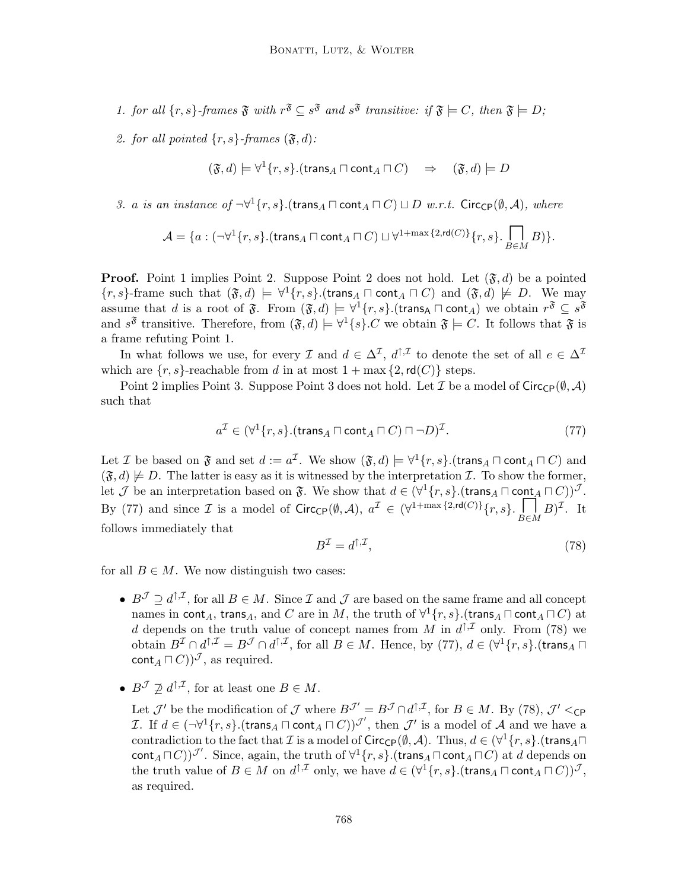1. *for all $\{r,s\}$-frames $\mathfrak{F}$ with $r^{\mathfrak{F}} \subseteq s^{\mathfrak{F}}$ and $s^{\mathfrak{F}}$ transitive: if $\mathfrak{F} \models C$, then $\mathfrak{F} \models D$;*

2. *for all pointed $\{r,s\}$-frames $(\mathfrak{F}, d)$:*

$$(\mathfrak{F}, d) \models \forall^1\{r,s\}.(\mathsf{trans}_A \sqcap \mathsf{cont}_A \sqcap C) \quad \Rightarrow \quad (\mathfrak{F}, d) \models D$$

3. *$a$ is an instance of $\neg\forall^1\{r,s\}.(\mathsf{trans}_A \sqcap \mathsf{cont}_A \sqcap C) \sqcup D$ w.r.t. $\mathsf{Circ}_{\mathsf{CP}}(\emptyset, \mathcal{A})$, where*

$$\mathcal{A} = \{a : (\neg\forall^1\{r,s\}.(\mathsf{trans}_A \sqcap \mathsf{cont}_A \sqcap C) \sqcup \forall^{1+\max\{2,\mathsf{rd}(C)\}}\{r,s\}. \bigsqcap_{B \in M} B)\}.$$

**Proof.** Point 1 implies Point 2. Suppose Point 2 does not hold. Let $(\mathfrak{F}, d)$ be a pointed $\{r,s\}$-frame such that $(\mathfrak{F}, d) \models \forall^1\{r,s\}.(\mathsf{trans}_A \sqcap \mathsf{cont}_A \sqcap C)$ and $(\mathfrak{F}, d) \not\models D$. We may assume that $d$ is a root of $\mathfrak{F}$. From $(\mathfrak{F}, d) \models \forall^1\{r,s\}.(\mathsf{trans}_\mathsf{A} \sqcap \mathsf{cont}_A)$ we obtain $r^{\mathfrak{F}} \subseteq s^{\mathfrak{F}}$ and $s^{\mathfrak{F}}$ transitive. Therefore, from $(\mathfrak{F}, d) \models \forall^1\{s\}.C$ we obtain $\mathfrak{F} \models C$. It follows that $\mathfrak{F}$ is a frame refuting Point 1.

In what follows we use, for every $\mathcal{I}$ and $d \in \Delta^{\mathcal{I}}$, $d^{\uparrow,\mathcal{I}}$ to denote the set of all $e \in \Delta^{\mathcal{I}}$ which are $\{r,s\}$-reachable from $d$ in at most $1 + \max\{2, \mathsf{rd}(C)\}$ steps.

Point 2 implies Point 3. Suppose Point 3 does not hold. Let $\mathcal{I}$ be a model of $\mathsf{Circ}_{\mathsf{CP}}(\emptyset, \mathcal{A})$ such that

$$a^{\mathcal{I}} \in (\forall^1\{r,s\}.(\mathsf{trans}_A \sqcap \mathsf{cont}_A \sqcap C) \sqcap \neg D)^{\mathcal{I}}. \tag{77}$$

Let $\mathcal{I}$ be based on $\mathfrak{F}$ and set $d := a^{\mathcal{I}}$. We show $(\mathfrak{F}, d) \models \forall^1\{r,s\}.(\mathsf{trans}_A \sqcap \mathsf{cont}_A \sqcap C)$ and $(\mathfrak{F}, d) \not\models D$. The latter is easy as it is witnessed by the interpretation $\mathcal{I}$. To show the former, let $\mathcal{J}$ be an interpretation based on $\mathfrak{F}$. We show that $d \in (\forall^1\{r,s\}.(\mathsf{trans}_A \sqcap \mathsf{cont}_A \sqcap C))^{\mathcal{J}}$. By (77) and since $\mathcal{I}$ is a model of $\mathsf{Circ}_{\mathsf{CP}}(\emptyset, \mathcal{A})$, $a^{\mathcal{I}} \in (\forall^{1+\max\{2,\mathsf{rd}(C)\}}\{r,s\}. \bigsqcap_{B \in M} B)^{\mathcal{I}}$. It follows immediately that

$$B^{\mathcal{I}} = d^{\uparrow,\mathcal{I}}, \tag{78}$$

for all $B \in M$. We now distinguish two cases:

- $B^{\mathcal{J}} \supseteq d^{\uparrow,\mathcal{I}}$, for all $B \in M$. Since $\mathcal{I}$ and $\mathcal{J}$ are based on the same frame and all concept names in $\mathsf{cont}_A$, $\mathsf{trans}_A$, and $C$ are in $M$, the truth of $\forall^1\{r,s\}.(\mathsf{trans}_A \sqcap \mathsf{cont}_A \sqcap C)$ at $d$ depends on the truth value of concept names from $M$ in $d^{\uparrow,\mathcal{I}}$ only. From (78) we obtain $B^{\mathcal{I}} \cap d^{\uparrow,\mathcal{I}} = B^{\mathcal{J}} \cap d^{\uparrow,\mathcal{I}}$, for all $B \in M$. Hence, by (77), $d \in (\forall^1\{r,s\}.(\mathsf{trans}_A \sqcap \mathsf{cont}_A \sqcap C))^{\mathcal{J}}$, as required.

- $B^{\mathcal{J}} \not\supseteq d^{\uparrow,\mathcal{I}}$, for at least one $B \in M$.

  Let $\mathcal{J}'$ be the modification of $\mathcal{J}$ where $B^{\mathcal{J}'} = B^{\mathcal{J}} \cap d^{\uparrow,\mathcal{I}}$, for $B \in M$. By (78), $\mathcal{J}' <_{\mathsf{CP}} \mathcal{I}$. If $d \in (\neg\forall^1\{r,s\}.(\mathsf{trans}_A \sqcap \mathsf{cont}_A \sqcap C))^{\mathcal{J}'}$, then $\mathcal{J}'$ is a model of $\mathcal{A}$ and we have a contradiction to the fact that $\mathcal{I}$ is a model of $\mathsf{Circ}_{\mathsf{CP}}(\emptyset, \mathcal{A})$. Thus, $d \in (\forall^1\{r,s\}.(\mathsf{trans}_A \sqcap \mathsf{cont}_A \sqcap C))^{\mathcal{J}'}$. Since, again, the truth of $\forall^1\{r,s\}.(\mathsf{trans}_A \sqcap \mathsf{cont}_A \sqcap C)$ at $d$ depends on the truth value of $B \in M$ on $d^{\uparrow,\mathcal{I}}$ only, we have $d \in (\forall^1\{r,s\}.(\mathsf{trans}_A \sqcap \mathsf{cont}_A \sqcap C))^{\mathcal{J}}$, as required.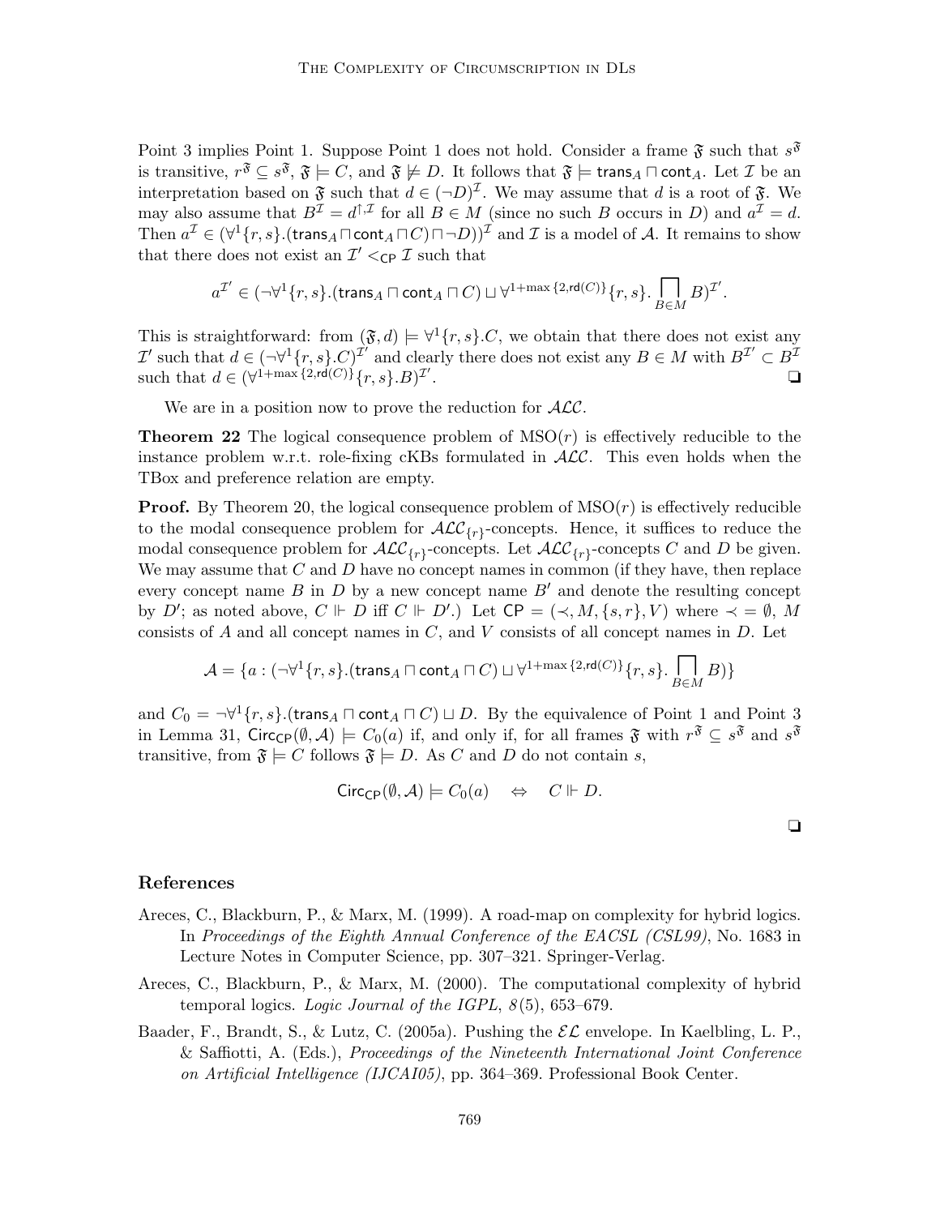Point 3 implies Point 1. Suppose Point 1 does not hold. Consider a frame $\mathfrak{F}$ such that $s^{\mathfrak{F}}$ is transitive, $r^{\mathfrak{F}} \subseteq s^{\mathfrak{F}}$, $\mathfrak{F} \models C$, and $\mathfrak{F} \not\models D$. It follows that $\mathfrak{F} \models \mathsf{trans}_A \sqcap \mathsf{cont}_A$. Let $\mathcal{I}$ be an interpretation based on $\mathfrak{F}$ such that $d \in (\neg D)^{\mathcal{I}}$. We may assume that $d$ is a root of $\mathfrak{F}$. We may also assume that $B^{\mathcal{I}} = d^{\uparrow,\mathcal{I}}$ for all $B \in M$ (since no such $B$ occurs in $D$) and $a^{\mathcal{I}} = d$. Then $a^{\mathcal{I}} \in (\forall^1\{r,s\}.(\mathsf{trans}_A \sqcap \mathsf{cont}_A \sqcap C) \sqcap \neg D))^{\mathcal{I}}$ and $\mathcal{I}$ is a model of $\mathcal{A}$. It remains to show that there does not exist an $\mathcal{I}' <_{\mathsf{CP}} \mathcal{I}$ such that

$$a^{\mathcal{I}'} \in (\neg\forall^1\{r,s\}.(\mathsf{trans}_A \sqcap \mathsf{cont}_A \sqcap C) \sqcup \forall^{1+\max\{2,\mathsf{rd}(C)\}}\{r,s\}.\bigsqcap_{B \in M} B)^{\mathcal{I}'}.$$

This is straightforward: from $(\mathfrak{F}, d) \models \forall^1\{r,s\}.C$, we obtain that there does not exist any $\mathcal{I}'$ such that $d \in (\neg\forall^1\{r,s\}.C)^{\mathcal{I}'}$ and clearly there does not exist any $B \in M$ with $B^{\mathcal{I}'} \subset B^{\mathcal{I}}$ such that $d \in (\forall^{1+\max\{2,\mathsf{rd}(C)\}}\{r,s\}.B)^{\mathcal{I}'}$. ❑

We are in a position now to prove the reduction for $\mathcal{ALC}$.

**Theorem 22** The logical consequence problem of MSO$(r)$ is effectively reducible to the instance problem w.r.t. role-fixing cKBs formulated in $\mathcal{ALC}$. This even holds when the TBox and preference relation are empty.

**Proof.** By Theorem 20, the logical consequence problem of MSO$(r)$ is effectively reducible to the modal consequence problem for $\mathcal{ALC}_{\{r\}}$-concepts. Hence, it suffices to reduce the modal consequence problem for $\mathcal{ALC}_{\{r\}}$-concepts. Let $\mathcal{ALC}_{\{r\}}$-concepts $C$ and $D$ be given. We may assume that $C$ and $D$ have no concept names in common (if they have, then replace every concept name $B$ in $D$ by a new concept name $B'$ and denote the resulting concept by $D'$; as noted above, $C \Vdash D$ iff $C \Vdash D'$.) Let $\mathsf{CP} = (\prec, M, \{s,r\}, V)$ where $\prec = \emptyset$, $M$ consists of $A$ and all concept names in $C$, and $V$ consists of all concept names in $D$. Let

$$\mathcal{A} = \{a : (\neg\forall^1\{r,s\}.(\mathsf{trans}_A \sqcap \mathsf{cont}_A \sqcap C) \sqcup \forall^{1+\max\{2,\mathsf{rd}(C)\}}\{r,s\}.\bigsqcap_{B \in M} B)\}$$

and $C_0 = \neg\forall^1\{r,s\}.(\mathsf{trans}_A \sqcap \mathsf{cont}_A \sqcap C) \sqcup D$. By the equivalence of Point 1 and Point 3 in Lemma 31, $\mathsf{Circ}_{\mathsf{CP}}(\emptyset, \mathcal{A}) \models C_0(a)$ if, and only if, for all frames $\mathfrak{F}$ with $r^{\mathfrak{F}} \subseteq s^{\mathfrak{F}}$ and $s^{\mathfrak{F}}$ transitive, from $\mathfrak{F} \models C$ follows $\mathfrak{F} \models D$. As $C$ and $D$ do not contain $s$,

$$\mathsf{Circ}_{\mathsf{CP}}(\emptyset, \mathcal{A}) \models C_0(a) \quad \Leftrightarrow \quad C \Vdash D.$$

❑

## References

Areces, C., Blackburn, P., & Marx, M. (1999). A road-map on complexity for hybrid logics. In *Proceedings of the Eighth Annual Conference of the EACSL (CSL99)*, No. 1683 in Lecture Notes in Computer Science, pp. 307–321. Springer-Verlag.

Areces, C., Blackburn, P., & Marx, M. (2000). The computational complexity of hybrid temporal logics. *Logic Journal of the IGPL*, *8*(5), 653–679.

Baader, F., Brandt, S., & Lutz, C. (2005a). Pushing the $\mathcal{EL}$ envelope. In Kaelbling, L. P., & Saffiotti, A. (Eds.), *Proceedings of the Nineteenth International Joint Conference on Artificial Intelligence (IJCAI05)*, pp. 364–369. Professional Book Center.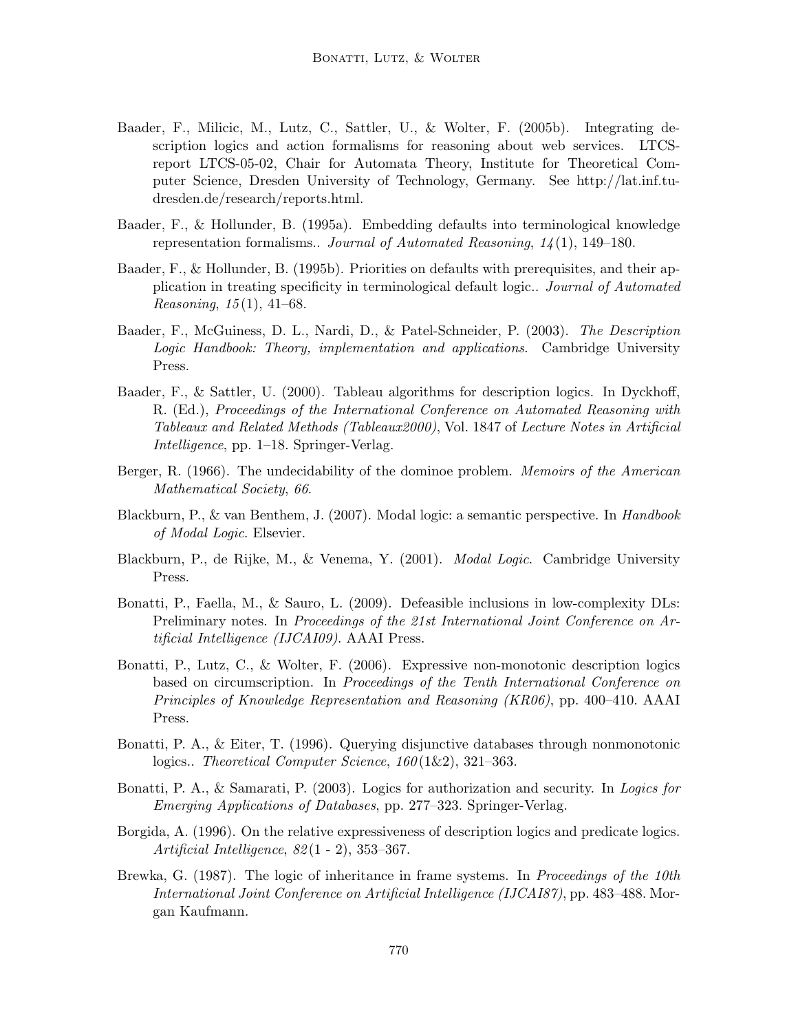Baader, F., Milicic, M., Lutz, C., Sattler, U., & Wolter, F. (2005b). Integrating description logics and action formalisms for reasoning about web services. LTCS-report LTCS-05-02, Chair for Automata Theory, Institute for Theoretical Computer Science, Dresden University of Technology, Germany. See http://lat.inf.tu-dresden.de/research/reports.html.

Baader, F., & Hollunder, B. (1995a). Embedding defaults into terminological knowledge representation formalisms.. *Journal of Automated Reasoning*, *14*(1), 149–180.

Baader, F., & Hollunder, B. (1995b). Priorities on defaults with prerequisites, and their application in treating specificity in terminological default logic.. *Journal of Automated Reasoning*, *15*(1), 41–68.

Baader, F., McGuiness, D. L., Nardi, D., & Patel-Schneider, P. (2003). *The Description Logic Handbook: Theory, implementation and applications*. Cambridge University Press.

Baader, F., & Sattler, U. (2000). Tableau algorithms for description logics. In Dyckhoff, R. (Ed.), *Proceedings of the International Conference on Automated Reasoning with Tableaux and Related Methods (Tableaux2000)*, Vol. 1847 of *Lecture Notes in Artificial Intelligence*, pp. 1–18. Springer-Verlag.

Berger, R. (1966). The undecidability of the dominoe problem. *Memoirs of the American Mathematical Society*, *66*.

Blackburn, P., & van Benthem, J. (2007). Modal logic: a semantic perspective. In *Handbook of Modal Logic*. Elsevier.

Blackburn, P., de Rijke, M., & Venema, Y. (2001). *Modal Logic*. Cambridge University Press.

Bonatti, P., Faella, M., & Sauro, L. (2009). Defeasible inclusions in low-complexity DLs: Preliminary notes. In *Proceedings of the 21st International Joint Conference on Artificial Intelligence (IJCAI09)*. AAAI Press.

Bonatti, P., Lutz, C., & Wolter, F. (2006). Expressive non-monotonic description logics based on circumscription. In *Proceedings of the Tenth International Conference on Principles of Knowledge Representation and Reasoning (KR06)*, pp. 400–410. AAAI Press.

Bonatti, P. A., & Eiter, T. (1996). Querying disjunctive databases through nonmonotonic logics.. *Theoretical Computer Science*, *160*(1&2), 321–363.

Bonatti, P. A., & Samarati, P. (2003). Logics for authorization and security. In *Logics for Emerging Applications of Databases*, pp. 277–323. Springer-Verlag.

Borgida, A. (1996). On the relative expressiveness of description logics and predicate logics. *Artificial Intelligence*, *82*(1 - 2), 353–367.

Brewka, G. (1987). The logic of inheritance in frame systems. In *Proceedings of the 10th International Joint Conference on Artificial Intelligence (IJCAI87)*, pp. 483–488. Morgan Kaufmann.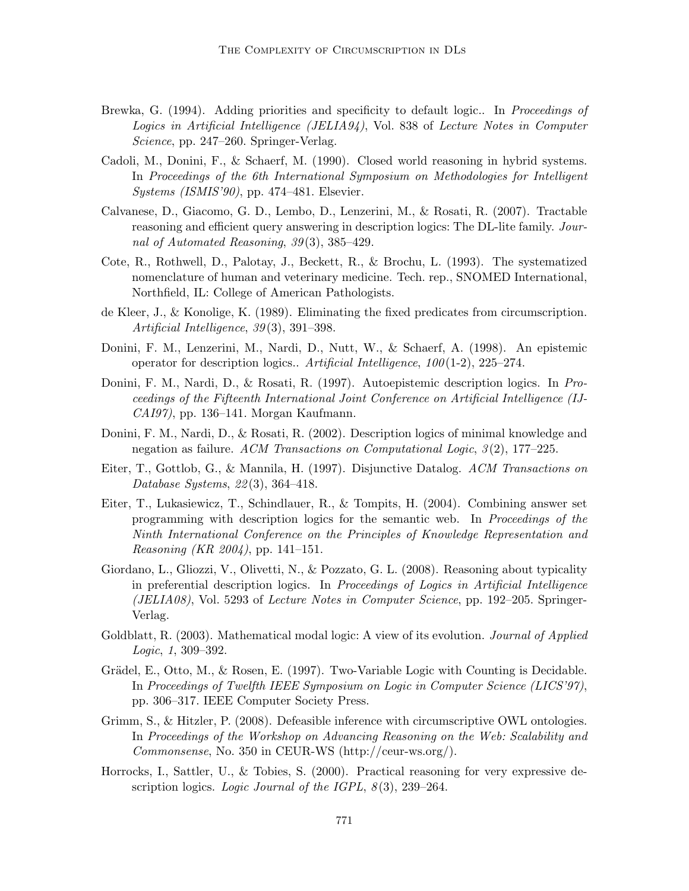Brewka, G. (1994). Adding priorities and specificity to default logic.. In *Proceedings of Logics in Artificial Intelligence (JELIA94)*, Vol. 838 of *Lecture Notes in Computer Science*, pp. 247–260. Springer-Verlag.

Cadoli, M., Donini, F., & Schaerf, M. (1990). Closed world reasoning in hybrid systems. In *Proceedings of the 6th International Symposium on Methodologies for Intelligent Systems (ISMIS'90)*, pp. 474–481. Elsevier.

Calvanese, D., Giacomo, G. D., Lembo, D., Lenzerini, M., & Rosati, R. (2007). Tractable reasoning and efficient query answering in description logics: The DL-lite family. *Journal of Automated Reasoning*, *39*(3), 385–429.

Cote, R., Rothwell, D., Palotay, J., Beckett, R., & Brochu, L. (1993). The systematized nomenclature of human and veterinary medicine. Tech. rep., SNOMED International, Northfield, IL: College of American Pathologists.

de Kleer, J., & Konolige, K. (1989). Eliminating the fixed predicates from circumscription. *Artificial Intelligence*, *39*(3), 391–398.

Donini, F. M., Lenzerini, M., Nardi, D., Nutt, W., & Schaerf, A. (1998). An epistemic operator for description logics.. *Artificial Intelligence*, *100*(1-2), 225–274.

Donini, F. M., Nardi, D., & Rosati, R. (1997). Autoepistemic description logics. In *Proceedings of the Fifteenth International Joint Conference on Artificial Intelligence (IJCAI97)*, pp. 136–141. Morgan Kaufmann.

Donini, F. M., Nardi, D., & Rosati, R. (2002). Description logics of minimal knowledge and negation as failure. *ACM Transactions on Computational Logic*, *3*(2), 177–225.

Eiter, T., Gottlob, G., & Mannila, H. (1997). Disjunctive Datalog. *ACM Transactions on Database Systems*, *22*(3), 364–418.

Eiter, T., Lukasiewicz, T., Schindlauer, R., & Tompits, H. (2004). Combining answer set programming with description logics for the semantic web. In *Proceedings of the Ninth International Conference on the Principles of Knowledge Representation and Reasoning (KR 2004)*, pp. 141–151.

Giordano, L., Gliozzi, V., Olivetti, N., & Pozzato, G. L. (2008). Reasoning about typicality in preferential description logics. In *Proceedings of Logics in Artificial Intelligence (JELIA08)*, Vol. 5293 of *Lecture Notes in Computer Science*, pp. 192–205. Springer-Verlag.

Goldblatt, R. (2003). Mathematical modal logic: A view of its evolution. *Journal of Applied Logic*, *1*, 309–392.

Grädel, E., Otto, M., & Rosen, E. (1997). Two-Variable Logic with Counting is Decidable. In *Proceedings of Twelfth IEEE Symposium on Logic in Computer Science (LICS'97)*, pp. 306–317. IEEE Computer Society Press.

Grimm, S., & Hitzler, P. (2008). Defeasible inference with circumscriptive OWL ontologies. In *Proceedings of the Workshop on Advancing Reasoning on the Web: Scalability and Commonsense*, No. 350 in CEUR-WS (http://ceur-ws.org/).

Horrocks, I., Sattler, U., & Tobies, S. (2000). Practical reasoning for very expressive description logics. *Logic Journal of the IGPL*, *8*(3), 239–264.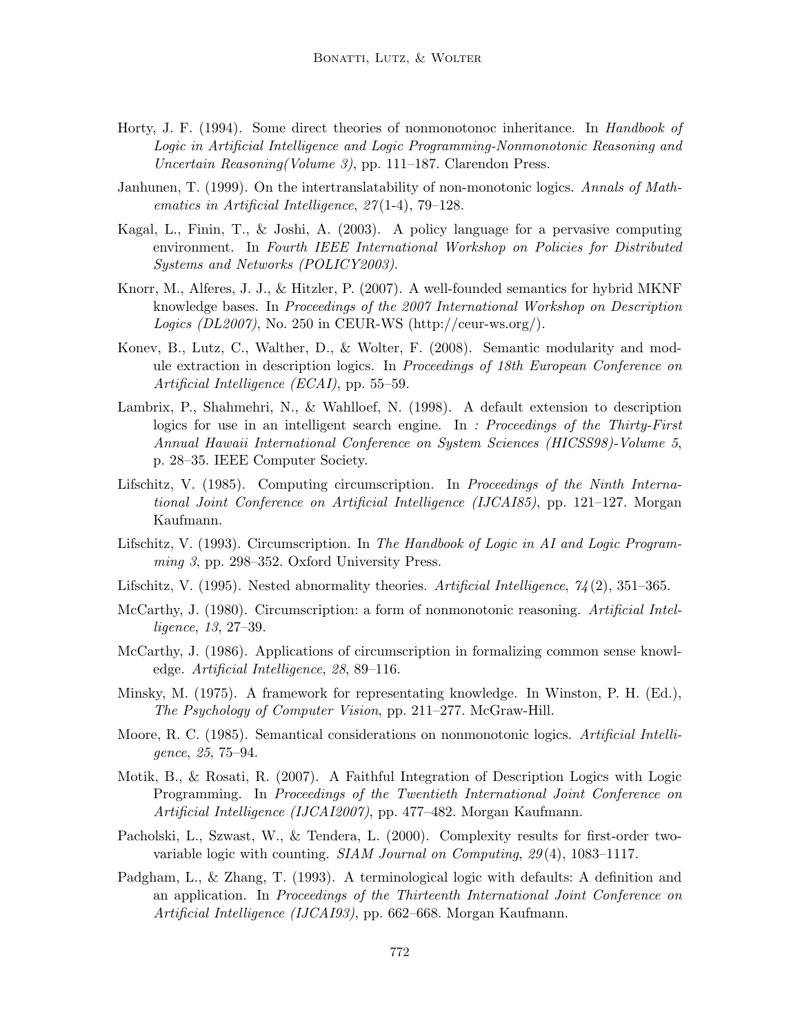Horty, J. F. (1994). Some direct theories of nonmonotonoc inheritance. In *Handbook of Logic in Artificial Intelligence and Logic Programming-Nonmonotonic Reasoning and Uncertain Reasoning(Volume 3)*, pp. 111–187. Clarendon Press.

Janhunen, T. (1999). On the intertranslatability of non-monotonic logics. *Annals of Mathematics in Artificial Intelligence*, *27*(1-4), 79–128.

Kagal, L., Finin, T., & Joshi, A. (2003). A policy language for a pervasive computing environment. In *Fourth IEEE International Workshop on Policies for Distributed Systems and Networks (POLICY2003)*.

Knorr, M., Alferes, J. J., & Hitzler, P. (2007). A well-founded semantics for hybrid MKNF knowledge bases. In *Proceedings of the 2007 International Workshop on Description Logics (DL2007)*, No. 250 in CEUR-WS (http://ceur-ws.org/).

Konev, B., Lutz, C., Walther, D., & Wolter, F. (2008). Semantic modularity and module extraction in description logics. In *Proceedings of 18th European Conference on Artificial Intelligence (ECAI)*, pp. 55–59.

Lambrix, P., Shahmehri, N., & Wahlloef, N. (1998). A default extension to description logics for use in an intelligent search engine. In *: Proceedings of the Thirty-First Annual Hawaii International Conference on System Sciences (HICSS98)-Volume 5*, p. 28–35. IEEE Computer Society.

Lifschitz, V. (1985). Computing circumscription. In *Proceedings of the Ninth International Joint Conference on Artificial Intelligence (IJCAI85)*, pp. 121–127. Morgan Kaufmann.

Lifschitz, V. (1993). Circumscription. In *The Handbook of Logic in AI and Logic Programming 3*, pp. 298–352. Oxford University Press.

Lifschitz, V. (1995). Nested abnormality theories. *Artificial Intelligence*, *74*(2), 351–365.

McCarthy, J. (1980). Circumscription: a form of nonmonotonic reasoning. *Artificial Intelligence*, *13*, 27–39.

McCarthy, J. (1986). Applications of circumscription in formalizing common sense knowledge. *Artificial Intelligence*, *28*, 89–116.

Minsky, M. (1975). A framework for representating knowledge. In Winston, P. H. (Ed.), *The Psychology of Computer Vision*, pp. 211–277. McGraw-Hill.

Moore, R. C. (1985). Semantical considerations on nonmonotonic logics. *Artificial Intelligence*, *25*, 75–94.

Motik, B., & Rosati, R. (2007). A Faithful Integration of Description Logics with Logic Programming. In *Proceedings of the Twentieth International Joint Conference on Artificial Intelligence (IJCAI2007)*, pp. 477–482. Morgan Kaufmann.

Pacholski, L., Szwast, W., & Tendera, L. (2000). Complexity results for first-order two-variable logic with counting. *SIAM Journal on Computing*, *29*(4), 1083–1117.

Padgham, L., & Zhang, T. (1993). A terminological logic with defaults: A definition and an application. In *Proceedings of the Thirteenth International Joint Conference on Artificial Intelligence (IJCAI93)*, pp. 662–668. Morgan Kaufmann.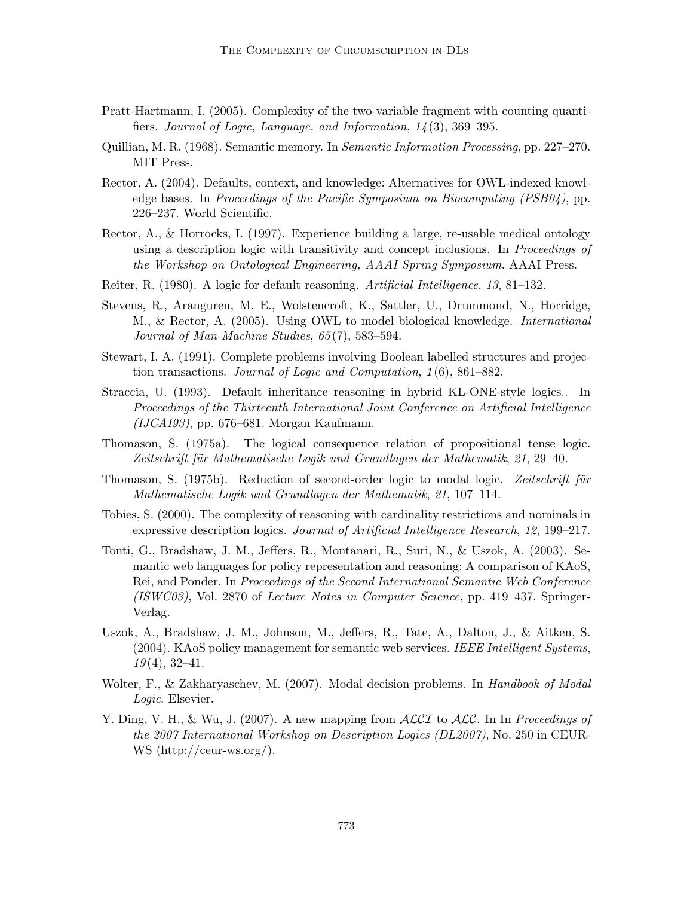Pratt-Hartmann, I. (2005). Complexity of the two-variable fragment with counting quantifiers. *Journal of Logic, Language, and Information*, *14*(3), 369–395.

Quillian, M. R. (1968). Semantic memory. In *Semantic Information Processing*, pp. 227–270. MIT Press.

Rector, A. (2004). Defaults, context, and knowledge: Alternatives for OWL-indexed knowledge bases. In *Proceedings of the Pacific Symposium on Biocomputing (PSB04)*, pp. 226–237. World Scientific.

Rector, A., & Horrocks, I. (1997). Experience building a large, re-usable medical ontology using a description logic with transitivity and concept inclusions. In *Proceedings of the Workshop on Ontological Engineering, AAAI Spring Symposium*. AAAI Press.

Reiter, R. (1980). A logic for default reasoning. *Artificial Intelligence*, *13*, 81–132.

Stevens, R., Aranguren, M. E., Wolstencroft, K., Sattler, U., Drummond, N., Horridge, M., & Rector, A. (2005). Using OWL to model biological knowledge. *International Journal of Man-Machine Studies*, *65*(7), 583–594.

Stewart, I. A. (1991). Complete problems involving Boolean labelled structures and projection transactions. *Journal of Logic and Computation*, *1*(6), 861–882.

Straccia, U. (1993). Default inheritance reasoning in hybrid KL-ONE-style logics.. In *Proceedings of the Thirteenth International Joint Conference on Artificial Intelligence (IJCAI93)*, pp. 676–681. Morgan Kaufmann.

Thomason, S. (1975a). The logical consequence relation of propositional tense logic. *Zeitschrift für Mathematische Logik und Grundlagen der Mathematik*, *21*, 29–40.

Thomason, S. (1975b). Reduction of second-order logic to modal logic. *Zeitschrift für Mathematische Logik und Grundlagen der Mathematik*, *21*, 107–114.

Tobies, S. (2000). The complexity of reasoning with cardinality restrictions and nominals in expressive description logics. *Journal of Artificial Intelligence Research*, *12*, 199–217.

Tonti, G., Bradshaw, J. M., Jeffers, R., Montanari, R., Suri, N., & Uszok, A. (2003). Semantic web languages for policy representation and reasoning: A comparison of KAoS, Rei, and Ponder. In *Proceedings of the Second International Semantic Web Conference (ISWC03)*, Vol. 2870 of *Lecture Notes in Computer Science*, pp. 419–437. Springer-Verlag.

Uszok, A., Bradshaw, J. M., Johnson, M., Jeffers, R., Tate, A., Dalton, J., & Aitken, S. (2004). KAoS policy management for semantic web services. *IEEE Intelligent Systems*, *19*(4), 32–41.

Wolter, F., & Zakharyaschev, M. (2007). Modal decision problems. In *Handbook of Modal Logic*. Elsevier.

Y. Ding, V. H., & Wu, J. (2007). A new mapping from $\mathcal{ALCI}$ to $\mathcal{ALC}$. In In *Proceedings of the 2007 International Workshop on Description Logics (DL2007)*, No. 250 in CEUR-WS (http://ceur-ws.org/).